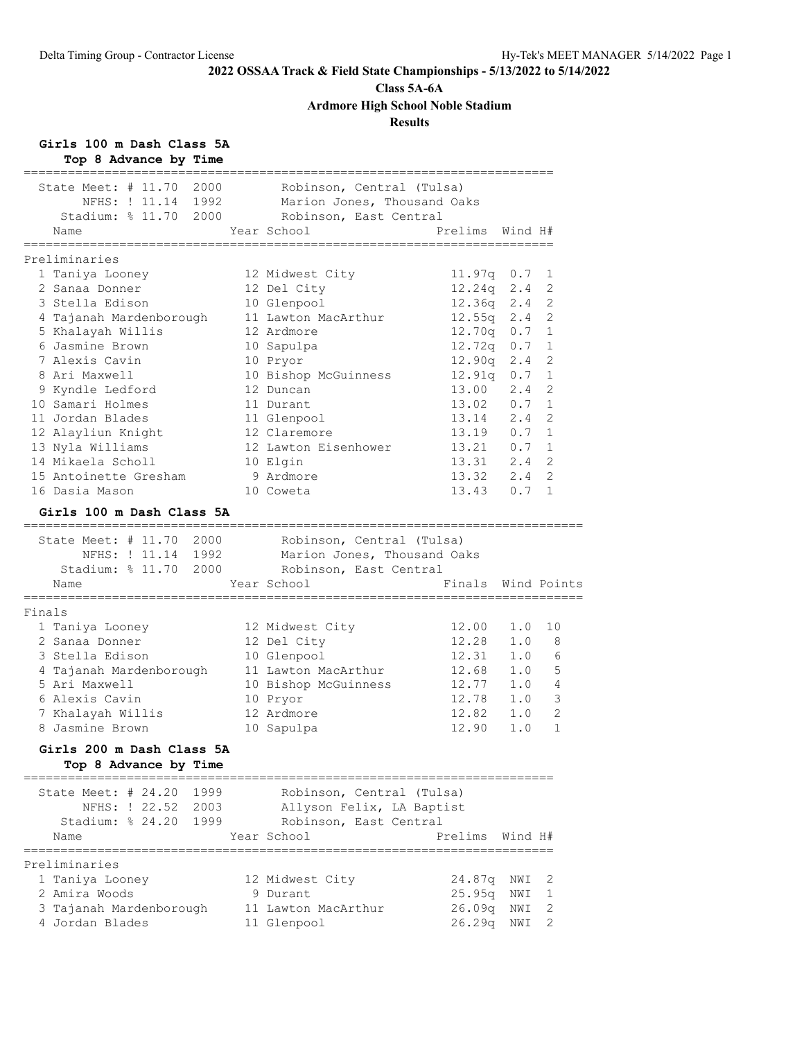# 2022 OSSAA Track & Field State Championships - 5/13/2022 to 5/14/2022

## Class 5A-6A

## Ardmore High School Noble Stadium

## Results

### Girls 100 m Dash Class 5A

**Top 8 Advance by Time**

State Meet: # 11.70 2000 Robinson, Central (Tulsa)
NFHS: ! 11.14 1992 Marion Jones, Thousand Oaks
Stadium: % 11.70 2000 Robinson, East Central

**Preliminaries**

| | Name | Year | School | Prelims | Wind | H# |
|---|---|---|---|---|---|---|
| 1 | Taniya Looney | 12 | Midwest City | 11.97q | 0.7 | 1 |
| 2 | Sanaa Donner | 12 | Del City | 12.24q | 2.4 | 2 |
| 3 | Stella Edison | 10 | Glenpool | 12.36q | 2.4 | 2 |
| 4 | Tajanah Mardenborough | 11 | Lawton MacArthur | 12.55q | 2.4 | 2 |
| 5 | Khalayah Willis | 12 | Ardmore | 12.70q | 0.7 | 1 |
| 6 | Jasmine Brown | 10 | Sapulpa | 12.72q | 0.7 | 1 |
| 7 | Alexis Cavin | 10 | Pryor | 12.90q | 2.4 | 2 |
| 8 | Ari Maxwell | 10 | Bishop McGuinness | 12.91q | 0.7 | 1 |
| 9 | Kyndle Ledford | 12 | Duncan | 13.00 | 2.4 | 2 |
| 10 | Samari Holmes | 11 | Durant | 13.02 | 0.7 | 1 |
| 11 | Jordan Blades | 11 | Glenpool | 13.14 | 2.4 | 2 |
| 12 | Alayliun Knight | 12 | Claremore | 13.19 | 0.7 | 1 |
| 13 | Nyla Williams | 12 | Lawton Eisenhower | 13.21 | 0.7 | 1 |
| 14 | Mikaela Scholl | 10 | Elgin | 13.31 | 2.4 | 2 |
| 15 | Antoinette Gresham | 9 | Ardmore | 13.32 | 2.4 | 2 |
| 16 | Dasia Mason | 10 | Coweta | 13.43 | 0.7 | 1 |

### Girls 100 m Dash Class 5A

State Meet: # 11.70 2000 Robinson, Central (Tulsa)
NFHS: ! 11.14 1992 Marion Jones, Thousand Oaks
Stadium: % 11.70 2000 Robinson, East Central

**Finals**

| | Name | Year | School | Finals | Wind | Points |
|---|---|---|---|---|---|---|
| 1 | Taniya Looney | 12 | Midwest City | 12.00 | 1.0 | 10 |
| 2 | Sanaa Donner | 12 | Del City | 12.28 | 1.0 | 8 |
| 3 | Stella Edison | 10 | Glenpool | 12.31 | 1.0 | 6 |
| 4 | Tajanah Mardenborough | 11 | Lawton MacArthur | 12.68 | 1.0 | 5 |
| 5 | Ari Maxwell | 10 | Bishop McGuinness | 12.77 | 1.0 | 4 |
| 6 | Alexis Cavin | 10 | Pryor | 12.78 | 1.0 | 3 |
| 7 | Khalayah Willis | 12 | Ardmore | 12.82 | 1.0 | 2 |
| 8 | Jasmine Brown | 10 | Sapulpa | 12.90 | 1.0 | 1 |

### Girls 200 m Dash Class 5A

**Top 8 Advance by Time**

State Meet: # 24.20 1999 Robinson, Central (Tulsa)
NFHS: ! 22.52 2003 Allyson Felix, LA Baptist
Stadium: % 24.20 1999 Robinson, East Central

**Preliminaries**

| | Name | Year | School | Prelims | Wind | H# |
|---|---|---|---|---|---|---|
| 1 | Taniya Looney | 12 | Midwest City | 24.87q | NWI | 2 |
| 2 | Amira Woods | 9 | Durant | 25.95q | NWI | 1 |
| 3 | Tajanah Mardenborough | 11 | Lawton MacArthur | 26.09q | NWI | 2 |
| 4 | Jordan Blades | 11 | Glenpool | 26.29q | NWI | 2 |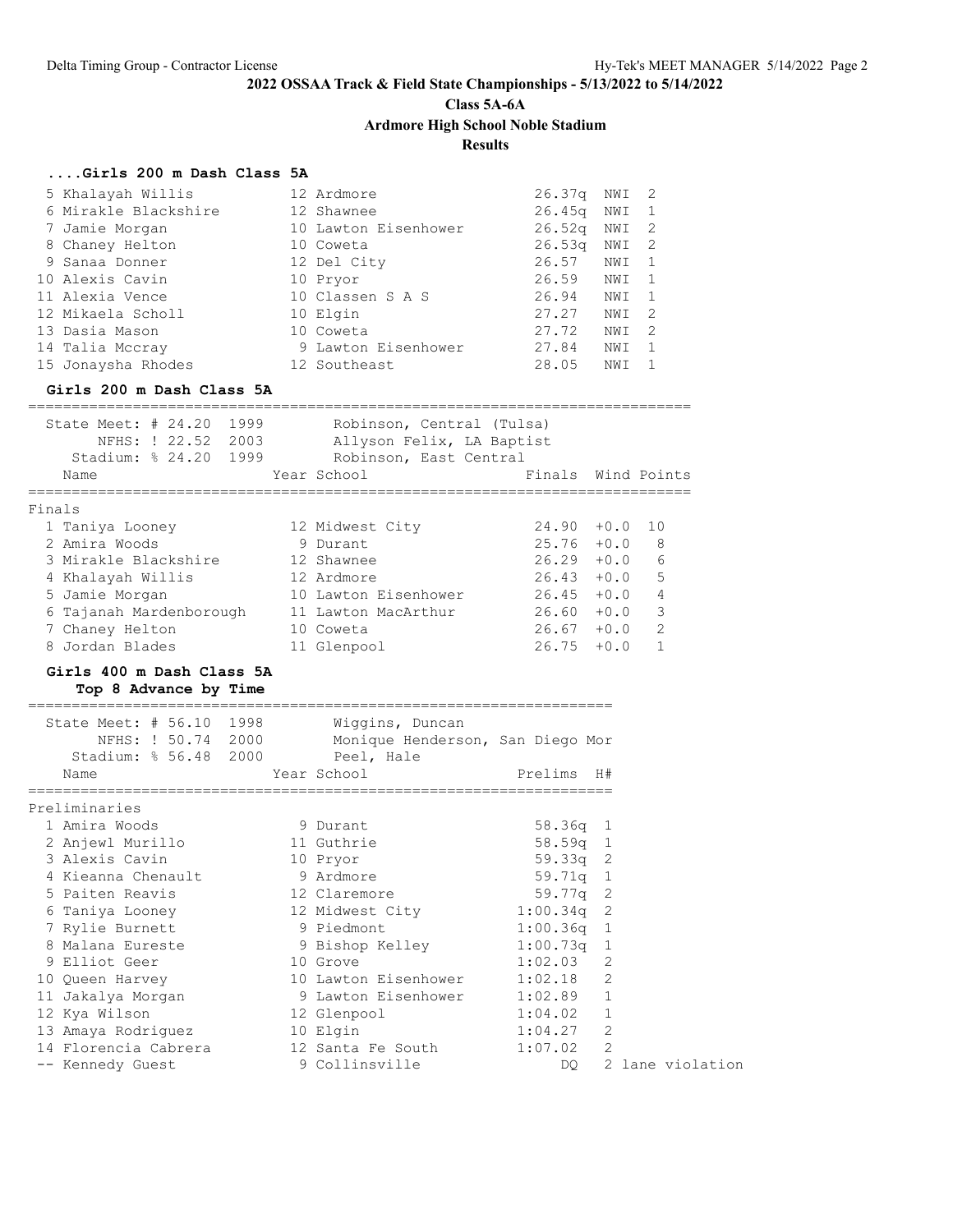2022 OSSAA Track & Field State Championships - 5/13/2022 to 5/14/2022

Class 5A-6A

Ardmore High School Noble Stadium

Results

### ....Girls 200 m Dash Class 5A

| Place | Name | Year | School | Prelims | Wind | H# |
|---|---|---|---|---|---|---|
| 5 | Khalayah Willis | 12 | Ardmore | 26.37q | NWI | 2 |
| 6 | Mirakle Blackshire | 12 | Shawnee | 26.45q | NWI | 1 |
| 7 | Jamie Morgan | 10 | Lawton Eisenhower | 26.52q | NWI | 2 |
| 8 | Chaney Helton | 10 | Coweta | 26.53q | NWI | 2 |
| 9 | Sanaa Donner | 12 | Del City | 26.57 | NWI | 1 |
| 10 | Alexis Cavin | 10 | Pryor | 26.59 | NWI | 1 |
| 11 | Alexia Vence | 10 | Classen S A S | 26.94 | NWI | 1 |
| 12 | Mikaela Scholl | 10 | Elgin | 27.27 | NWI | 2 |
| 13 | Dasia Mason | 10 | Coweta | 27.72 | NWI | 2 |
| 14 | Talia Mccray | 9 | Lawton Eisenhower | 27.84 | NWI | 1 |
| 15 | Jonaysha Rhodes | 12 | Southeast | 28.05 | NWI | 1 |

### Girls 200 m Dash Class 5A

State Meet: # 24.20 1999 Robinson, Central (Tulsa)
NFHS: ! 22.52 2003 Allyson Felix, LA Baptist
Stadium: % 24.20 1999 Robinson, East Central

Finals

| Place | Name | Year | School | Finals | Wind | Points |
|---|---|---|---|---|---|---|
| 1 | Taniya Looney | 12 | Midwest City | 24.90 | +0.0 | 10 |
| 2 | Amira Woods | 9 | Durant | 25.76 | +0.0 | 8 |
| 3 | Mirakle Blackshire | 12 | Shawnee | 26.29 | +0.0 | 6 |
| 4 | Khalayah Willis | 12 | Ardmore | 26.43 | +0.0 | 5 |
| 5 | Jamie Morgan | 10 | Lawton Eisenhower | 26.45 | +0.0 | 4 |
| 6 | Tajanah Mardenborough | 11 | Lawton MacArthur | 26.60 | +0.0 | 3 |
| 7 | Chaney Helton | 10 | Coweta | 26.67 | +0.0 | 2 |
| 8 | Jordan Blades | 11 | Glenpool | 26.75 | +0.0 | 1 |

### Girls 400 m Dash Class 5A

Top 8 Advance by Time

State Meet: # 56.10 1998 Wiggins, Duncan
NFHS: ! 50.74 2000 Monique Henderson, San Diego Mor
Stadium: % 56.48 2000 Peel, Hale

Preliminaries

| Place | Name | Year | School | Prelims | H# | |
|---|---|---|---|---|---|---|
| 1 | Amira Woods | 9 | Durant | 58.36q | 1 | |
| 2 | Anjewl Murillo | 11 | Guthrie | 58.59q | 1 | |
| 3 | Alexis Cavin | 10 | Pryor | 59.33q | 2 | |
| 4 | Kieanna Chenault | 9 | Ardmore | 59.71q | 1 | |
| 5 | Paiten Reavis | 12 | Claremore | 59.77q | 2 | |
| 6 | Taniya Looney | 12 | Midwest City | 1:00.34q | 2 | |
| 7 | Rylie Burnett | 9 | Piedmont | 1:00.36q | 1 | |
| 8 | Malana Eureste | 9 | Bishop Kelley | 1:00.73q | 1 | |
| 9 | Elliot Geer | 10 | Grove | 1:02.03 | 2 | |
| 10 | Queen Harvey | 10 | Lawton Eisenhower | 1:02.18 | 2 | |
| 11 | Jakalya Morgan | 9 | Lawton Eisenhower | 1:02.89 | 1 | |
| 12 | Kya Wilson | 12 | Glenpool | 1:04.02 | 1 | |
| 13 | Amaya Rodriguez | 10 | Elgin | 1:04.27 | 2 | |
| 14 | Florencia Cabrera | 12 | Santa Fe South | 1:07.02 | 2 | |
| -- | Kennedy Guest | 9 | Collinsville | DQ | 2 | lane violation |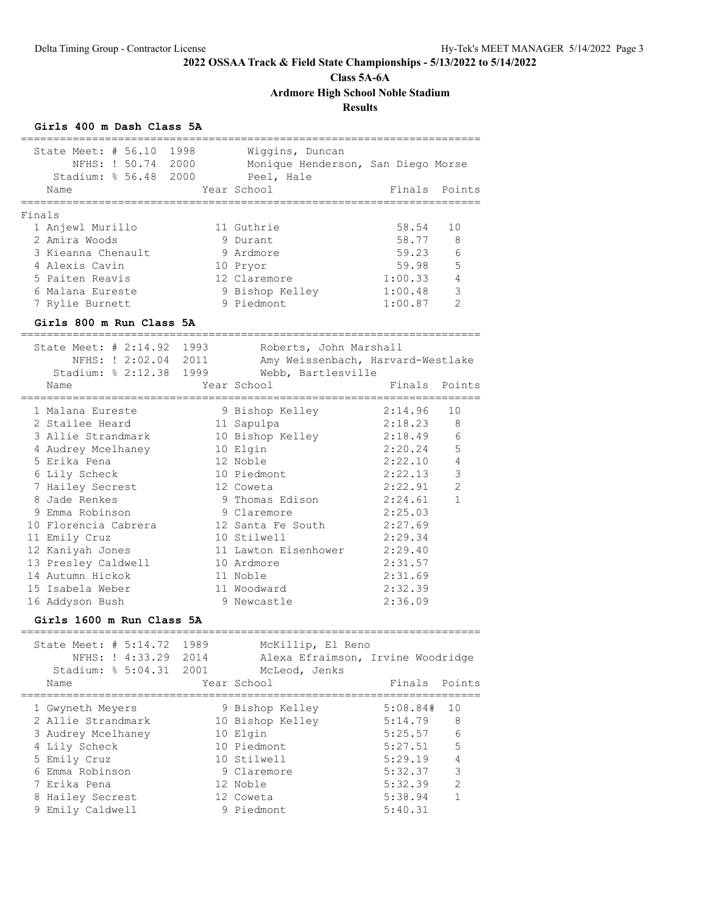**2022 OSSAA Track & Field State Championships - 5/13/2022 to 5/14/2022**

**Class 5A-6A**

**Ardmore High School Noble Stadium**

**Results**

### Girls 400 m Dash Class 5A

| Record | Mark | Year | Holder |
|---|---|---|---|
| State Meet: # | 56.10 | 1998 | Wiggins, Duncan |
| NFHS: ! | 50.74 | 2000 | Monique Henderson, San Diego Morse |
| Stadium: % | 56.48 | 2000 | Peel, Hale |

**Finals**

| Place | Name | Year | School | Finals | Points |
|---|---|---|---|---|---|
| 1 | Anjewl Murillo | 11 | Guthrie | 58.54 | 10 |
| 2 | Amira Woods | 9 | Durant | 58.77 | 8 |
| 3 | Kieanna Chenault | 9 | Ardmore | 59.23 | 6 |
| 4 | Alexis Cavin | 10 | Pryor | 59.98 | 5 |
| 5 | Paiten Reavis | 12 | Claremore | 1:00.33 | 4 |
| 6 | Malana Eureste | 9 | Bishop Kelley | 1:00.48 | 3 |
| 7 | Rylie Burnett | 9 | Piedmont | 1:00.87 | 2 |

### Girls 800 m Run Class 5A

| Record | Mark | Year | Holder |
|---|---|---|---|
| State Meet: # | 2:14.92 | 1993 | Roberts, John Marshall |
| NFHS: ! | 2:02.04 | 2011 | Amy Weissenbach, Harvard-Westlake |
| Stadium: % | 2:12.38 | 1999 | Webb, Bartlesville |

| Place | Name | Year | School | Finals | Points |
|---|---|---|---|---|---|
| 1 | Malana Eureste | 9 | Bishop Kelley | 2:14.96 | 10 |
| 2 | Stailee Heard | 11 | Sapulpa | 2:18.23 | 8 |
| 3 | Allie Strandmark | 10 | Bishop Kelley | 2:18.49 | 6 |
| 4 | Audrey Mcelhaney | 10 | Elgin | 2:20.24 | 5 |
| 5 | Erika Pena | 12 | Noble | 2:22.10 | 4 |
| 6 | Lily Scheck | 10 | Piedmont | 2:22.13 | 3 |
| 7 | Hailey Secrest | 12 | Coweta | 2:22.91 | 2 |
| 8 | Jade Renkes | 9 | Thomas Edison | 2:24.61 | 1 |
| 9 | Emma Robinson | 9 | Claremore | 2:25.03 | |
| 10 | Florencia Cabrera | 12 | Santa Fe South | 2:27.69 | |
| 11 | Emily Cruz | 10 | Stilwell | 2:29.34 | |
| 12 | Kaniyah Jones | 11 | Lawton Eisenhower | 2:29.40 | |
| 13 | Presley Caldwell | 10 | Ardmore | 2:31.57 | |
| 14 | Autumn Hickok | 11 | Noble | 2:31.69 | |
| 15 | Isabela Weber | 11 | Woodward | 2:32.39 | |
| 16 | Addyson Bush | 9 | Newcastle | 2:36.09 | |

### Girls 1600 m Run Class 5A

| Record | Mark | Year | Holder |
|---|---|---|---|
| State Meet: # | 5:14.72 | 1989 | McKillip, El Reno |
| NFHS: ! | 4:33.29 | 2014 | Alexa Efraimson, Irvine Woodridge |
| Stadium: % | 5:04.31 | 2001 | McLeod, Jenks |

| Place | Name | Year | School | Finals | Points |
|---|---|---|---|---|---|
| 1 | Gwyneth Meyers | 9 | Bishop Kelley | 5:08.84# | 10 |
| 2 | Allie Strandmark | 10 | Bishop Kelley | 5:14.79 | 8 |
| 3 | Audrey Mcelhaney | 10 | Elgin | 5:25.57 | 6 |
| 4 | Lily Scheck | 10 | Piedmont | 5:27.51 | 5 |
| 5 | Emily Cruz | 10 | Stilwell | 5:29.19 | 4 |
| 6 | Emma Robinson | 9 | Claremore | 5:32.37 | 3 |
| 7 | Erika Pena | 12 | Noble | 5:32.39 | 2 |
| 8 | Hailey Secrest | 12 | Coweta | 5:38.94 | 1 |
| 9 | Emily Caldwell | 9 | Piedmont | 5:40.31 | |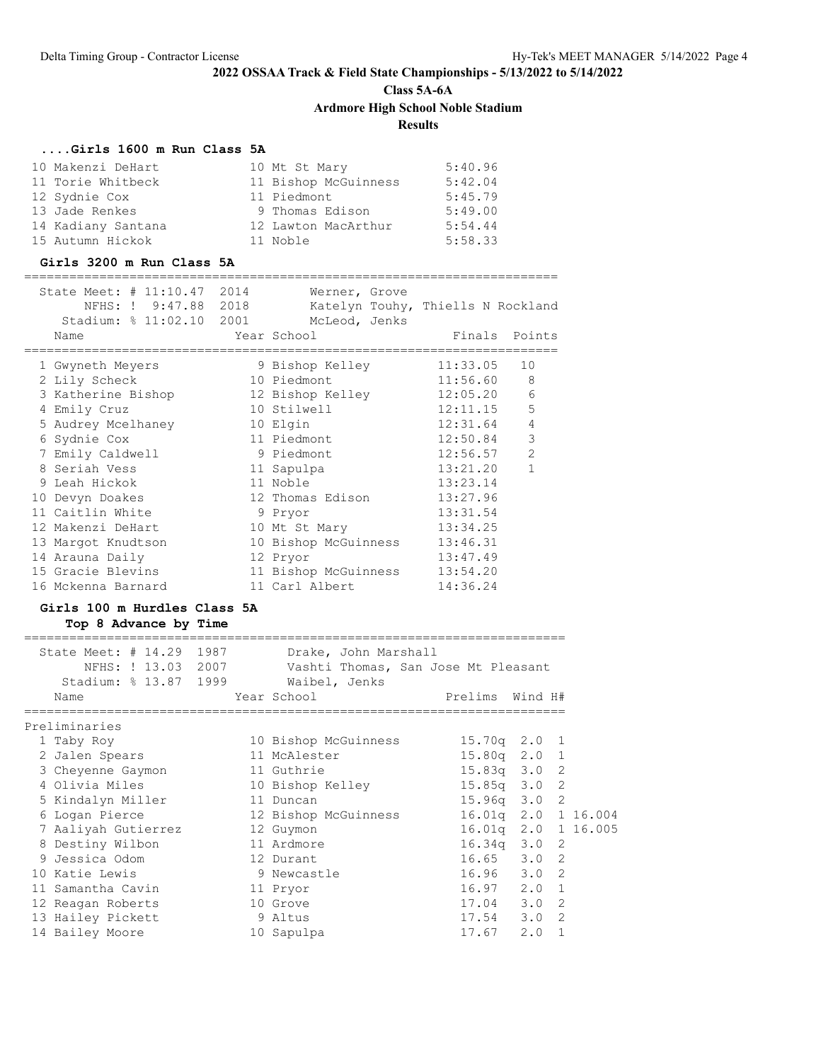# 2022 OSSAA Track & Field State Championships - 5/13/2022 to 5/14/2022

## Class 5A-6A

## Ardmore High School Noble Stadium

## Results

### ....Girls 1600 m Run Class 5A

| | Name | Year | School | Finals |
|---|---|---|---|---|
| 10 | Makenzi DeHart | 10 | Mt St Mary | 5:40.96 |
| 11 | Torie Whitbeck | 11 | Bishop McGuinness | 5:42.04 |
| 12 | Sydnie Cox | 11 | Piedmont | 5:45.79 |
| 13 | Jade Renkes | 9 | Thomas Edison | 5:49.00 |
| 14 | Kadiany Santana | 12 | Lawton MacArthur | 5:54.44 |
| 15 | Autumn Hickok | 11 | Noble | 5:58.33 |

### Girls 3200 m Run Class 5A

State Meet: # 11:10.47 2014 Werner, Grove
NFHS: ! 9:47.88 2018 Katelyn Touhy, Thiells N Rockland
Stadium: % 11:02.10 2001 McLeod, Jenks

| | Name | Year | School | Finals | Points |
|---|---|---|---|---|---|
| 1 | Gwyneth Meyers | 9 | Bishop Kelley | 11:33.05 | 10 |
| 2 | Lily Scheck | 10 | Piedmont | 11:56.60 | 8 |
| 3 | Katherine Bishop | 12 | Bishop Kelley | 12:05.20 | 6 |
| 4 | Emily Cruz | 10 | Stilwell | 12:11.15 | 5 |
| 5 | Audrey Mcelhaney | 10 | Elgin | 12:31.64 | 4 |
| 6 | Sydnie Cox | 11 | Piedmont | 12:50.84 | 3 |
| 7 | Emily Caldwell | 9 | Piedmont | 12:56.57 | 2 |
| 8 | Seriah Vess | 11 | Sapulpa | 13:21.20 | 1 |
| 9 | Leah Hickok | 11 | Noble | 13:23.14 | |
| 10 | Devyn Doakes | 12 | Thomas Edison | 13:27.96 | |
| 11 | Caitlin White | 9 | Pryor | 13:31.54 | |
| 12 | Makenzi DeHart | 10 | Mt St Mary | 13:34.25 | |
| 13 | Margot Knudtson | 10 | Bishop McGuinness | 13:46.31 | |
| 14 | Arauna Daily | 12 | Pryor | 13:47.49 | |
| 15 | Gracie Blevins | 11 | Bishop McGuinness | 13:54.20 | |
| 16 | Mckenna Barnard | 11 | Carl Albert | 14:36.24 | |

### Girls 100 m Hurdles Class 5A

**Top 8 Advance by Time**

State Meet: # 14.29 1987 Drake, John Marshall
NFHS: ! 13.03 2007 Vashti Thomas, San Jose Mt Pleasant
Stadium: % 13.87 1999 Waibel, Jenks

Preliminaries

| | Name | Year | School | Prelims | Wind | H# | |
|---|---|---|---|---|---|---|---|
| 1 | Taby Roy | 10 | Bishop McGuinness | 15.70q | 2.0 | 1 | |
| 2 | Jalen Spears | 11 | McAlester | 15.80q | 2.0 | 1 | |
| 3 | Cheyenne Gaymon | 11 | Guthrie | 15.83q | 3.0 | 2 | |
| 4 | Olivia Miles | 10 | Bishop Kelley | 15.85q | 3.0 | 2 | |
| 5 | Kindalyn Miller | 11 | Duncan | 15.96q | 3.0 | 2 | |
| 6 | Logan Pierce | 12 | Bishop McGuinness | 16.01q | 2.0 | 1 | 16.004 |
| 7 | Aaliyah Gutierrez | 12 | Guymon | 16.01q | 2.0 | 1 | 16.005 |
| 8 | Destiny Wilbon | 11 | Ardmore | 16.34q | 3.0 | 2 | |
| 9 | Jessica Odom | 12 | Durant | 16.65 | 3.0 | 2 | |
| 10 | Katie Lewis | 9 | Newcastle | 16.96 | 3.0 | 2 | |
| 11 | Samantha Cavin | 11 | Pryor | 16.97 | 2.0 | 1 | |
| 12 | Reagan Roberts | 10 | Grove | 17.04 | 3.0 | 2 | |
| 13 | Hailey Pickett | 9 | Altus | 17.54 | 3.0 | 2 | |
| 14 | Bailey Moore | 10 | Sapulpa | 17.67 | 2.0 | 1 | |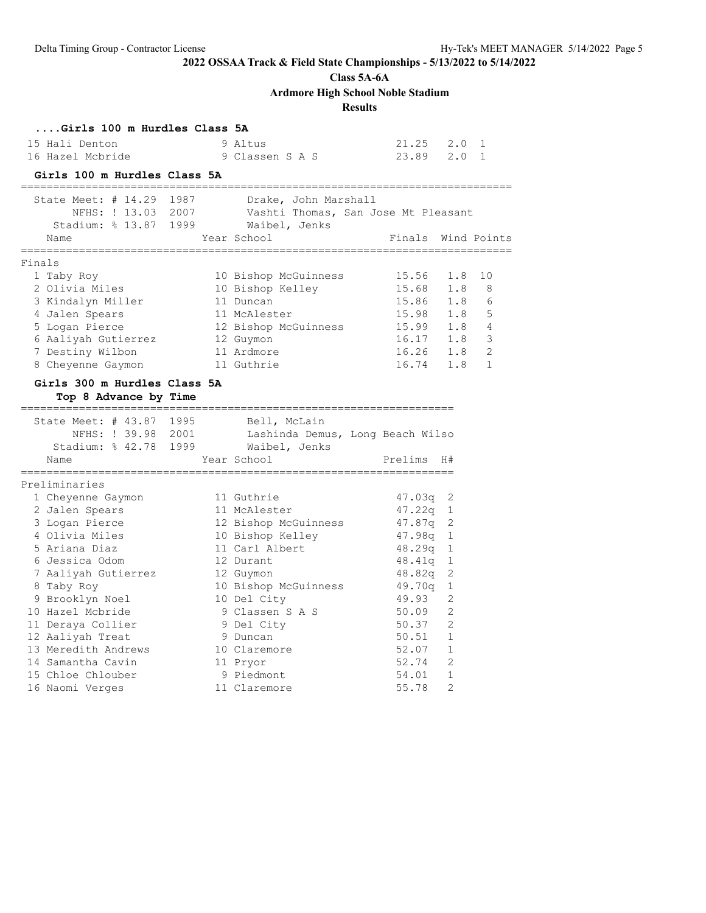## 2022 OSSAA Track & Field State Championships - 5/13/2022 to 5/14/2022

**Class 5A-6A**

**Ardmore High School Noble Stadium**

**Results**

### ....Girls 100 m Hurdles Class 5A

| | Name | Year | School | Finals | Wind | Points |
|---|---|---|---|---|---|---|
| 15 | Hali Denton | 9 | Altus | 21.25 | 2.0 | 1 |
| 16 | Hazel Mcbride | 9 | Classen S A S | 23.89 | 2.0 | 1 |

### Girls 100 m Hurdles Class 5A

State Meet: # 14.29 1987 Drake, John Marshall
NFHS: ! 13.03 2007 Vashti Thomas, San Jose Mt Pleasant
Stadium: % 13.87 1999 Waibel, Jenks

**Finals**

| | Name | Year | School | Finals | Wind | Points |
|---|---|---|---|---|---|---|
| 1 | Taby Roy | 10 | Bishop McGuinness | 15.56 | 1.8 | 10 |
| 2 | Olivia Miles | 10 | Bishop Kelley | 15.68 | 1.8 | 8 |
| 3 | Kindalyn Miller | 11 | Duncan | 15.86 | 1.8 | 6 |
| 4 | Jalen Spears | 11 | McAlester | 15.98 | 1.8 | 5 |
| 5 | Logan Pierce | 12 | Bishop McGuinness | 15.99 | 1.8 | 4 |
| 6 | Aaliyah Gutierrez | 12 | Guymon | 16.17 | 1.8 | 3 |
| 7 | Destiny Wilbon | 11 | Ardmore | 16.26 | 1.8 | 2 |
| 8 | Cheyenne Gaymon | 11 | Guthrie | 16.74 | 1.8 | 1 |

### Girls 300 m Hurdles Class 5A

Top 8 Advance by Time

State Meet: # 43.87 1995 Bell, McLain
NFHS: ! 39.98 2001 Lashinda Demus, Long Beach Wilso
Stadium: % 42.78 1999 Waibel, Jenks

**Preliminaries**

| | Name | Year | School | Prelims | H# |
|---|---|---|---|---|---|
| 1 | Cheyenne Gaymon | 11 | Guthrie | 47.03q | 2 |
| 2 | Jalen Spears | 11 | McAlester | 47.22q | 1 |
| 3 | Logan Pierce | 12 | Bishop McGuinness | 47.87q | 2 |
| 4 | Olivia Miles | 10 | Bishop Kelley | 47.98q | 1 |
| 5 | Ariana Diaz | 11 | Carl Albert | 48.29q | 1 |
| 6 | Jessica Odom | 12 | Durant | 48.41q | 1 |
| 7 | Aaliyah Gutierrez | 12 | Guymon | 48.82q | 2 |
| 8 | Taby Roy | 10 | Bishop McGuinness | 49.70q | 1 |
| 9 | Brooklyn Noel | 10 | Del City | 49.93 | 2 |
| 10 | Hazel Mcbride | 9 | Classen S A S | 50.09 | 2 |
| 11 | Deraya Collier | 9 | Del City | 50.37 | 2 |
| 12 | Aaliyah Treat | 9 | Duncan | 50.51 | 1 |
| 13 | Meredith Andrews | 10 | Claremore | 52.07 | 1 |
| 14 | Samantha Cavin | 11 | Pryor | 52.74 | 2 |
| 15 | Chloe Chlouber | 9 | Piedmont | 54.01 | 1 |
| 16 | Naomi Verges | 11 | Claremore | 55.78 | 2 |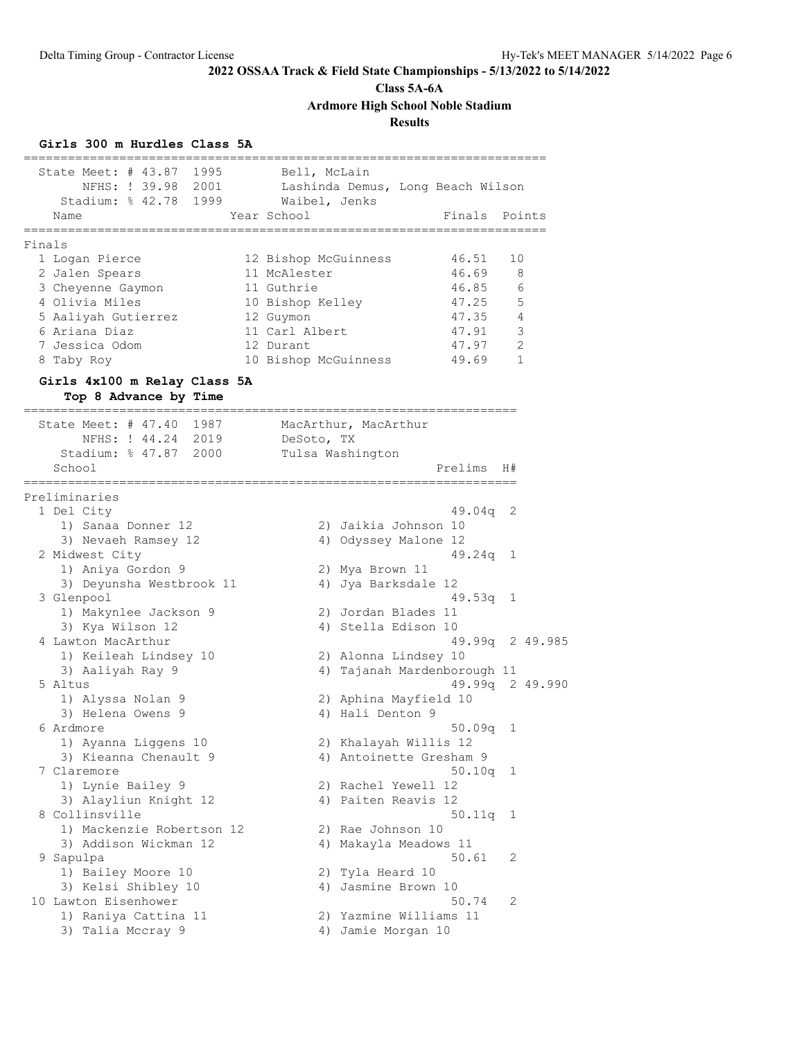**2022 OSSAA Track & Field State Championships - 5/13/2022 to 5/14/2022**

**Class 5A-6A**

**Ardmore High School Noble Stadium**

**Results**

### Girls 300 m Hurdles Class 5A

State Meet: # 43.87 1995 Bell, McLain
NFHS: ! 39.98 2001 Lashinda Demus, Long Beach Wilson
Stadium: % 42.78 1999 Waibel, Jenks

Finals

| | Name | Year | School | Finals | Points |
|---|---|---|---|---|---|
| 1 | Logan Pierce | 12 | Bishop McGuinness | 46.51 | 10 |
| 2 | Jalen Spears | 11 | McAlester | 46.69 | 8 |
| 3 | Cheyenne Gaymon | 11 | Guthrie | 46.85 | 6 |
| 4 | Olivia Miles | 10 | Bishop Kelley | 47.25 | 5 |
| 5 | Aaliyah Gutierrez | 12 | Guymon | 47.35 | 4 |
| 6 | Ariana Diaz | 11 | Carl Albert | 47.91 | 3 |
| 7 | Jessica Odom | 12 | Durant | 47.97 | 2 |
| 8 | Taby Roy | 10 | Bishop McGuinness | 49.69 | 1 |

### Girls 4x100 m Relay Class 5A

**Top 8 Advance by Time**

State Meet: # 47.40 1987 MacArthur, MacArthur
NFHS: ! 44.24 2019 DeSoto, TX
Stadium: % 47.87 2000 Tulsa Washington

Preliminaries

| | School | Prelims | H# | |
|---|---|---|---|---|
| 1 | Del City | 49.04q | 2 | |
| | 1) Sanaa Donner 12, 2) Jaikia Johnson 10, 3) Nevaeh Ramsey 12, 4) Odyssey Malone 12 | | | |
| 2 | Midwest City | 49.24q | 1 | |
| | 1) Aniya Gordon 9, 2) Mya Brown 11, 3) Deyunsha Westbrook 11, 4) Jya Barksdale 12 | | | |
| 3 | Glenpool | 49.53q | 1 | |
| | 1) Makynlee Jackson 9, 2) Jordan Blades 11, 3) Kya Wilson 12, 4) Stella Edison 10 | | | |
| 4 | Lawton MacArthur | 49.99q | 2 | 49.985 |
| | 1) Keileah Lindsey 10, 2) Alonna Lindsey 10, 3) Aaliyah Ray 9, 4) Tajanah Mardenborough 11 | | | |
| 5 | Altus | 49.99q | 2 | 49.990 |
| | 1) Alyssa Nolan 9, 2) Aphina Mayfield 10, 3) Helena Owens 9, 4) Hali Denton 9 | | | |
| 6 | Ardmore | 50.09q | 1 | |
| | 1) Ayanna Liggens 10, 2) Khalayah Willis 12, 3) Kieanna Chenault 9, 4) Antoinette Gresham 9 | | | |
| 7 | Claremore | 50.10q | 1 | |
| | 1) Lynie Bailey 9, 2) Rachel Yewell 12, 3) Alayliun Knight 12, 4) Paiten Reavis 12 | | | |
| 8 | Collinsville | 50.11q | 1 | |
| | 1) Mackenzie Robertson 12, 2) Rae Johnson 10, 3) Addison Wickman 12, 4) Makayla Meadows 11 | | | |
| 9 | Sapulpa | 50.61 | 2 | |
| | 1) Bailey Moore 10, 2) Tyla Heard 10, 3) Kelsi Shibley 10, 4) Jasmine Brown 10 | | | |
| 10 | Lawton Eisenhower | 50.74 | 2 | |
| | 1) Raniya Cattina 11, 2) Yazmine Williams 11, 3) Talia Mccray 9, 4) Jamie Morgan 10 | | | |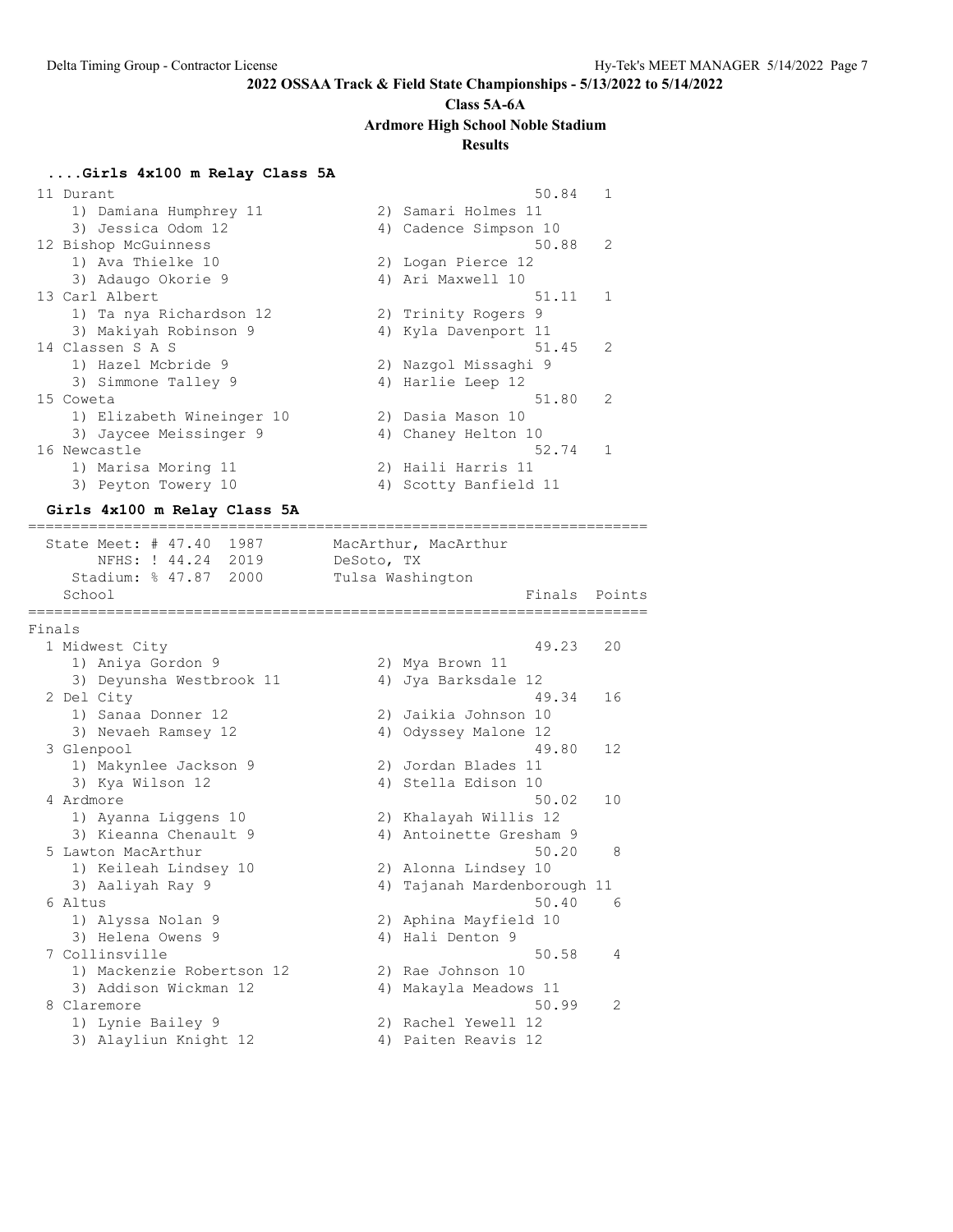**2022 OSSAA Track & Field State Championships - 5/13/2022 to 5/14/2022**

**Class 5A-6A**

**Ardmore High School Noble Stadium**

**Results**

### ....Girls 4x100 m Relay Class 5A

```
 11 Durant                                                 50.84   1
    1) Damiana Humphrey 11            2) Samari Holmes 11
    3) Jessica Odom 12                4) Cadence Simpson 10
 12 Bishop McGuinness                                      50.88   2
    1) Ava Thielke 10                 2) Logan Pierce 12
    3) Adaugo Okorie 9                4) Ari Maxwell 10
 13 Carl Albert                                            51.11   1
    1) Ta nya Richardson 12           2) Trinity Rogers 9
    3) Makiyah Robinson 9             4) Kyla Davenport 11
 14 Classen S A S                                          51.45   2
    1) Hazel Mcbride 9                2) Nazgol Missaghi 9
    3) Simmone Talley 9               4) Harlie Leep 12
 15 Coweta                                                 51.80   2
    1) Elizabeth Wineinger 10         2) Dasia Mason 10
    3) Jaycee Meissinger 9            4) Chaney Helton 10
 16 Newcastle                                              52.74   1
    1) Marisa Moring 11               2) Haili Harris 11
    3) Peyton Towery 10               4) Scotty Banfield 11
```

### Girls 4x100 m Relay Class 5A

```
=======================================================================
  State Meet: # 47.40  1987        MacArthur, MacArthur
       NFHS: ! 44.24  2019        DeSoto, TX
    Stadium: % 47.87  2000        Tulsa Washington
    School                                               Finals  Points
=======================================================================
Finals
  1 Midwest City                                           49.23   20
     1) Aniya Gordon 9                2) Mya Brown 11
     3) Deyunsha Westbrook 11         4) Jya Barksdale 12
  2 Del City                                               49.34   16
     1) Sanaa Donner 12               2) Jaikia Johnson 10
     3) Nevaeh Ramsey 12              4) Odyssey Malone 12
  3 Glenpool                                               49.80   12
     1) Makynlee Jackson 9            2) Jordan Blades 11
     3) Kya Wilson 12                 4) Stella Edison 10
  4 Ardmore                                                50.02   10
     1) Ayanna Liggens 10             2) Khalayah Willis 12
     3) Kieanna Chenault 9            4) Antoinette Gresham 9
  5 Lawton MacArthur                                       50.20    8
     1) Keileah Lindsey 10            2) Alonna Lindsey 10
     3) Aaliyah Ray 9                 4) Tajanah Mardenborough 11
  6 Altus                                                  50.40    6
     1) Alyssa Nolan 9                2) Aphina Mayfield 10
     3) Helena Owens 9                4) Hali Denton 9
  7 Collinsville                                           50.58    4
     1) Mackenzie Robertson 12        2) Rae Johnson 10
     3) Addison Wickman 12            4) Makayla Meadows 11
  8 Claremore                                              50.99    2
     1) Lynie Bailey 9                2) Rachel Yewell 12
     3) Alayliun Knight 12            4) Paiten Reavis 12
```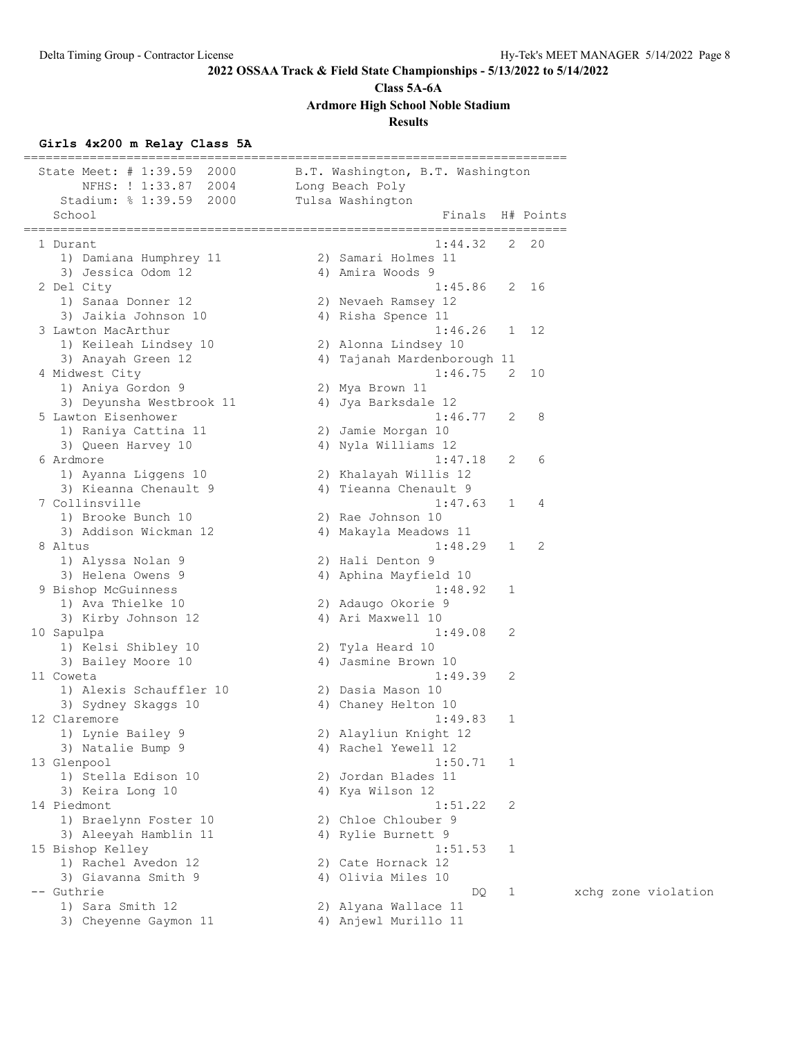**2022 OSSAA Track & Field State Championships - 5/13/2022 to 5/14/2022**

**Class 5A-6A**

**Ardmore High School Noble Stadium**

**Results**

### Girls 4x200 m Relay Class 5A

| Record | Time | Year | Holder |
|---|---|---|---|
| State Meet: # | 1:39.59 | 2000 | B.T. Washington, B.T. Washington |
| NFHS: ! | 1:33.87 | 2004 | Long Beach Poly |
| Stadium: % | 1:39.59 | 2000 | Tulsa Washington |

| Place | School | Finals | H# | Points | Notes |
|---|---|---|---|---|---|
| 1 | Durant | 1:44.32 | 2 | 20 | |
| | 1) Damiana Humphrey 11, 2) Samari Holmes 11, 3) Jessica Odom 12, 4) Amira Woods 9 | | | | |
| 2 | Del City | 1:45.86 | 2 | 16 | |
| | 1) Sanaa Donner 12, 2) Nevaeh Ramsey 12, 3) Jaikia Johnson 10, 4) Risha Spence 11 | | | | |
| 3 | Lawton MacArthur | 1:46.26 | 1 | 12 | |
| | 1) Keileah Lindsey 10, 2) Alonna Lindsey 10, 3) Anayah Green 12, 4) Tajanah Mardenborough 11 | | | | |
| 4 | Midwest City | 1:46.75 | 2 | 10 | |
| | 1) Aniya Gordon 9, 2) Mya Brown 11, 3) Deyunsha Westbrook 11, 4) Jya Barksdale 12 | | | | |
| 5 | Lawton Eisenhower | 1:46.77 | 2 | 8 | |
| | 1) Raniya Cattina 11, 2) Jamie Morgan 10, 3) Queen Harvey 10, 4) Nyla Williams 12 | | | | |
| 6 | Ardmore | 1:47.18 | 2 | 6 | |
| | 1) Ayanna Liggens 10, 2) Khalayah Willis 12, 3) Kieanna Chenault 9, 4) Tieanna Chenault 9 | | | | |
| 7 | Collinsville | 1:47.63 | 1 | 4 | |
| | 1) Brooke Bunch 10, 2) Rae Johnson 10, 3) Addison Wickman 12, 4) Makayla Meadows 11 | | | | |
| 8 | Altus | 1:48.29 | 1 | 2 | |
| | 1) Alyssa Nolan 9, 2) Hali Denton 9, 3) Helena Owens 9, 4) Aphina Mayfield 10 | | | | |
| 9 | Bishop McGuinness | 1:48.92 | 1 | | |
| | 1) Ava Thielke 10, 2) Adaugo Okorie 9, 3) Kirby Johnson 12, 4) Ari Maxwell 10 | | | | |
| 10 | Sapulpa | 1:49.08 | 2 | | |
| | 1) Kelsi Shibley 10, 2) Tyla Heard 10, 3) Bailey Moore 10, 4) Jasmine Brown 10 | | | | |
| 11 | Coweta | 1:49.39 | 2 | | |
| | 1) Alexis Schauffler 10, 2) Dasia Mason 10, 3) Sydney Skaggs 10, 4) Chaney Helton 10 | | | | |
| 12 | Claremore | 1:49.83 | 1 | | |
| | 1) Lynie Bailey 9, 2) Alayliun Knight 12, 3) Natalie Bump 9, 4) Rachel Yewell 12 | | | | |
| 13 | Glenpool | 1:50.71 | 1 | | |
| | 1) Stella Edison 10, 2) Jordan Blades 11, 3) Keira Long 10, 4) Kya Wilson 12 | | | | |
| 14 | Piedmont | 1:51.22 | 2 | | |
| | 1) Braelynn Foster 10, 2) Chloe Chlouber 9, 3) Aleeyah Hamblin 11, 4) Rylie Burnett 9 | | | | |
| 15 | Bishop Kelley | 1:51.53 | 1 | | |
| | 1) Rachel Avedon 12, 2) Cate Hornack 12, 3) Giavanna Smith 9, 4) Olivia Miles 10 | | | | |
| -- | Guthrie | DQ | 1 | | xchg zone violation |
| | 1) Sara Smith 12, 2) Alyana Wallace 11, 3) Cheyenne Gaymon 11, 4) Anjewl Murillo 11 | | | | |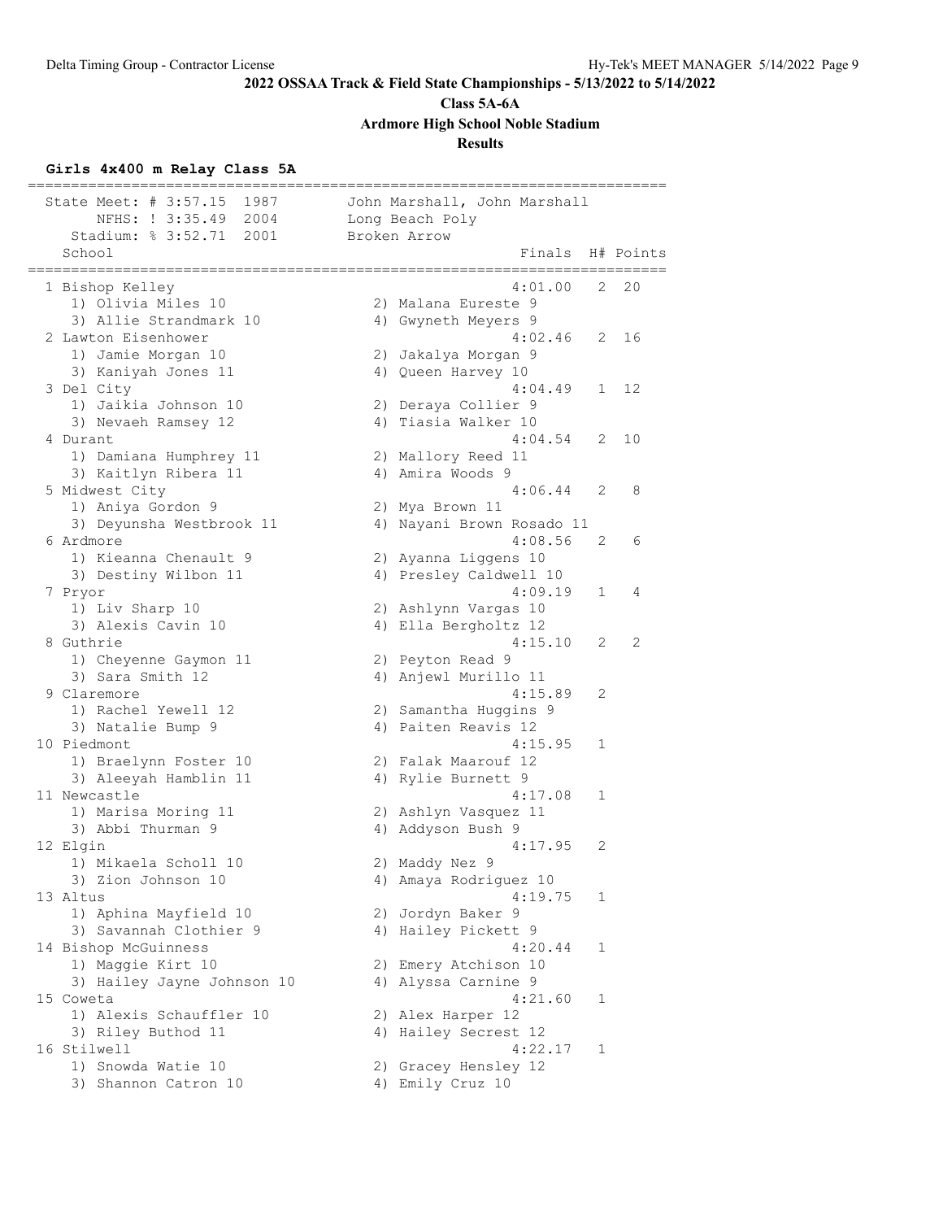**2022 OSSAA Track & Field State Championships - 5/13/2022 to 5/14/2022**

**Class 5A-6A**

**Ardmore High School Noble Stadium**

**Results**

### Girls 4x400 m Relay Class 5A

| Record | Time | Year | Holder |
|---|---|---|---|
| State Meet: # | 3:57.15 | 1987 | John Marshall, John Marshall |
| NFHS: ! | 3:35.49 | 2004 | Long Beach Poly |
| Stadium: % | 3:52.71 | 2001 | Broken Arrow |

| Place | School | Finals | H# | Points |
|---|---|---|---|---|
| 1 | Bishop Kelley | 4:01.00 | 2 | 20 |
| | 1) Olivia Miles 10, 2) Malana Eureste 9, 3) Allie Strandmark 10, 4) Gwyneth Meyers 9 | | | |
| 2 | Lawton Eisenhower | 4:02.46 | 2 | 16 |
| | 1) Jamie Morgan 10, 2) Jakalya Morgan 9, 3) Kaniyah Jones 11, 4) Queen Harvey 10 | | | |
| 3 | Del City | 4:04.49 | 1 | 12 |
| | 1) Jaikia Johnson 10, 2) Deraya Collier 9, 3) Nevaeh Ramsey 12, 4) Tiasia Walker 10 | | | |
| 4 | Durant | 4:04.54 | 2 | 10 |
| | 1) Damiana Humphrey 11, 2) Mallory Reed 11, 3) Kaitlyn Ribera 11, 4) Amira Woods 9 | | | |
| 5 | Midwest City | 4:06.44 | 2 | 8 |
| | 1) Aniya Gordon 9, 2) Mya Brown 11, 3) Deyunsha Westbrook 11, 4) Nayani Brown Rosado 11 | | | |
| 6 | Ardmore | 4:08.56 | 2 | 6 |
| | 1) Kieanna Chenault 9, 2) Ayanna Liggens 10, 3) Destiny Wilbon 11, 4) Presley Caldwell 10 | | | |
| 7 | Pryor | 4:09.19 | 1 | 4 |
| | 1) Liv Sharp 10, 2) Ashlynn Vargas 10, 3) Alexis Cavin 10, 4) Ella Bergholtz 12 | | | |
| 8 | Guthrie | 4:15.10 | 2 | 2 |
| | 1) Cheyenne Gaymon 11, 2) Peyton Read 9, 3) Sara Smith 12, 4) Anjewl Murillo 11 | | | |
| 9 | Claremore | 4:15.89 | 2 | |
| | 1) Rachel Yewell 12, 2) Samantha Huggins 9, 3) Natalie Bump 9, 4) Paiten Reavis 12 | | | |
| 10 | Piedmont | 4:15.95 | 1 | |
| | 1) Braelynn Foster 10, 2) Falak Maarouf 12, 3) Aleeyah Hamblin 11, 4) Rylie Burnett 9 | | | |
| 11 | Newcastle | 4:17.08 | 1 | |
| | 1) Marisa Moring 11, 2) Ashlyn Vasquez 11, 3) Abbi Thurman 9, 4) Addyson Bush 9 | | | |
| 12 | Elgin | 4:17.95 | 2 | |
| | 1) Mikaela Scholl 10, 2) Maddy Nez 9, 3) Zion Johnson 10, 4) Amaya Rodriguez 10 | | | |
| 13 | Altus | 4:19.75 | 1 | |
| | 1) Aphina Mayfield 10, 2) Jordyn Baker 9, 3) Savannah Clothier 9, 4) Hailey Pickett 9 | | | |
| 14 | Bishop McGuinness | 4:20.44 | 1 | |
| | 1) Maggie Kirt 10, 2) Emery Atchison 10, 3) Hailey Jayne Johnson 10, 4) Alyssa Carnine 9 | | | |
| 15 | Coweta | 4:21.60 | 1 | |
| | 1) Alexis Schauffler 10, 2) Alex Harper 12, 3) Riley Buthod 11, 4) Hailey Secrest 12 | | | |
| 16 | Stilwell | 4:22.17 | 1 | |
| | 1) Snowda Watie 10, 2) Gracey Hensley 12, 3) Shannon Catron 10, 4) Emily Cruz 10 | | | |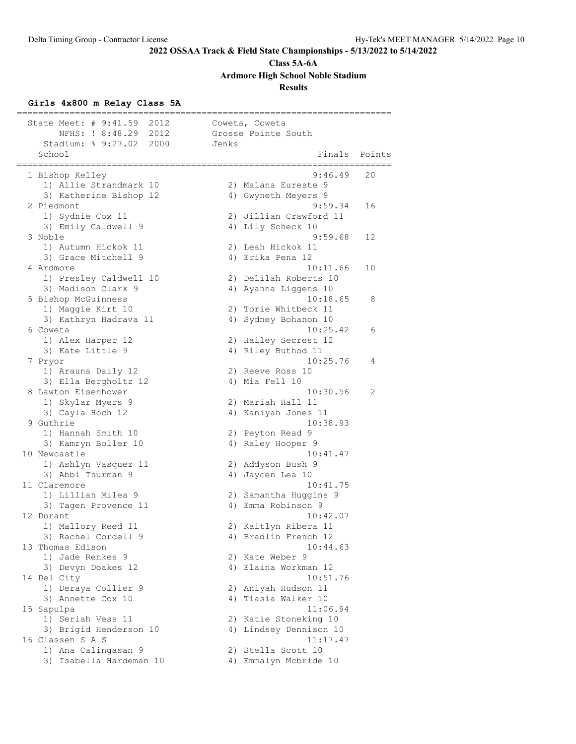**2022 OSSAA Track & Field State Championships - 5/13/2022 to 5/14/2022**

**Class 5A-6A**

**Ardmore High School Noble Stadium**

**Results**

### Girls 4x800 m Relay Class 5A

| Record | Time | Year | Holder |
|---|---|---|---|
| State Meet: # | 9:41.59 | 2012 | Coweta, Coweta |
| NFHS: ! | 8:48.29 | 2012 | Grosse Pointe South |
| Stadium: % | 9:27.02 | 2000 | Jenks |

| Place | School | Finals | Points |
|---|---|---|---|
| 1 | Bishop Kelley | 9:46.49 | 20 |
| | 1) Allie Strandmark 10, 2) Malana Eureste 9, 3) Katherine Bishop 12, 4) Gwyneth Meyers 9 | | |
| 2 | Piedmont | 9:59.34 | 16 |
| | 1) Sydnie Cox 11, 2) Jillian Crawford 11, 3) Emily Caldwell 9, 4) Lily Scheck 10 | | |
| 3 | Noble | 9:59.68 | 12 |
| | 1) Autumn Hickok 11, 2) Leah Hickok 11, 3) Grace Mitchell 9, 4) Erika Pena 12 | | |
| 4 | Ardmore | 10:11.66 | 10 |
| | 1) Presley Caldwell 10, 2) Delilah Roberts 10, 3) Madison Clark 9, 4) Ayanna Liggens 10 | | |
| 5 | Bishop McGuinness | 10:18.65 | 8 |
| | 1) Maggie Kirt 10, 2) Torie Whitbeck 11, 3) Kathryn Hadrava 11, 4) Sydney Bohanon 10 | | |
| 6 | Coweta | 10:25.42 | 6 |
| | 1) Alex Harper 12, 2) Hailey Secrest 12, 3) Kate Little 9, 4) Riley Buthod 11 | | |
| 7 | Pryor | 10:25.76 | 4 |
| | 1) Arauna Daily 12, 2) Reeve Ross 10, 3) Ella Bergholtz 12, 4) Mia Fell 10 | | |
| 8 | Lawton Eisenhower | 10:30.56 | 2 |
| | 1) Skylar Myers 9, 2) Mariah Hall 11, 3) Cayla Hoch 12, 4) Kaniyah Jones 11 | | |
| 9 | Guthrie | 10:38.93 | |
| | 1) Hannah Smith 10, 2) Peyton Read 9, 3) Kamryn Boller 10, 4) Raley Hooper 9 | | |
| 10 | Newcastle | 10:41.47 | |
| | 1) Ashlyn Vasquez 11, 2) Addyson Bush 9, 3) Abbi Thurman 9, 4) Jaycen Lea 10 | | |
| 11 | Claremore | 10:41.75 | |
| | 1) Lillian Miles 9, 2) Samantha Huggins 9, 3) Tagen Provence 11, 4) Emma Robinson 9 | | |
| 12 | Durant | 10:42.07 | |
| | 1) Mallory Reed 11, 2) Kaitlyn Ribera 11, 3) Rachel Cordell 9, 4) Bradlin French 12 | | |
| 13 | Thomas Edison | 10:44.63 | |
| | 1) Jade Renkes 9, 2) Kate Weber 9, 3) Devyn Doakes 12, 4) Elaina Workman 12 | | |
| 14 | Del City | 10:51.76 | |
| | 1) Deraya Collier 9, 2) Aniyah Hudson 11, 3) Annette Cox 10, 4) Tiasia Walker 10 | | |
| 15 | Sapulpa | 11:06.94 | |
| | 1) Seriah Vess 11, 2) Katie Stoneking 10, 3) Brigid Henderson 10, 4) Lindsey Dennison 10 | | |
| 16 | Classen S A S | 11:17.47 | |
| | 1) Ana Calingasan 9, 2) Stella Scott 10, 3) Isabella Hardeman 10, 4) Emmalyn Mcbride 10 | | |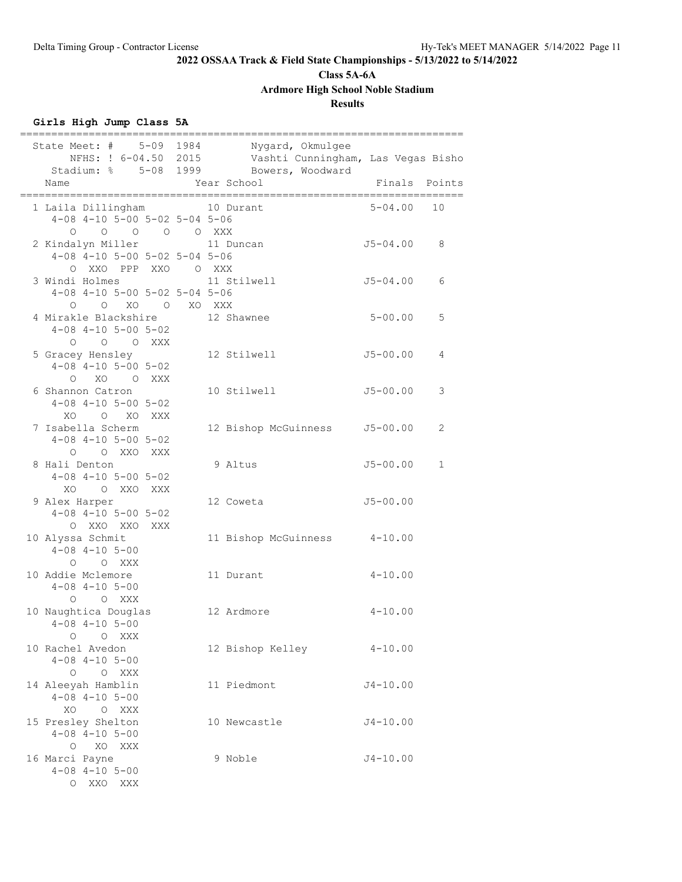**2022 OSSAA Track & Field State Championships - 5/13/2022 to 5/14/2022**

**Class 5A-6A**

**Ardmore High School Noble Stadium**

**Results**

### Girls High Jump Class 5A

```
=========================================================================
  State Meet: #    5-09  1984        Nygard, Okmulgee
       NFHS: ! 6-04.50  2015        Vashti Cunningham, Las Vegas Bisho
    Stadium: %    5-08  1999        Bowers, Woodward
    Name                    Year School                 Finals  Points
=========================================================================
  1 Laila Dillingham          10 Durant                  5-04.00   10
     4-08 4-10 5-00 5-02 5-04 5-06
        O    O    O    O    O  XXX
  2 Kindalyn Miller           11 Duncan                 J5-04.00    8
     4-08 4-10 5-00 5-02 5-04 5-06
        O  XXO  PPP  XXO    O  XXX
  3 Windi Holmes              11 Stilwell               J5-04.00    6
     4-08 4-10 5-00 5-02 5-04 5-06
        O    O   XO    O   XO  XXX
  4 Mirakle Blackshire        12 Shawnee                 5-00.00    5
     4-08 4-10 5-00 5-02
        O    O    O  XXX
  5 Gracey Hensley            12 Stilwell               J5-00.00    4
     4-08 4-10 5-00 5-02
        O   XO    O  XXX
  6 Shannon Catron            10 Stilwell               J5-00.00    3
     4-08 4-10 5-00 5-02
       XO    O   XO  XXX
  7 Isabella Scherm           12 Bishop McGuinness      J5-00.00    2
     4-08 4-10 5-00 5-02
        O    O  XXO  XXX
  8 Hali Denton                9 Altus                  J5-00.00    1
     4-08 4-10 5-00 5-02
       XO    O  XXO  XXX
  9 Alex Harper               12 Coweta                 J5-00.00
     4-08 4-10 5-00 5-02
        O  XXO  XXO  XXX
 10 Alyssa Schmit             11 Bishop McGuinness       4-10.00
     4-08 4-10 5-00
        O    O  XXX
 10 Addie Mclemore            11 Durant                  4-10.00
     4-08 4-10 5-00
        O    O  XXX
 10 Naughtica Douglas         12 Ardmore                 4-10.00
     4-08 4-10 5-00
        O    O  XXX
 10 Rachel Avedon             12 Bishop Kelley           4-10.00
     4-08 4-10 5-00
        O    O  XXX
 14 Aleeyah Hamblin           11 Piedmont               J4-10.00
     4-08 4-10 5-00
       XO    O  XXX
 15 Presley Shelton           10 Newcastle              J4-10.00
     4-08 4-10 5-00
        O   XO  XXX
 16 Marci Payne                9 Noble                  J4-10.00
     4-08 4-10 5-00
        O  XXO  XXX
```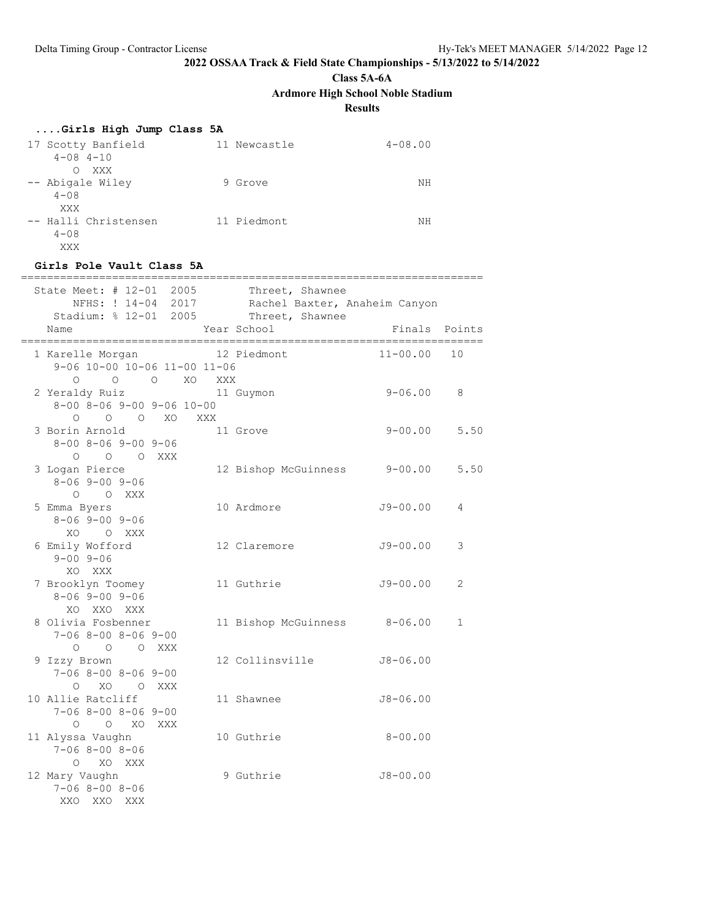**2022 OSSAA Track & Field State Championships - 5/13/2022 to 5/14/2022**

**Class 5A-6A**

**Ardmore High School Noble Stadium**

**Results**

### ....Girls High Jump Class 5A

```
 17 Scotty Banfield          11 Newcastle            4-08.00
     4-08 4-10
        O  XXX
 -- Abigale Wiley             9 Grove                     NH
     4-08
      XXX
 -- Halli Christensen        11 Piedmont                  NH
     4-08
      XXX
```

### Girls Pole Vault Class 5A

```
=======================================================================
  State Meet: # 12-01  2005        Threet, Shawnee
        NFHS: ! 14-04  2017        Rachel Baxter, Anaheim Canyon
     Stadium: % 12-01  2005        Threet, Shawnee
    Name                    Year School                  Finals  Points
=======================================================================
  1 Karelle Morgan           12 Piedmont             11-00.00   10
     9-06 10-00 10-06 11-00 11-06
        O     O     O    XO   XXX
  2 Yeraldy Ruiz             11 Guymon                9-06.00    8
     8-00 8-06 9-00 9-06 10-00
        O    O    O   XO   XXX
  3 Borin Arnold             11 Grove                 9-00.00    5.50
     8-00 8-06 9-00 9-06
        O    O    O  XXX
  3 Logan Pierce             12 Bishop McGuinness     9-00.00    5.50
     8-06 9-00 9-06
        O    O  XXX
  5 Emma Byers               10 Ardmore              J9-00.00    4
     8-06 9-00 9-06
       XO    O  XXX
  6 Emily Wofford            12 Claremore            J9-00.00    3
     9-00 9-06
       XO  XXX
  7 Brooklyn Toomey          11 Guthrie              J9-00.00    2
     8-06 9-00 9-06
       XO  XXO  XXX
  8 Olivia Fosbenner         11 Bishop McGuinness     8-06.00    1
     7-06 8-00 8-06 9-00
        O    O    O  XXX
  9 Izzy Brown               12 Collinsville         J8-06.00
     7-06 8-00 8-06 9-00
        O   XO    O  XXX
 10 Allie Ratcliff           11 Shawnee              J8-06.00
     7-06 8-00 8-06 9-00
        O    O   XO  XXX
 11 Alyssa Vaughn            10 Guthrie               8-00.00
     7-06 8-00 8-06
        O   XO  XXX
 12 Mary Vaughn               9 Guthrie              J8-00.00
     7-06 8-00 8-06
      XXO  XXO  XXX
```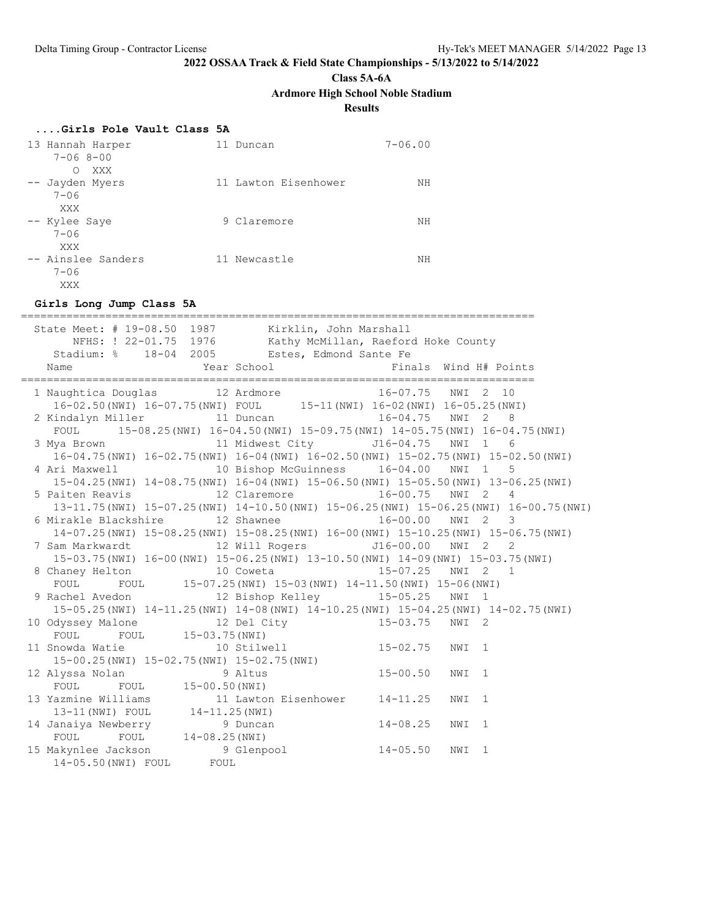**2022 OSSAA Track & Field State Championships - 5/13/2022 to 5/14/2022**

**Class 5A-6A**

**Ardmore High School Noble Stadium**

**Results**

### ....Girls Pole Vault Class 5A

```
 13 Hannah Harper             11 Duncan                  7-06.00
     7-06 8-00
        O  XXX
 -- Jayden Myers              11 Lawton Eisenhower            NH
     7-06
      XXX
 -- Kylee Saye                 9 Claremore                    NH
     7-06
      XXX
 -- Ainslee Sanders           11 Newcastle                    NH
     7-06
      XXX
```

### Girls Long Jump Class 5A

```
================================================================================
  State Meet: # 19-08.50  1987        Kirklin, John Marshall
       NFHS: ! 22-01.75  1976        Kathy McMillan, Raeford Hoke County
    Stadium: %    18-04  2005        Estes, Edmond Sante Fe
    Name                    Year School                  Finals  Wind H# Points
================================================================================
  1 Naughtica Douglas         12 Ardmore               16-07.75   NWI  2  10
     16-02.50(NWI) 16-07.75(NWI) FOUL      15-11(NWI) 16-02(NWI) 16-05.25(NWI)
  2 Kindalyn Miller           11 Duncan                16-04.75   NWI  2   8
     FOUL      15-08.25(NWI) 16-04.50(NWI) 15-09.75(NWI) 14-05.75(NWI) 16-04.75(NWI)
  3 Mya Brown                 11 Midwest City         J16-04.75   NWI  1   6
     16-04.75(NWI) 16-02.75(NWI) 16-04(NWI) 16-02.50(NWI) 15-02.75(NWI) 15-02.50(NWI)
  4 Ari Maxwell               10 Bishop McGuinness     16-04.00   NWI  1   5
     15-04.25(NWI) 14-08.75(NWI) 16-04(NWI) 15-06.50(NWI) 15-05.50(NWI) 13-06.25(NWI)
  5 Paiten Reavis             12 Claremore             16-00.75   NWI  2   4
     13-11.75(NWI) 15-07.25(NWI) 14-10.50(NWI) 15-06.25(NWI) 15-06.25(NWI) 16-00.75(NWI)
  6 Mirakle Blackshire        12 Shawnee               16-00.00   NWI  2   3
     14-07.25(NWI) 15-08.25(NWI) 15-08.25(NWI) 16-00(NWI) 15-10.25(NWI) 15-06.75(NWI)
  7 Sam Markwardt             12 Will Rogers          J16-00.00   NWI  2   2
     15-03.75(NWI) 16-00(NWI) 15-06.25(NWI) 13-10.50(NWI) 14-09(NWI) 15-03.75(NWI)
  8 Chaney Helton             10 Coweta                15-07.25   NWI  2   1
     FOUL      FOUL      15-07.25(NWI) 15-03(NWI) 14-11.50(NWI) 15-06(NWI)
  9 Rachel Avedon             12 Bishop Kelley         15-05.25   NWI  1
     15-05.25(NWI) 14-11.25(NWI) 14-08(NWI) 14-10.25(NWI) 15-04.25(NWI) 14-02.75(NWI)
 10 Odyssey Malone            12 Del City              15-03.75   NWI  2
     FOUL      FOUL      15-03.75(NWI)
 11 Snowda Watie              10 Stilwell              15-02.75   NWI  1
     15-00.25(NWI) 15-02.75(NWI) 15-02.75(NWI)
 12 Alyssa Nolan               9 Altus                 15-00.50   NWI  1
     FOUL      FOUL      15-00.50(NWI)
 13 Yazmine Williams          11 Lawton Eisenhower     14-11.25   NWI  1
     13-11(NWI) FOUL      14-11.25(NWI)
 14 Janaiya Newberry           9 Duncan                14-08.25   NWI  1
     FOUL      FOUL      14-08.25(NWI)
 15 Makynlee Jackson           9 Glenpool              14-05.50   NWI  1
     14-05.50(NWI) FOUL      FOUL
```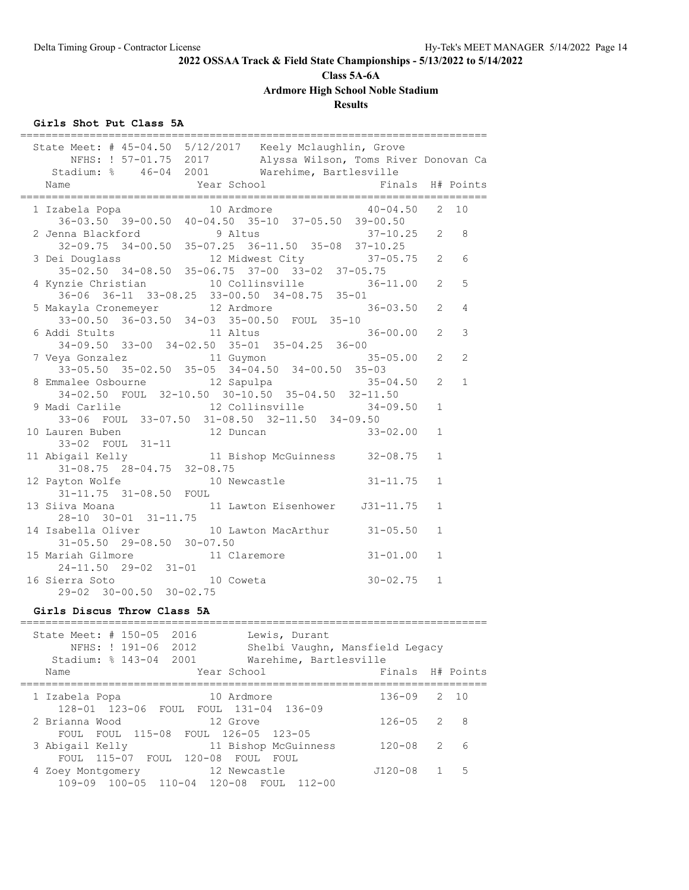## 2022 OSSAA Track & Field State Championships - 5/13/2022 to 5/14/2022

### Class 5A-6A

### Ardmore High School Noble Stadium

### Results

#### Girls Shot Put Class 5A

State Meet: # 45-04.50 5/12/2017 Keely Mclaughlin, Grove
NFHS: ! 57-01.75 2017 Alyssa Wilson, Toms River Donovan Ca
Stadium: % 46-04 2001 Warehime, Bartlesville

| Name | Year | School | Finals | H# | Points |
|---|---|---|---|---|---|
| 1 Izabela Popa | 10 | Ardmore | 40-04.50 | 2 | 10 |
| 36-03.50 39-00.50 40-04.50 35-10 37-05.50 39-00.50 | | | | | |
| 2 Jenna Blackford | 9 | Altus | 37-10.25 | 2 | 8 |
| 32-09.75 34-00.50 35-07.25 36-11.50 35-08 37-10.25 | | | | | |
| 3 Dei Douglass | 12 | Midwest City | 37-05.75 | 2 | 6 |
| 35-02.50 34-08.50 35-06.75 37-00 33-02 37-05.75 | | | | | |
| 4 Kynzie Christian | 10 | Collinsville | 36-11.00 | 2 | 5 |
| 36-06 36-11 33-08.25 33-00.50 34-08.75 35-01 | | | | | |
| 5 Makayla Cronemeyer | 12 | Ardmore | 36-03.50 | 2 | 4 |
| 33-00.50 36-03.50 34-03 35-00.50 FOUL 35-10 | | | | | |
| 6 Addi Stults | 11 | Altus | 36-00.00 | 2 | 3 |
| 34-09.50 33-00 34-02.50 35-01 35-04.25 36-00 | | | | | |
| 7 Veya Gonzalez | 11 | Guymon | 35-05.00 | 2 | 2 |
| 33-05.50 35-02.50 35-05 34-04.50 34-00.50 35-03 | | | | | |
| 8 Emmalee Osbourne | 12 | Sapulpa | 35-04.50 | 2 | 1 |
| 34-02.50 FOUL 32-10.50 30-10.50 35-04.50 32-11.50 | | | | | |
| 9 Madi Carlile | 12 | Collinsville | 34-09.50 | 1 | |
| 33-06 FOUL 33-07.50 31-08.50 32-11.50 34-09.50 | | | | | |
| 10 Lauren Buben | 12 | Duncan | 33-02.00 | 1 | |
| 33-02 FOUL 31-11 | | | | | |
| 11 Abigail Kelly | 11 | Bishop McGuinness | 32-08.75 | 1 | |
| 31-08.75 28-04.75 32-08.75 | | | | | |
| 12 Payton Wolfe | 10 | Newcastle | 31-11.75 | 1 | |
| 31-11.75 31-08.50 FOUL | | | | | |
| 13 Siiva Moana | 11 | Lawton Eisenhower | J31-11.75 | 1 | |
| 28-10 30-01 31-11.75 | | | | | |
| 14 Isabella Oliver | 10 | Lawton MacArthur | 31-05.50 | 1 | |
| 31-05.50 29-08.50 30-07.50 | | | | | |
| 15 Mariah Gilmore | 11 | Claremore | 31-01.00 | 1 | |
| 24-11.50 29-02 31-01 | | | | | |
| 16 Sierra Soto | 10 | Coweta | 30-02.75 | 1 | |
| 29-02 30-00.50 30-02.75 | | | | | |

#### Girls Discus Throw Class 5A

State Meet: # 150-05 2016 Lewis, Durant
NFHS: ! 191-06 2012 Shelbi Vaughn, Mansfield Legacy
Stadium: % 143-04 2001 Warehime, Bartlesville

| Name | Year | School | Finals | H# | Points |
|---|---|---|---|---|---|
| 1 Izabela Popa | 10 | Ardmore | 136-09 | 2 | 10 |
| 128-01 123-06 FOUL FOUL 131-04 136-09 | | | | | |
| 2 Brianna Wood | 12 | Grove | 126-05 | 2 | 8 |
| FOUL FOUL 115-08 FOUL 126-05 123-05 | | | | | |
| 3 Abigail Kelly | 11 | Bishop McGuinness | 120-08 | 2 | 6 |
| FOUL 115-07 FOUL 120-08 FOUL FOUL | | | | | |
| 4 Zoey Montgomery | 12 | Newcastle | J120-08 | 1 | 5 |
| 109-09 100-05 110-04 120-08 FOUL 112-00 | | | | | |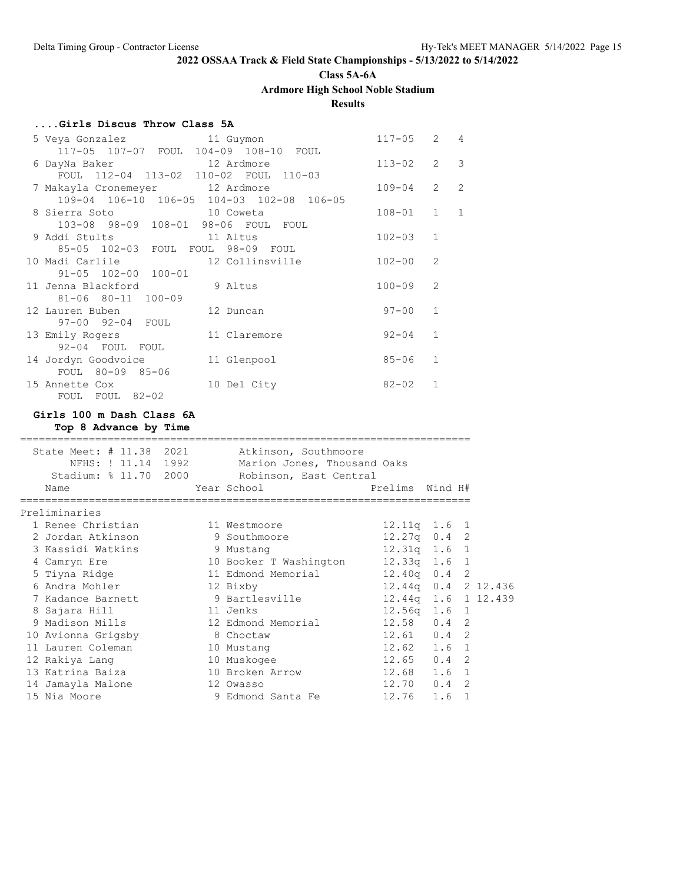**2022 OSSAA Track & Field State Championships - 5/13/2022 to 5/14/2022**

**Class 5A-6A**

**Ardmore High School Noble Stadium**

**Results**

### ....Girls Discus Throw Class 5A

| Place | Name | Year | School | Mark | Flight | Points |
|---|---|---|---|---|---|---|
| 5 | Veya Gonzalez | 11 | Guymon | 117-05 | 2 | 4 |
| | 117-05 107-07 FOUL 104-09 108-10 FOUL | | | | | |
| 6 | DayNa Baker | 12 | Ardmore | 113-02 | 2 | 3 |
| | FOUL 112-04 113-02 110-02 FOUL 110-03 | | | | | |
| 7 | Makayla Cronemeyer | 12 | Ardmore | 109-04 | 2 | 2 |
| | 109-04 106-10 106-05 104-03 102-08 106-05 | | | | | |
| 8 | Sierra Soto | 10 | Coweta | 108-01 | 1 | 1 |
| | 103-08 98-09 108-01 98-06 FOUL FOUL | | | | | |
| 9 | Addi Stults | 11 | Altus | 102-03 | 1 | |
| | 85-05 102-03 FOUL FOUL 98-09 FOUL | | | | | |
| 10 | Madi Carlile | 12 | Collinsville | 102-00 | 2 | |
| | 91-05 102-00 100-01 | | | | | |
| 11 | Jenna Blackford | 9 | Altus | 100-09 | 2 | |
| | 81-06 80-11 100-09 | | | | | |
| 12 | Lauren Buben | 12 | Duncan | 97-00 | 1 | |
| | 97-00 92-04 FOUL | | | | | |
| 13 | Emily Rogers | 11 | Claremore | 92-04 | 1 | |
| | 92-04 FOUL FOUL | | | | | |
| 14 | Jordyn Goodvoice | 11 | Glenpool | 85-06 | 1 | |
| | FOUL 80-09 85-06 | | | | | |
| 15 | Annette Cox | 10 | Del City | 82-02 | 1 | |
| | FOUL FOUL 82-02 | | | | | |

### Girls 100 m Dash Class 6A

**Top 8 Advance by Time**

State Meet: # 11.38 2021 Atkinson, Southmoore
NFHS: ! 11.14 1992 Marion Jones, Thousand Oaks
Stadium: % 11.70 2000 Robinson, East Central

**Preliminaries**

| Place | Name | Year | School | Prelims | Wind | H# | |
|---|---|---|---|---|---|---|---|
| 1 | Renee Christian | 11 | Westmoore | 12.11q | 1.6 | 1 | |
| 2 | Jordan Atkinson | 9 | Southmoore | 12.27q | 0.4 | 2 | |
| 3 | Kassidi Watkins | 9 | Mustang | 12.31q | 1.6 | 1 | |
| 4 | Camryn Ere | 10 | Booker T Washington | 12.33q | 1.6 | 1 | |
| 5 | Tiyna Ridge | 11 | Edmond Memorial | 12.40q | 0.4 | 2 | |
| 6 | Andra Mohler | 12 | Bixby | 12.44q | 0.4 | 2 | 12.436 |
| 7 | Kadance Barnett | 9 | Bartlesville | 12.44q | 1.6 | 1 | 12.439 |
| 8 | Sajara Hill | 11 | Jenks | 12.56q | 1.6 | 1 | |
| 9 | Madison Mills | 12 | Edmond Memorial | 12.58 | 0.4 | 2 | |
| 10 | Avionna Grigsby | 8 | Choctaw | 12.61 | 0.4 | 2 | |
| 11 | Lauren Coleman | 10 | Mustang | 12.62 | 1.6 | 1 | |
| 12 | Rakiya Lang | 10 | Muskogee | 12.65 | 0.4 | 2 | |
| 13 | Katrina Baiza | 10 | Broken Arrow | 12.68 | 1.6 | 1 | |
| 14 | Jamayla Malone | 12 | Owasso | 12.70 | 0.4 | 2 | |
| 15 | Nia Moore | 9 | Edmond Santa Fe | 12.76 | 1.6 | 1 | |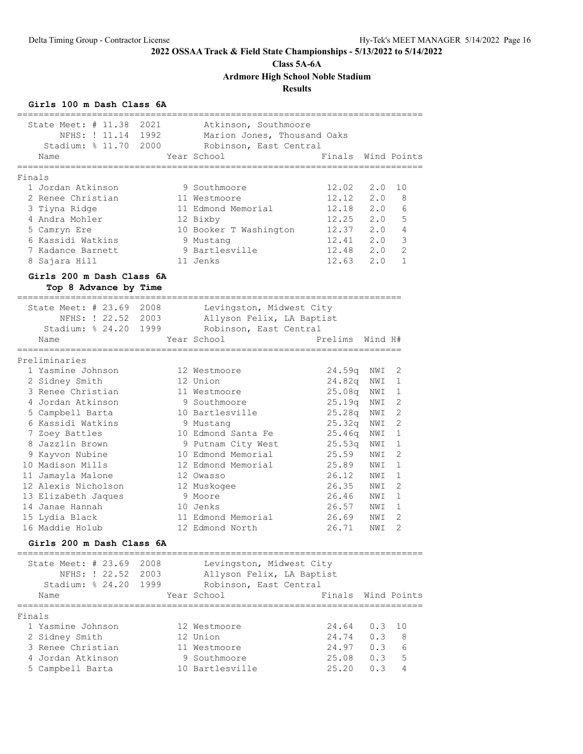**2022 OSSAA Track & Field State Championships - 5/13/2022 to 5/14/2022**

**Class 5A-6A**

**Ardmore High School Noble Stadium**

**Results**

### Girls 100 m Dash Class 6A

State Meet: # 11.38 2021 Atkinson, Southmoore
NFHS: ! 11.14 1992 Marion Jones, Thousand Oaks
Stadium: % 11.70 2000 Robinson, East Central

**Finals**

| Place | Name | Year | School | Finals | Wind | Points |
|---|---|---|---|---|---|---|
| 1 | Jordan Atkinson | 9 | Southmoore | 12.02 | 2.0 | 10 |
| 2 | Renee Christian | 11 | Westmoore | 12.12 | 2.0 | 8 |
| 3 | Tiyna Ridge | 11 | Edmond Memorial | 12.18 | 2.0 | 6 |
| 4 | Andra Mohler | 12 | Bixby | 12.25 | 2.0 | 5 |
| 5 | Camryn Ere | 10 | Booker T Washington | 12.37 | 2.0 | 4 |
| 6 | Kassidi Watkins | 9 | Mustang | 12.41 | 2.0 | 3 |
| 7 | Kadance Barnett | 9 | Bartlesville | 12.48 | 2.0 | 2 |
| 8 | Sajara Hill | 11 | Jenks | 12.63 | 2.0 | 1 |

### Girls 200 m Dash Class 6A

**Top 8 Advance by Time**

State Meet: # 23.69 2008 Levingston, Midwest City
NFHS: ! 22.52 2003 Allyson Felix, LA Baptist
Stadium: % 24.20 1999 Robinson, East Central

**Preliminaries**

| Place | Name | Year | School | Prelims | Wind | H# |
|---|---|---|---|---|---|---|
| 1 | Yasmine Johnson | 12 | Westmoore | 24.59q | NWI | 2 |
| 2 | Sidney Smith | 12 | Union | 24.82q | NWI | 1 |
| 3 | Renee Christian | 11 | Westmoore | 25.08q | NWI | 1 |
| 4 | Jordan Atkinson | 9 | Southmoore | 25.19q | NWI | 2 |
| 5 | Campbell Barta | 10 | Bartlesville | 25.28q | NWI | 2 |
| 6 | Kassidi Watkins | 9 | Mustang | 25.32q | NWI | 2 |
| 7 | Zoey Battles | 10 | Edmond Santa Fe | 25.46q | NWI | 1 |
| 8 | Jazzlin Brown | 9 | Putnam City West | 25.53q | NWI | 1 |
| 9 | Kayvon Nubine | 10 | Edmond Memorial | 25.59 | NWI | 2 |
| 10 | Madison Mills | 12 | Edmond Memorial | 25.89 | NWI | 1 |
| 11 | Jamayla Malone | 12 | Owasso | 26.12 | NWI | 1 |
| 12 | Alexis Nicholson | 12 | Muskogee | 26.35 | NWI | 2 |
| 13 | Elizabeth Jaques | 9 | Moore | 26.46 | NWI | 1 |
| 14 | Janae Hannah | 10 | Jenks | 26.57 | NWI | 1 |
| 15 | Lydia Black | 11 | Edmond Memorial | 26.69 | NWI | 2 |
| 16 | Maddie Holub | 12 | Edmond North | 26.71 | NWI | 2 |

### Girls 200 m Dash Class 6A

State Meet: # 23.69 2008 Levingston, Midwest City
NFHS: ! 22.52 2003 Allyson Felix, LA Baptist
Stadium: % 24.20 1999 Robinson, East Central

**Finals**

| Place | Name | Year | School | Finals | Wind | Points |
|---|---|---|---|---|---|---|
| 1 | Yasmine Johnson | 12 | Westmoore | 24.64 | 0.3 | 10 |
| 2 | Sidney Smith | 12 | Union | 24.74 | 0.3 | 8 |
| 3 | Renee Christian | 11 | Westmoore | 24.97 | 0.3 | 6 |
| 4 | Jordan Atkinson | 9 | Southmoore | 25.08 | 0.3 | 5 |
| 5 | Campbell Barta | 10 | Bartlesville | 25.20 | 0.3 | 4 |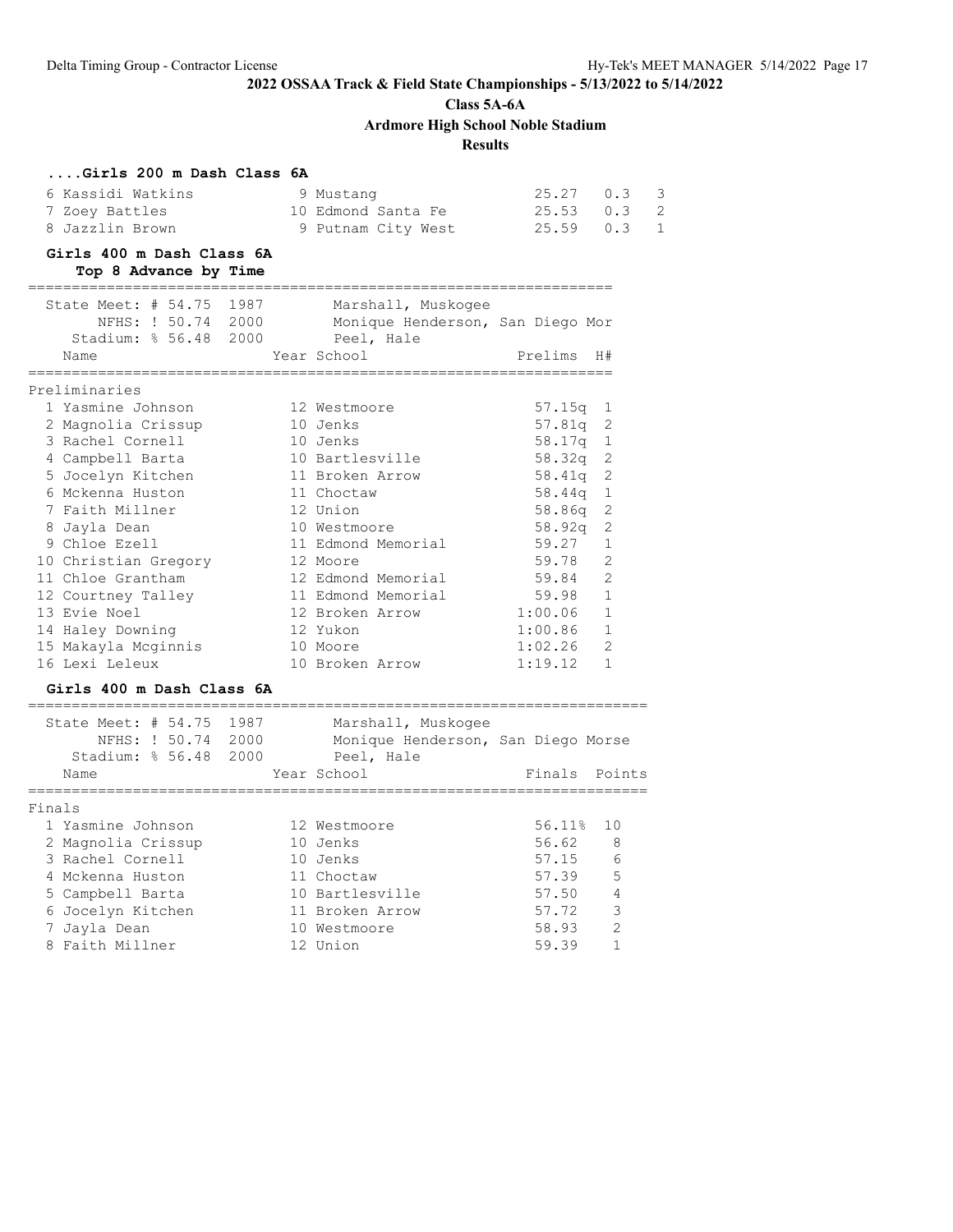**2022 OSSAA Track & Field State Championships - 5/13/2022 to 5/14/2022**

**Class 5A-6A**

**Ardmore High School Noble Stadium**

**Results**

### ....Girls 200 m Dash Class 6A

| Place | Name | Year | School | Finals | Wind | Points |
|---|---|---|---|---|---|---|
| 6 | Kassidi Watkins | 9 | Mustang | 25.27 | 0.3 | 3 |
| 7 | Zoey Battles | 10 | Edmond Santa Fe | 25.53 | 0.3 | 2 |
| 8 | Jazzlin Brown | 9 | Putnam City West | 25.59 | 0.3 | 1 |

### Girls 400 m Dash Class 6A

**Top 8 Advance by Time**

State Meet: # 54.75 1987 Marshall, Muskogee
NFHS: ! 50.74 2000 Monique Henderson, San Diego Mor
Stadium: % 56.48 2000 Peel, Hale

Preliminaries

| Place | Name | Year | School | Prelims | H# |
|---|---|---|---|---|---|
| 1 | Yasmine Johnson | 12 | Westmoore | 57.15q | 1 |
| 2 | Magnolia Crissup | 10 | Jenks | 57.81q | 2 |
| 3 | Rachel Cornell | 10 | Jenks | 58.17q | 1 |
| 4 | Campbell Barta | 10 | Bartlesville | 58.32q | 2 |
| 5 | Jocelyn Kitchen | 11 | Broken Arrow | 58.41q | 2 |
| 6 | Mckenna Huston | 11 | Choctaw | 58.44q | 1 |
| 7 | Faith Millner | 12 | Union | 58.86q | 2 |
| 8 | Jayla Dean | 10 | Westmoore | 58.92q | 2 |
| 9 | Chloe Ezell | 11 | Edmond Memorial | 59.27 | 1 |
| 10 | Christian Gregory | 12 | Moore | 59.78 | 2 |
| 11 | Chloe Grantham | 12 | Edmond Memorial | 59.84 | 2 |
| 12 | Courtney Talley | 11 | Edmond Memorial | 59.98 | 1 |
| 13 | Evie Noel | 12 | Broken Arrow | 1:00.06 | 1 |
| 14 | Haley Downing | 12 | Yukon | 1:00.86 | 1 |
| 15 | Makayla Mcginnis | 10 | Moore | 1:02.26 | 2 |
| 16 | Lexi Leleux | 10 | Broken Arrow | 1:19.12 | 1 |

### Girls 400 m Dash Class 6A

State Meet: # 54.75 1987 Marshall, Muskogee
NFHS: ! 50.74 2000 Monique Henderson, San Diego Morse
Stadium: % 56.48 2000 Peel, Hale

Finals

| Place | Name | Year | School | Finals | Points |
|---|---|---|---|---|---|
| 1 | Yasmine Johnson | 12 | Westmoore | 56.11% | 10 |
| 2 | Magnolia Crissup | 10 | Jenks | 56.62 | 8 |
| 3 | Rachel Cornell | 10 | Jenks | 57.15 | 6 |
| 4 | Mckenna Huston | 11 | Choctaw | 57.39 | 5 |
| 5 | Campbell Barta | 10 | Bartlesville | 57.50 | 4 |
| 6 | Jocelyn Kitchen | 11 | Broken Arrow | 57.72 | 3 |
| 7 | Jayla Dean | 10 | Westmoore | 58.93 | 2 |
| 8 | Faith Millner | 12 | Union | 59.39 | 1 |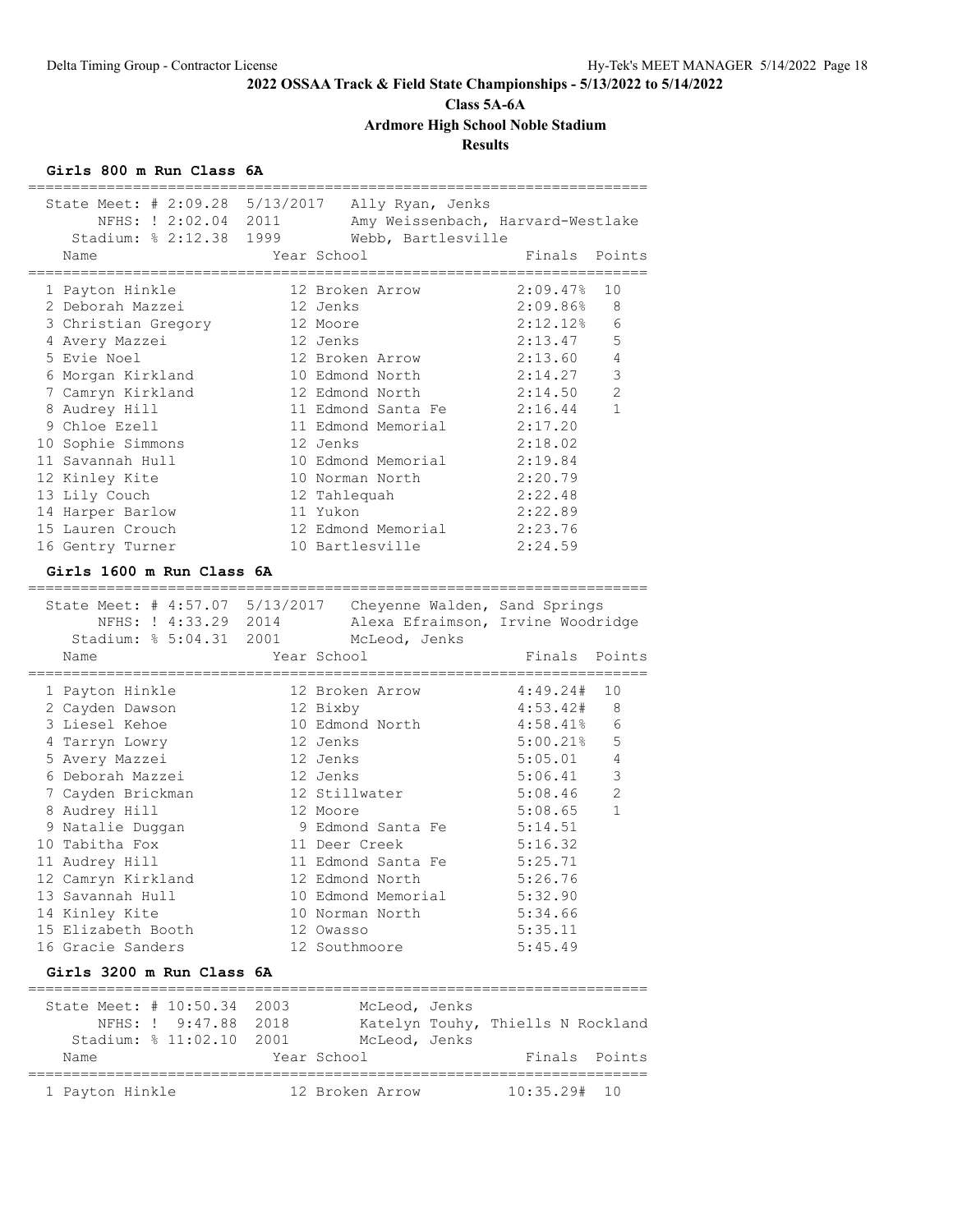**2022 OSSAA Track & Field State Championships - 5/13/2022 to 5/14/2022**

**Class 5A-6A**

**Ardmore High School Noble Stadium**

**Results**

### Girls 800 m Run Class 6A

| Record | Mark | Date | Holder |
|---|---|---|---|
| State Meet: # | 2:09.28 | 5/13/2017 | Ally Ryan, Jenks |
| NFHS: ! | 2:02.04 | 2011 | Amy Weissenbach, Harvard-Westlake |
| Stadium: % | 2:12.38 | 1999 | Webb, Bartlesville |

| Place | Name | Year | School | Finals | Points |
|---|---|---|---|---|---|
| 1 | Payton Hinkle | 12 | Broken Arrow | 2:09.47% | 10 |
| 2 | Deborah Mazzei | 12 | Jenks | 2:09.86% | 8 |
| 3 | Christian Gregory | 12 | Moore | 2:12.12% | 6 |
| 4 | Avery Mazzei | 12 | Jenks | 2:13.47 | 5 |
| 5 | Evie Noel | 12 | Broken Arrow | 2:13.60 | 4 |
| 6 | Morgan Kirkland | 10 | Edmond North | 2:14.27 | 3 |
| 7 | Camryn Kirkland | 12 | Edmond North | 2:14.50 | 2 |
| 8 | Audrey Hill | 11 | Edmond Santa Fe | 2:16.44 | 1 |
| 9 | Chloe Ezell | 11 | Edmond Memorial | 2:17.20 | |
| 10 | Sophie Simmons | 12 | Jenks | 2:18.02 | |
| 11 | Savannah Hull | 10 | Edmond Memorial | 2:19.84 | |
| 12 | Kinley Kite | 10 | Norman North | 2:20.79 | |
| 13 | Lily Couch | 12 | Tahlequah | 2:22.48 | |
| 14 | Harper Barlow | 11 | Yukon | 2:22.89 | |
| 15 | Lauren Crouch | 12 | Edmond Memorial | 2:23.76 | |
| 16 | Gentry Turner | 10 | Bartlesville | 2:24.59 | |

### Girls 1600 m Run Class 6A

| Record | Mark | Date | Holder |
|---|---|---|---|
| State Meet: # | 4:57.07 | 5/13/2017 | Cheyenne Walden, Sand Springs |
| NFHS: ! | 4:33.29 | 2014 | Alexa Efraimson, Irvine Woodridge |
| Stadium: % | 5:04.31 | 2001 | McLeod, Jenks |

| Place | Name | Year | School | Finals | Points |
|---|---|---|---|---|---|
| 1 | Payton Hinkle | 12 | Broken Arrow | 4:49.24# | 10 |
| 2 | Cayden Dawson | 12 | Bixby | 4:53.42# | 8 |
| 3 | Liesel Kehoe | 10 | Edmond North | 4:58.41% | 6 |
| 4 | Tarryn Lowry | 12 | Jenks | 5:00.21% | 5 |
| 5 | Avery Mazzei | 12 | Jenks | 5:05.01 | 4 |
| 6 | Deborah Mazzei | 12 | Jenks | 5:06.41 | 3 |
| 7 | Cayden Brickman | 12 | Stillwater | 5:08.46 | 2 |
| 8 | Audrey Hill | 12 | Moore | 5:08.65 | 1 |
| 9 | Natalie Duggan | 9 | Edmond Santa Fe | 5:14.51 | |
| 10 | Tabitha Fox | 11 | Deer Creek | 5:16.32 | |
| 11 | Audrey Hill | 11 | Edmond Santa Fe | 5:25.71 | |
| 12 | Camryn Kirkland | 12 | Edmond North | 5:26.76 | |
| 13 | Savannah Hull | 10 | Edmond Memorial | 5:32.90 | |
| 14 | Kinley Kite | 10 | Norman North | 5:34.66 | |
| 15 | Elizabeth Booth | 12 | Owasso | 5:35.11 | |
| 16 | Gracie Sanders | 12 | Southmoore | 5:45.49 | |

### Girls 3200 m Run Class 6A

| Record | Mark | Date | Holder |
|---|---|---|---|
| State Meet: # | 10:50.34 | 2003 | McLeod, Jenks |
| NFHS: ! | 9:47.88 | 2018 | Katelyn Touhy, Thiells N Rockland |
| Stadium: % | 11:02.10 | 2001 | McLeod, Jenks |

| Place | Name | Year | School | Finals | Points |
|---|---|---|---|---|---|
| 1 | Payton Hinkle | 12 | Broken Arrow | 10:35.29# | 10 |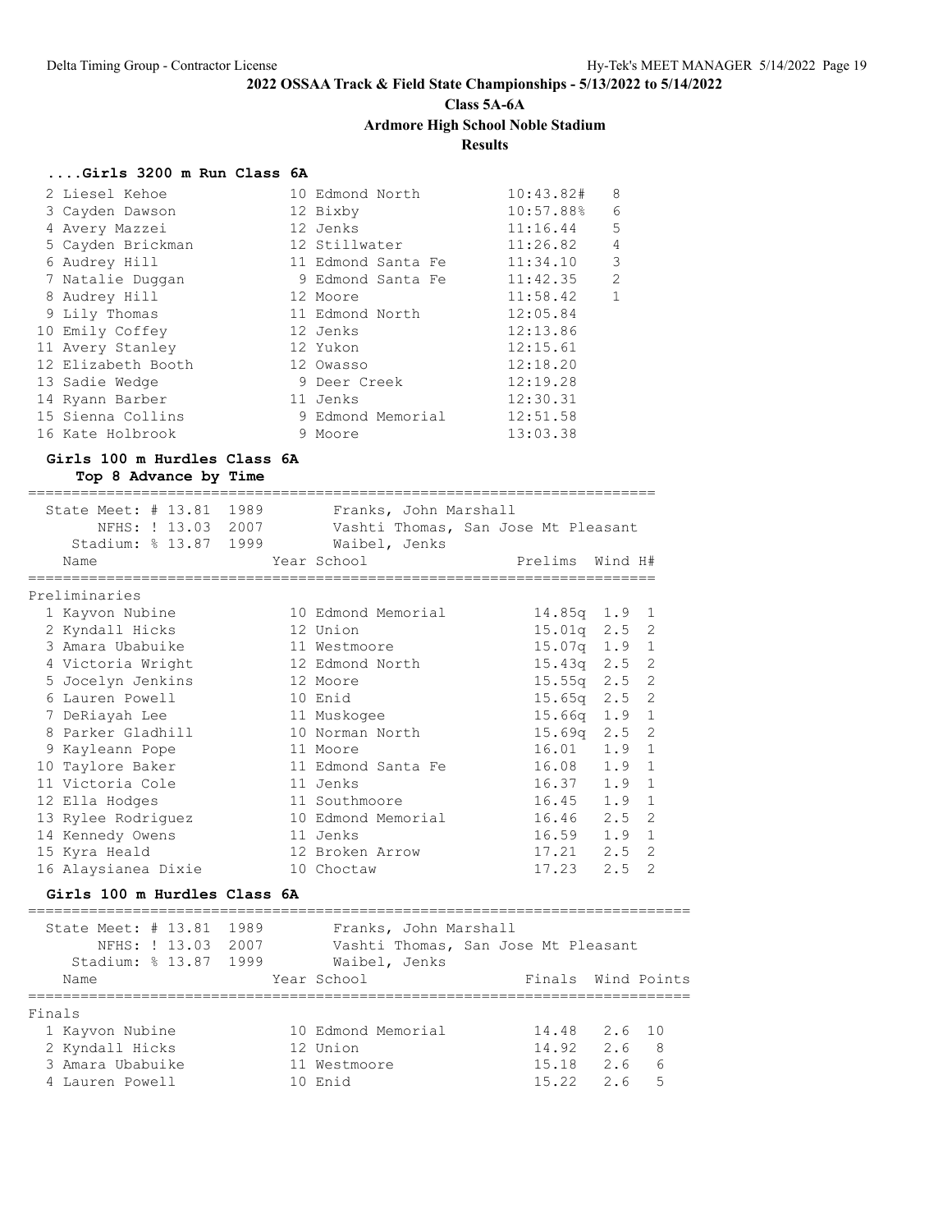**2022 OSSAA Track & Field State Championships - 5/13/2022 to 5/14/2022**

**Class 5A-6A**

**Ardmore High School Noble Stadium**

**Results**

### ....Girls 3200 m Run Class 6A

| Place | Name | Year | School | Finals | Points |
|---|---|---|---|---|---|
| 2 | Liesel Kehoe | 10 | Edmond North | 10:43.82# | 8 |
| 3 | Cayden Dawson | 12 | Bixby | 10:57.88% | 6 |
| 4 | Avery Mazzei | 12 | Jenks | 11:16.44 | 5 |
| 5 | Cayden Brickman | 12 | Stillwater | 11:26.82 | 4 |
| 6 | Audrey Hill | 11 | Edmond Santa Fe | 11:34.10 | 3 |
| 7 | Natalie Duggan | 9 | Edmond Santa Fe | 11:42.35 | 2 |
| 8 | Audrey Hill | 12 | Moore | 11:58.42 | 1 |
| 9 | Lily Thomas | 11 | Edmond North | 12:05.84 | |
| 10 | Emily Coffey | 12 | Jenks | 12:13.86 | |
| 11 | Avery Stanley | 12 | Yukon | 12:15.61 | |
| 12 | Elizabeth Booth | 12 | Owasso | 12:18.20 | |
| 13 | Sadie Wedge | 9 | Deer Creek | 12:19.28 | |
| 14 | Ryann Barber | 11 | Jenks | 12:30.31 | |
| 15 | Sienna Collins | 9 | Edmond Memorial | 12:51.58 | |
| 16 | Kate Holbrook | 9 | Moore | 13:03.38 | |

### Girls 100 m Hurdles Class 6A

**Top 8 Advance by Time**

State Meet: # 13.81 1989 Franks, John Marshall
NFHS: ! 13.03 2007 Vashti Thomas, San Jose Mt Pleasant
Stadium: % 13.87 1999 Waibel, Jenks

Preliminaries

| Place | Name | Year | School | Prelims | Wind | H# |
|---|---|---|---|---|---|---|
| 1 | Kayvon Nubine | 10 | Edmond Memorial | 14.85q | 1.9 | 1 |
| 2 | Kyndall Hicks | 12 | Union | 15.01q | 2.5 | 2 |
| 3 | Amara Ubabuike | 11 | Westmoore | 15.07q | 1.9 | 1 |
| 4 | Victoria Wright | 12 | Edmond North | 15.43q | 2.5 | 2 |
| 5 | Jocelyn Jenkins | 12 | Moore | 15.55q | 2.5 | 2 |
| 6 | Lauren Powell | 10 | Enid | 15.65q | 2.5 | 2 |
| 7 | DeRiayah Lee | 11 | Muskogee | 15.66q | 1.9 | 1 |
| 8 | Parker Gladhill | 10 | Norman North | 15.69q | 2.5 | 2 |
| 9 | Kayleann Pope | 11 | Moore | 16.01 | 1.9 | 1 |
| 10 | Taylore Baker | 11 | Edmond Santa Fe | 16.08 | 1.9 | 1 |
| 11 | Victoria Cole | 11 | Jenks | 16.37 | 1.9 | 1 |
| 12 | Ella Hodges | 11 | Southmoore | 16.45 | 1.9 | 1 |
| 13 | Rylee Rodriguez | 10 | Edmond Memorial | 16.46 | 2.5 | 2 |
| 14 | Kennedy Owens | 11 | Jenks | 16.59 | 1.9 | 1 |
| 15 | Kyra Heald | 12 | Broken Arrow | 17.21 | 2.5 | 2 |
| 16 | Alaysianea Dixie | 10 | Choctaw | 17.23 | 2.5 | 2 |

### Girls 100 m Hurdles Class 6A

State Meet: # 13.81 1989 Franks, John Marshall
NFHS: ! 13.03 2007 Vashti Thomas, San Jose Mt Pleasant
Stadium: % 13.87 1999 Waibel, Jenks

Finals

| Place | Name | Year | School | Finals | Wind | Points |
|---|---|---|---|---|---|---|
| 1 | Kayvon Nubine | 10 | Edmond Memorial | 14.48 | 2.6 | 10 |
| 2 | Kyndall Hicks | 12 | Union | 14.92 | 2.6 | 8 |
| 3 | Amara Ubabuike | 11 | Westmoore | 15.18 | 2.6 | 6 |
| 4 | Lauren Powell | 10 | Enid | 15.22 | 2.6 | 5 |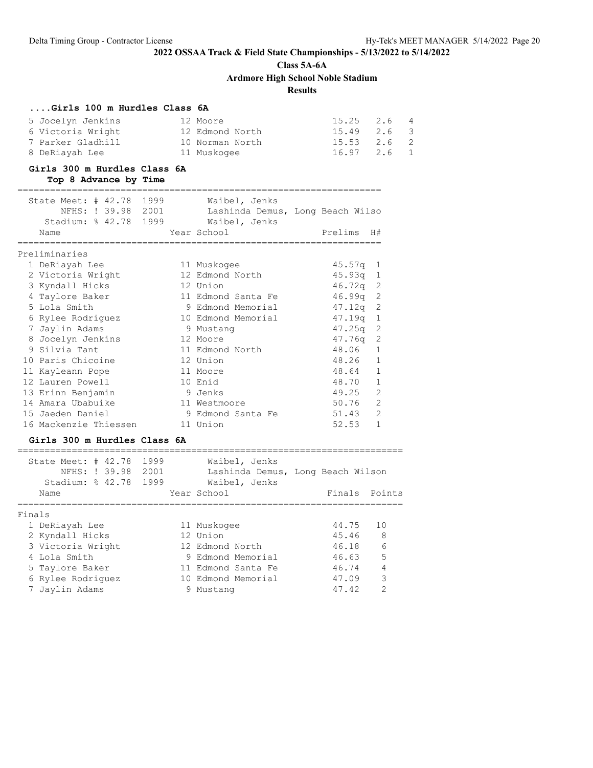## 2022 OSSAA Track & Field State Championships - 5/13/2022 to 5/14/2022

**Class 5A-6A**

**Ardmore High School Noble Stadium**

**Results**

### ....Girls 100 m Hurdles Class 6A

| Place | Name | Year | School | Finals | Wind | Points |
|---|---|---|---|---|---|---|
| 5 | Jocelyn Jenkins | 12 | Moore | 15.25 | 2.6 | 4 |
| 6 | Victoria Wright | 12 | Edmond North | 15.49 | 2.6 | 3 |
| 7 | Parker Gladhill | 10 | Norman North | 15.53 | 2.6 | 2 |
| 8 | DeRiayah Lee | 11 | Muskogee | 16.97 | 2.6 | 1 |

### Girls 300 m Hurdles Class 6A

**Top 8 Advance by Time**

State Meet: # 42.78 1999 Waibel, Jenks
NFHS: ! 39.98 2001 Lashinda Demus, Long Beach Wilso
Stadium: % 42.78 1999 Waibel, Jenks

Preliminaries

| Place | Name | Year | School | Prelims | H# |
|---|---|---|---|---|---|
| 1 | DeRiayah Lee | 11 | Muskogee | 45.57q | 1 |
| 2 | Victoria Wright | 12 | Edmond North | 45.93q | 1 |
| 3 | Kyndall Hicks | 12 | Union | 46.72q | 2 |
| 4 | Taylore Baker | 11 | Edmond Santa Fe | 46.99q | 2 |
| 5 | Lola Smith | 9 | Edmond Memorial | 47.12q | 2 |
| 6 | Rylee Rodriguez | 10 | Edmond Memorial | 47.19q | 1 |
| 7 | Jaylin Adams | 9 | Mustang | 47.25q | 2 |
| 8 | Jocelyn Jenkins | 12 | Moore | 47.76q | 2 |
| 9 | Silvia Tant | 11 | Edmond North | 48.06 | 1 |
| 10 | Paris Chicoine | 12 | Union | 48.26 | 1 |
| 11 | Kayleann Pope | 11 | Moore | 48.64 | 1 |
| 12 | Lauren Powell | 10 | Enid | 48.70 | 1 |
| 13 | Erinn Benjamin | 9 | Jenks | 49.25 | 2 |
| 14 | Amara Ubabuike | 11 | Westmoore | 50.76 | 2 |
| 15 | Jaeden Daniel | 9 | Edmond Santa Fe | 51.43 | 2 |
| 16 | Mackenzie Thiessen | 11 | Union | 52.53 | 1 |

### Girls 300 m Hurdles Class 6A

State Meet: # 42.78 1999 Waibel, Jenks
NFHS: ! 39.98 2001 Lashinda Demus, Long Beach Wilson
Stadium: % 42.78 1999 Waibel, Jenks

Finals

| Place | Name | Year | School | Finals | Points |
|---|---|---|---|---|---|
| 1 | DeRiayah Lee | 11 | Muskogee | 44.75 | 10 |
| 2 | Kyndall Hicks | 12 | Union | 45.46 | 8 |
| 3 | Victoria Wright | 12 | Edmond North | 46.18 | 6 |
| 4 | Lola Smith | 9 | Edmond Memorial | 46.63 | 5 |
| 5 | Taylore Baker | 11 | Edmond Santa Fe | 46.74 | 4 |
| 6 | Rylee Rodriguez | 10 | Edmond Memorial | 47.09 | 3 |
| 7 | Jaylin Adams | 9 | Mustang | 47.42 | 2 |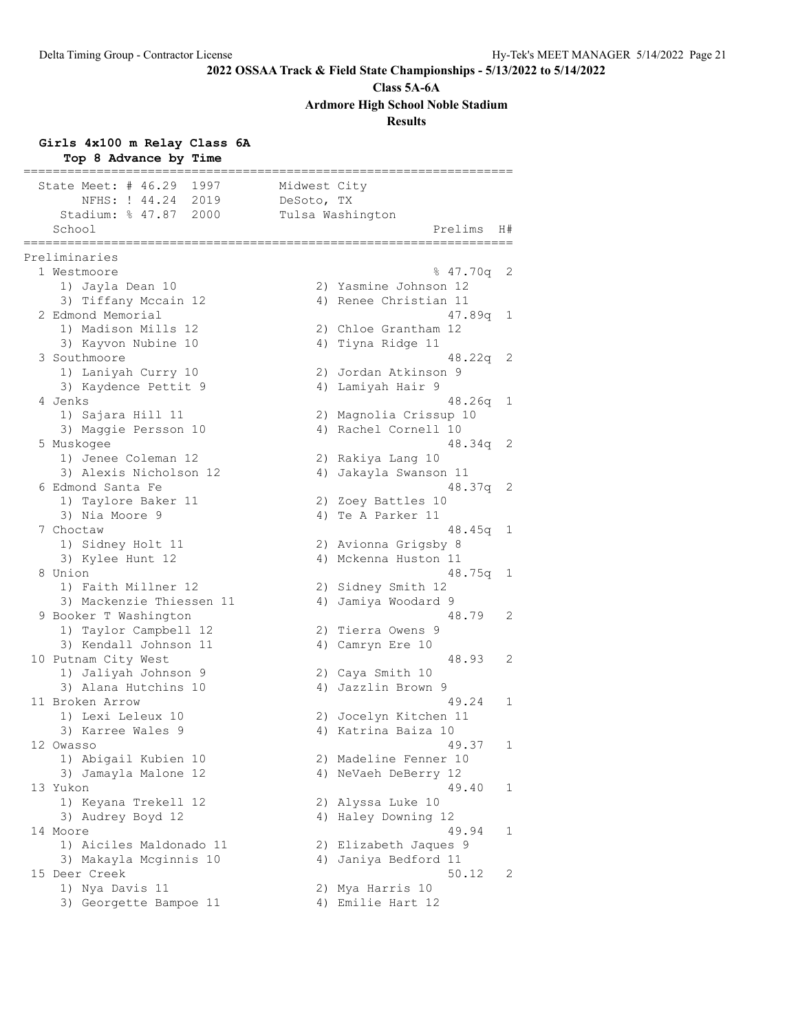**2022 OSSAA Track & Field State Championships - 5/13/2022 to 5/14/2022**

**Class 5A-6A**

**Ardmore High School Noble Stadium**

**Results**

## Girls 4x100 m Relay Class 6A

**Top 8 Advance by Time**

```
===================================================================
  State Meet: # 46.29  1997       Midwest City
       NFHS: ! 44.24  2019       DeSoto, TX
    Stadium: % 47.87  2000       Tulsa Washington
    School                                             Prelims  H#
===================================================================
Preliminaries
  1 Westmoore                                         % 47.70q  2
     1) Jayla Dean 10                2) Yasmine Johnson 12
     3) Tiffany Mccain 12            4) Renee Christian 11
  2 Edmond Memorial                                     47.89q  1
     1) Madison Mills 12             2) Chloe Grantham 12
     3) Kayvon Nubine 10             4) Tiyna Ridge 11
  3 Southmoore                                          48.22q  2
     1) Laniyah Curry 10             2) Jordan Atkinson 9
     3) Kaydence Pettit 9            4) Lamiyah Hair 9
  4 Jenks                                               48.26q  1
     1) Sajara Hill 11               2) Magnolia Crissup 10
     3) Maggie Persson 10            4) Rachel Cornell 10
  5 Muskogee                                            48.34q  2
     1) Jenee Coleman 12             2) Rakiya Lang 10
     3) Alexis Nicholson 12          4) Jakayla Swanson 11
  6 Edmond Santa Fe                                     48.37q  2
     1) Taylore Baker 11             2) Zoey Battles 10
     3) Nia Moore 9                  4) Te A Parker 11
  7 Choctaw                                             48.45q  1
     1) Sidney Holt 11               2) Avionna Grigsby 8
     3) Kylee Hunt 12                4) Mckenna Huston 11
  8 Union                                               48.75q  1
     1) Faith Millner 12             2) Sidney Smith 12
     3) Mackenzie Thiessen 11        4) Jamiya Woodard 9
  9 Booker T Washington                                 48.79   2
     1) Taylor Campbell 12           2) Tierra Owens 9
     3) Kendall Johnson 11           4) Camryn Ere 10
 10 Putnam City West                                    48.93   2
     1) Jaliyah Johnson 9            2) Caya Smith 10
     3) Alana Hutchins 10            4) Jazzlin Brown 9
 11 Broken Arrow                                        49.24   1
     1) Lexi Leleux 10               2) Jocelyn Kitchen 11
     3) Karree Wales 9               4) Katrina Baiza 10
 12 Owasso                                              49.37   1
     1) Abigail Kubien 10            2) Madeline Fenner 10
     3) Jamayla Malone 12            4) NeVaeh DeBerry 12
 13 Yukon                                               49.40   1
     1) Keyana Trekell 12            2) Alyssa Luke 10
     3) Audrey Boyd 12               4) Haley Downing 12
 14 Moore                                               49.94   1
     1) Aiciles Maldonado 11         2) Elizabeth Jaques 9
     3) Makayla Mcginnis 10          4) Janiya Bedford 11
 15 Deer Creek                                          50.12   2
     1) Nya Davis 11                 2) Mya Harris 10
     3) Georgette Bampoe 11          4) Emilie Hart 12
```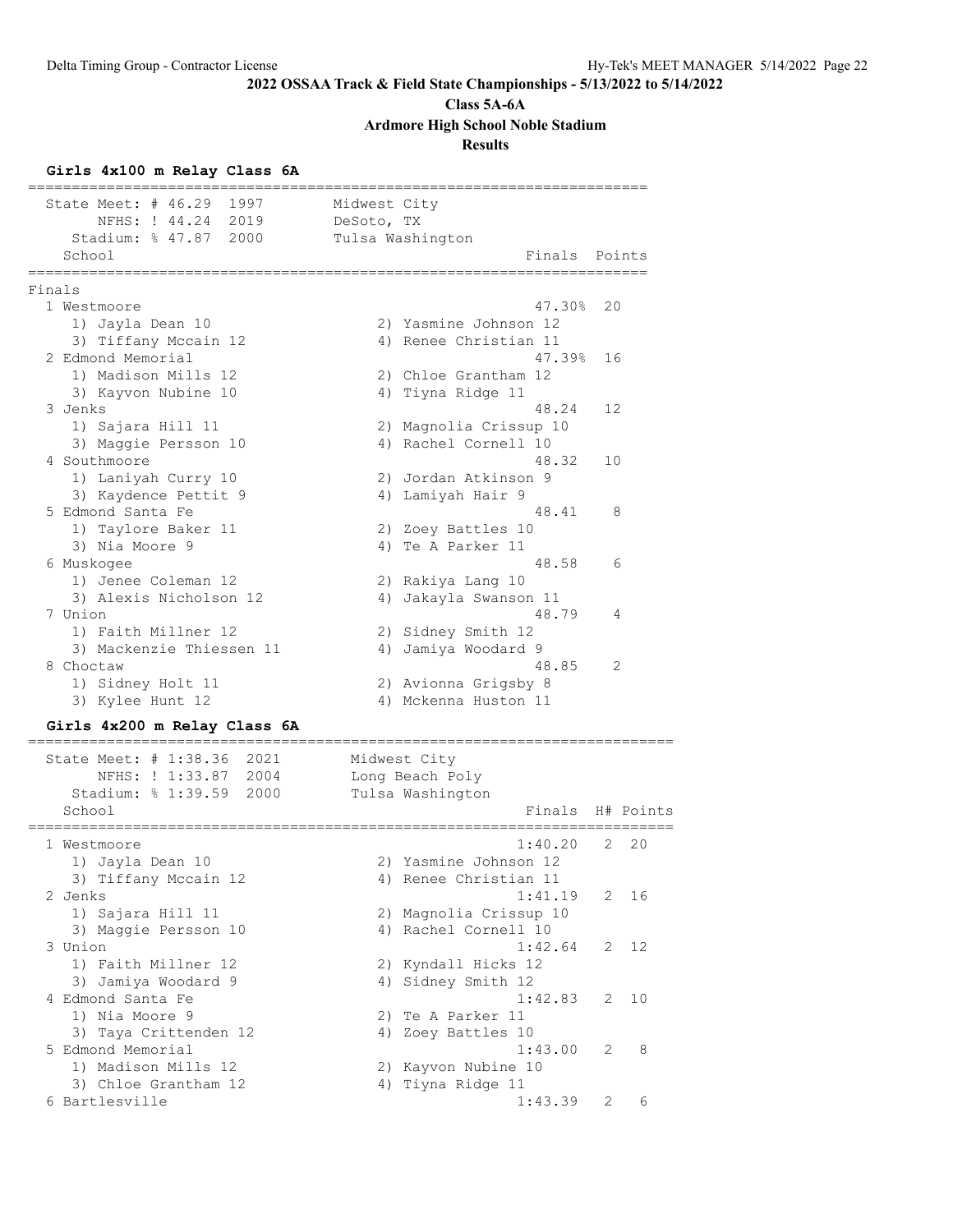**2022 OSSAA Track & Field State Championships - 5/13/2022 to 5/14/2022**

**Class 5A-6A**

**Ardmore High School Noble Stadium**

**Results**

## Girls 4x100 m Relay Class 6A

```
=======================================================================
  State Meet: # 46.29  1997        Midwest City
        NFHS: ! 44.24  2019        DeSoto, TX
     Stadium: % 47.87  2000        Tulsa Washington
    School                                            Finals  Points
=======================================================================
Finals
  1 Westmoore                                         47.30%  20
     1) Jayla Dean 10                  2) Yasmine Johnson 12
     3) Tiffany Mccain 12              4) Renee Christian 11
  2 Edmond Memorial                                   47.39%  16
     1) Madison Mills 12               2) Chloe Grantham 12
     3) Kayvon Nubine 10               4) Tiyna Ridge 11
  3 Jenks                                             48.24   12
     1) Sajara Hill 11                 2) Magnolia Crissup 10
     3) Maggie Persson 10              4) Rachel Cornell 10
  4 Southmoore                                        48.32   10
     1) Laniyah Curry 10               2) Jordan Atkinson 9
     3) Kaydence Pettit 9              4) Lamiyah Hair 9
  5 Edmond Santa Fe                                   48.41    8
     1) Taylore Baker 11               2) Zoey Battles 10
     3) Nia Moore 9                    4) Te A Parker 11
  6 Muskogee                                          48.58    6
     1) Jenee Coleman 12               2) Rakiya Lang 10
     3) Alexis Nicholson 12            4) Jakayla Swanson 11
  7 Union                                             48.79    4
     1) Faith Millner 12               2) Sidney Smith 12
     3) Mackenzie Thiessen 11          4) Jamiya Woodard 9
  8 Choctaw                                           48.85    2
     1) Sidney Holt 11                 2) Avionna Grigsby 8
     3) Kylee Hunt 12                  4) Mckenna Huston 11
```

## Girls 4x200 m Relay Class 6A

```
==========================================================================
  State Meet: # 1:38.36  2021        Midwest City
        NFHS: ! 1:33.87  2004        Long Beach Poly
     Stadium: % 1:39.59  2000        Tulsa Washington
    School                                            Finals  H# Points
==========================================================================
  1 Westmoore                                        1:40.20   2  20
     1) Jayla Dean 10                  2) Yasmine Johnson 12
     3) Tiffany Mccain 12              4) Renee Christian 11
  2 Jenks                                            1:41.19   2  16
     1) Sajara Hill 11                 2) Magnolia Crissup 10
     3) Maggie Persson 10              4) Rachel Cornell 10
  3 Union                                            1:42.64   2  12
     1) Faith Millner 12               2) Kyndall Hicks 12
     3) Jamiya Woodard 9               4) Sidney Smith 12
  4 Edmond Santa Fe                                  1:42.83   2  10
     1) Nia Moore 9                    2) Te A Parker 11
     3) Taya Crittenden 12             4) Zoey Battles 10
  5 Edmond Memorial                                  1:43.00   2   8
     1) Madison Mills 12               2) Kayvon Nubine 10
     3) Chloe Grantham 12              4) Tiyna Ridge 11
  6 Bartlesville                                     1:43.39   2   6
```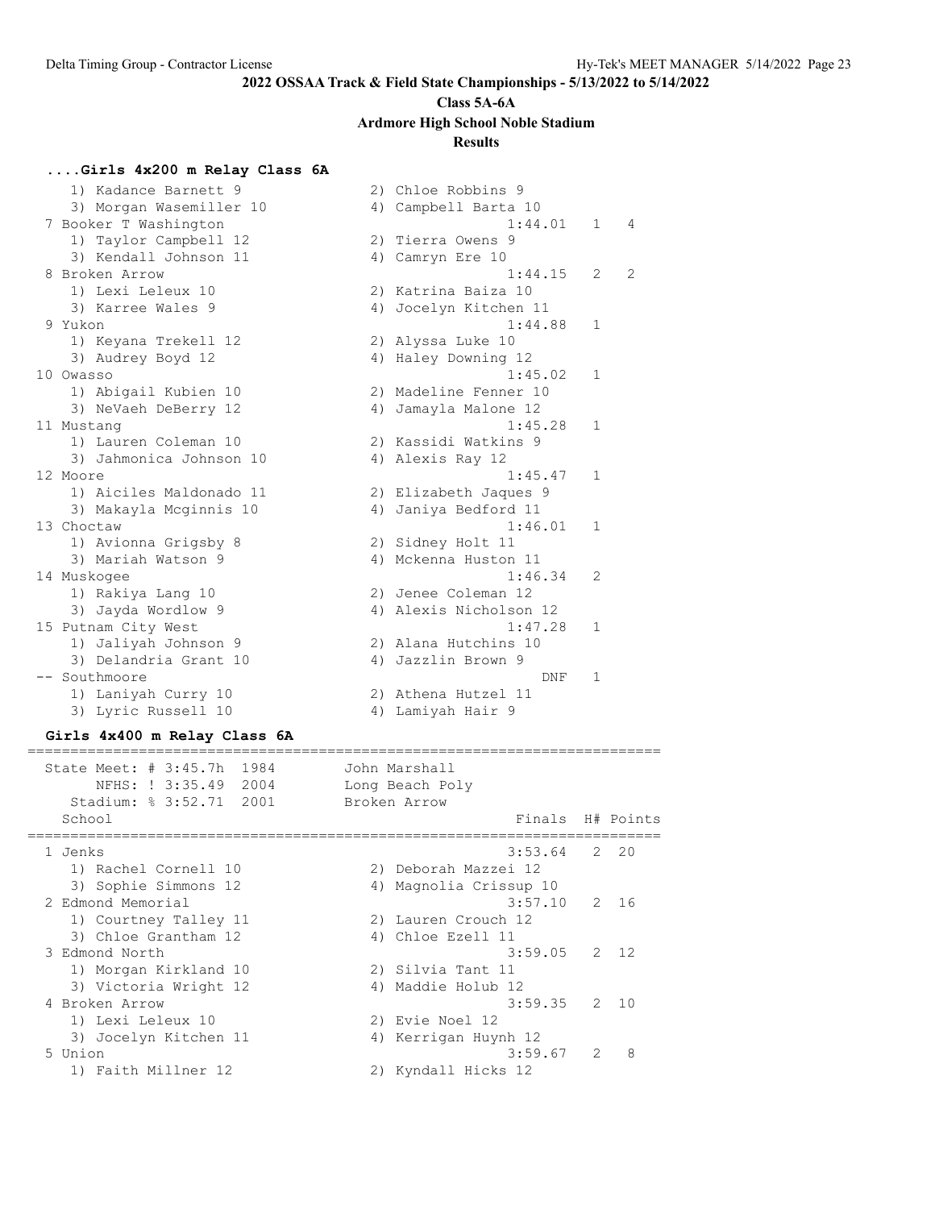**2022 OSSAA Track & Field State Championships - 5/13/2022 to 5/14/2022**

**Class 5A-6A**

**Ardmore High School Noble Stadium**

**Results**

### ....Girls 4x200 m Relay Class 6A

```
    1) Kadance Barnett 9               2) Chloe Robbins 9
    3) Morgan Wasemiller 10            4) Campbell Barta 10
  7 Booker T Washington                             1:44.01   1    4
    1) Taylor Campbell 12              2) Tierra Owens 9
    3) Kendall Johnson 11              4) Camryn Ere 10
  8 Broken Arrow                                    1:44.15   2    2
    1) Lexi Leleux 10                  2) Katrina Baiza 10
    3) Karree Wales 9                  4) Jocelyn Kitchen 11
  9 Yukon                                           1:44.88   1
    1) Keyana Trekell 12               2) Alyssa Luke 10
    3) Audrey Boyd 12                  4) Haley Downing 12
 10 Owasso                                          1:45.02   1
    1) Abigail Kubien 10               2) Madeline Fenner 10
    3) NeVaeh DeBerry 12               4) Jamayla Malone 12
 11 Mustang                                         1:45.28   1
    1) Lauren Coleman 10               2) Kassidi Watkins 9
    3) Jahmonica Johnson 10            4) Alexis Ray 12
 12 Moore                                           1:45.47   1
    1) Aiciles Maldonado 11            2) Elizabeth Jaques 9
    3) Makayla Mcginnis 10             4) Janiya Bedford 11
 13 Choctaw                                         1:46.01   1
    1) Avionna Grigsby 8               2) Sidney Holt 11
    3) Mariah Watson 9                 4) Mckenna Huston 11
 14 Muskogee                                        1:46.34   2
    1) Rakiya Lang 10                  2) Jenee Coleman 12
    3) Jayda Wordlow 9                 4) Alexis Nicholson 12
 15 Putnam City West                                1:47.28   1
    1) Jaliyah Johnson 9               2) Alana Hutchins 10
    3) Delandria Grant 10              4) Jazzlin Brown 9
 -- Southmoore                                          DNF   1
    1) Laniyah Curry 10                2) Athena Hutzel 11
    3) Lyric Russell 10                4) Lamiyah Hair 9
```

### Girls 4x400 m Relay Class 6A

```
=========================================================================
  State Meet: # 3:45.7h  1984        John Marshall
       NFHS: ! 3:35.49  2004         Long Beach Poly
    Stadium: % 3:52.71  2001         Broken Arrow
    School                                          Finals  H# Points
=========================================================================
  1 Jenks                                           3:53.64   2  20
    1) Rachel Cornell 10               2) Deborah Mazzei 12
    3) Sophie Simmons 12               4) Magnolia Crissup 10
  2 Edmond Memorial                                 3:57.10   2  16
    1) Courtney Talley 11              2) Lauren Crouch 12
    3) Chloe Grantham 12               4) Chloe Ezell 11
  3 Edmond North                                    3:59.05   2  12
    1) Morgan Kirkland 10              2) Silvia Tant 11
    3) Victoria Wright 12              4) Maddie Holub 12
  4 Broken Arrow                                    3:59.35   2  10
    1) Lexi Leleux 10                  2) Evie Noel 12
    3) Jocelyn Kitchen 11              4) Kerrigan Huynh 12
  5 Union                                           3:59.67   2   8
    1) Faith Millner 12                2) Kyndall Hicks 12
```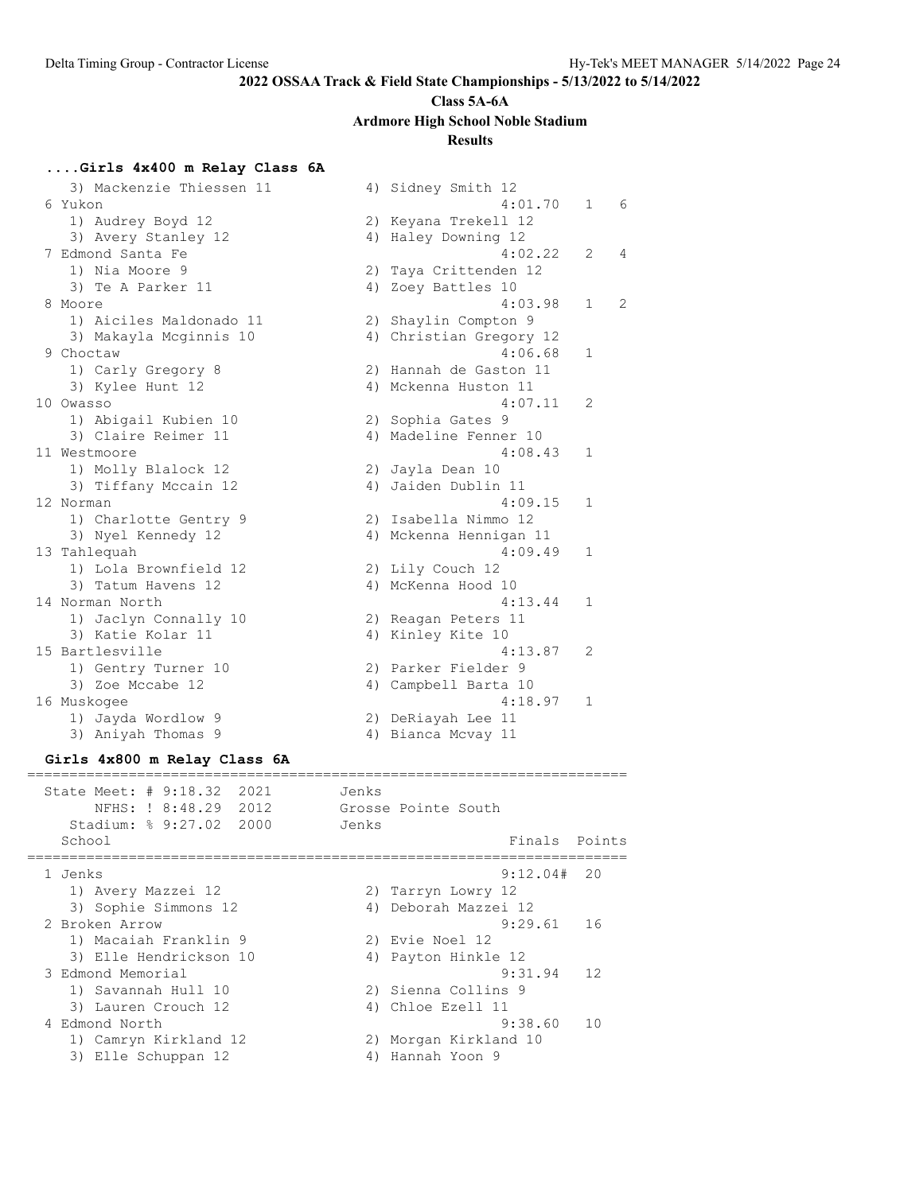**2022 OSSAA Track & Field State Championships - 5/13/2022 to 5/14/2022**

**Class 5A-6A**

**Ardmore High School Noble Stadium**

**Results**

### ....Girls 4x400 m Relay Class 6A

```
   3) Mackenzie Thiessen 11          4) Sidney Smith 12
 6 Yukon                                           4:01.70   1    6
   1) Audrey Boyd 12                 2) Keyana Trekell 12
   3) Avery Stanley 12               4) Haley Downing 12
 7 Edmond Santa Fe                                 4:02.22   2    4
   1) Nia Moore 9                    2) Taya Crittenden 12
   3) Te A Parker 11                 4) Zoey Battles 10
 8 Moore                                           4:03.98   1    2
   1) Aiciles Maldonado 11           2) Shaylin Compton 9
   3) Makayla Mcginnis 10            4) Christian Gregory 12
 9 Choctaw                                         4:06.68   1
   1) Carly Gregory 8                2) Hannah de Gaston 11
   3) Kylee Hunt 12                  4) Mckenna Huston 11
10 Owasso                                          4:07.11   2
   1) Abigail Kubien 10              2) Sophia Gates 9
   3) Claire Reimer 11               4) Madeline Fenner 10
11 Westmoore                                       4:08.43   1
   1) Molly Blalock 12               2) Jayla Dean 10
   3) Tiffany Mccain 12              4) Jaiden Dublin 11
12 Norman                                          4:09.15   1
   1) Charlotte Gentry 9             2) Isabella Nimmo 12
   3) Nyel Kennedy 12                4) Mckenna Hennigan 11
13 Tahlequah                                       4:09.49   1
   1) Lola Brownfield 12             2) Lily Couch 12
   3) Tatum Havens 12                4) McKenna Hood 10
14 Norman North                                    4:13.44   1
   1) Jaclyn Connally 10             2) Reagan Peters 11
   3) Katie Kolar 11                 4) Kinley Kite 10
15 Bartlesville                                    4:13.87   2
   1) Gentry Turner 10               2) Parker Fielder 9
   3) Zoe Mccabe 12                  4) Campbell Barta 10
16 Muskogee                                        4:18.97   1
   1) Jayda Wordlow 9                2) DeRiayah Lee 11
   3) Aniyah Thomas 9                4) Bianca Mcvay 11
```

### Girls 4x800 m Relay Class 6A

```
=======================================================================
  State Meet: # 9:18.32  2021        Jenks
       NFHS: ! 8:48.29  2012         Grosse Pointe South
    Stadium: % 9:27.02  2000         Jenks
  School                                             Finals  Points
=======================================================================
  1 Jenks                                           9:12.04#  20
     1) Avery Mazzei 12              2) Tarryn Lowry 12
     3) Sophie Simmons 12            4) Deborah Mazzei 12
  2 Broken Arrow                                    9:29.61   16
     1) Macaiah Franklin 9           2) Evie Noel 12
     3) Elle Hendrickson 10          4) Payton Hinkle 12
  3 Edmond Memorial                                 9:31.94   12
     1) Savannah Hull 10             2) Sienna Collins 9
     3) Lauren Crouch 12             4) Chloe Ezell 11
  4 Edmond North                                    9:38.60   10
     1) Camryn Kirkland 12           2) Morgan Kirkland 10
     3) Elle Schuppan 12             4) Hannah Yoon 9
```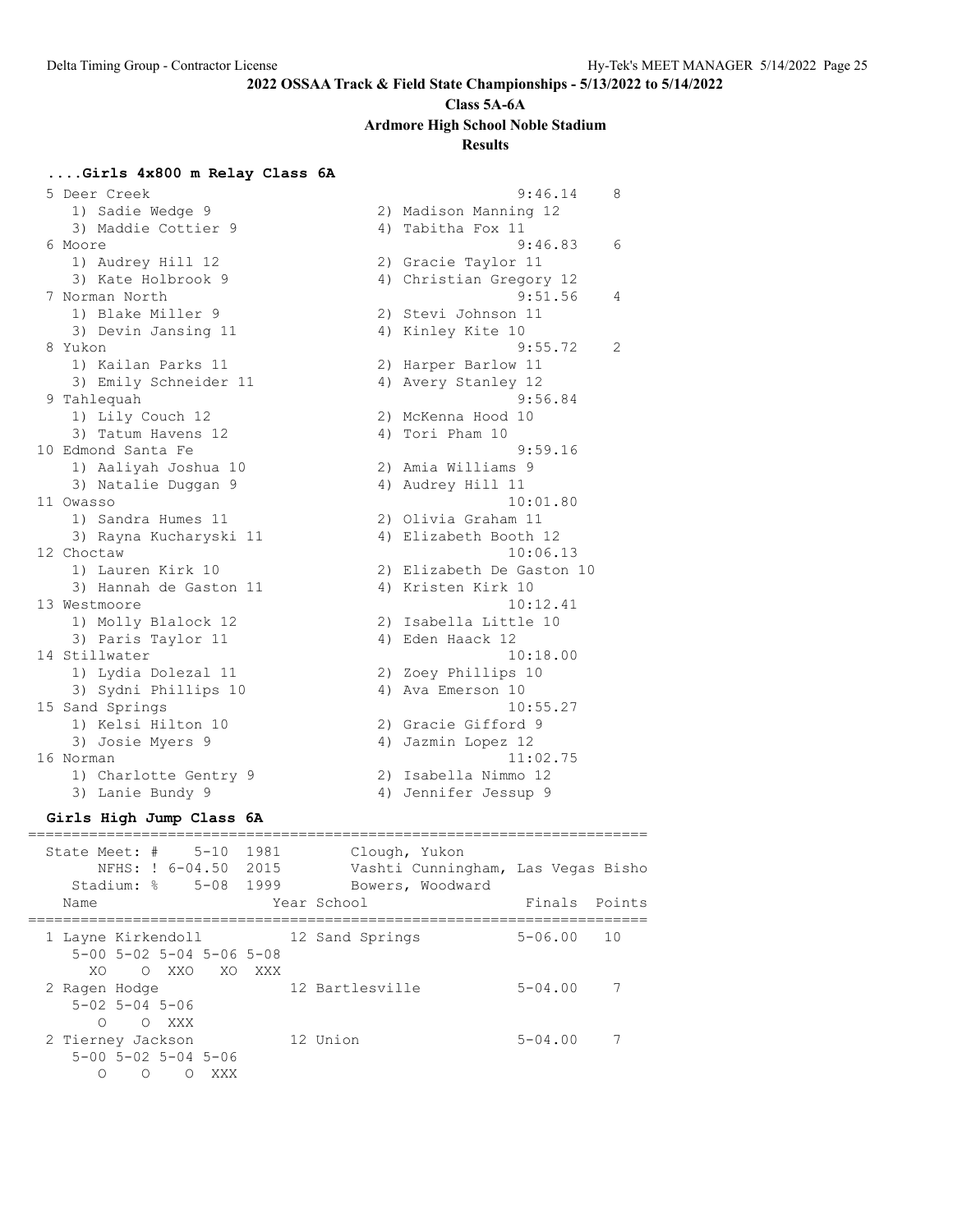## 2022 OSSAA Track & Field State Championships - 5/13/2022 to 5/14/2022

### Class 5A-6A

### Ardmore High School Noble Stadium

### Results

**....Girls 4x800 m Relay Class 6A**

```
  5 Deer Creek                                            9:46.14    8
     1) Sadie Wedge 9                  2) Madison Manning 12
     3) Maddie Cottier 9               4) Tabitha Fox 11
  6 Moore                                                 9:46.83    6
     1) Audrey Hill 12                 2) Gracie Taylor 11
     3) Kate Holbrook 9                4) Christian Gregory 12
  7 Norman North                                          9:51.56    4
     1) Blake Miller 9                 2) Stevi Johnson 11
     3) Devin Jansing 11               4) Kinley Kite 10
  8 Yukon                                                 9:55.72    2
     1) Kailan Parks 11                2) Harper Barlow 11
     3) Emily Schneider 11             4) Avery Stanley 12
  9 Tahlequah                                             9:56.84
     1) Lily Couch 12                  2) McKenna Hood 10
     3) Tatum Havens 12                4) Tori Pham 10
 10 Edmond Santa Fe                                       9:59.16
     1) Aaliyah Joshua 10              2) Amia Williams 9
     3) Natalie Duggan 9               4) Audrey Hill 11
 11 Owasso                                               10:01.80
     1) Sandra Humes 11                2) Olivia Graham 11
     3) Rayna Kucharyski 11            4) Elizabeth Booth 12
 12 Choctaw                                              10:06.13
     1) Lauren Kirk 10                 2) Elizabeth De Gaston 10
     3) Hannah de Gaston 11            4) Kristen Kirk 10
 13 Westmoore                                            10:12.41
     1) Molly Blalock 12               2) Isabella Little 10
     3) Paris Taylor 11                4) Eden Haack 12
 14 Stillwater                                           10:18.00
     1) Lydia Dolezal 11               2) Zoey Phillips 10
     3) Sydni Phillips 10              4) Ava Emerson 10
 15 Sand Springs                                         10:55.27
     1) Kelsi Hilton 10                2) Gracie Gifford 9
     3) Josie Myers 9                  4) Jazmin Lopez 12
 16 Norman                                               11:02.75
     1) Charlotte Gentry 9             2) Isabella Nimmo 12
     3) Lanie Bundy 9                  4) Jennifer Jessup 9
```

**Girls High Jump Class 6A**

```
=======================================================================
  State Meet: #     5-10  1981        Clough, Yukon
       NFHS: ! 6-04.50  2015        Vashti Cunningham, Las Vegas Bisho
    Stadium: %    5-08  1999        Bowers, Woodward
    Name                    Year School                 Finals  Points
=======================================================================
  1 Layne Kirkendoll         12 Sand Springs           5-06.00   10
     5-00 5-02 5-04 5-06 5-08
       XO    O  XXO   XO  XXX
  2 Ragen Hodge              12 Bartlesville           5-04.00    7
     5-02 5-04 5-06
        O    O  XXX
  2 Tierney Jackson          12 Union                  5-04.00    7
     5-00 5-02 5-04 5-06
        O    O    O  XXX
```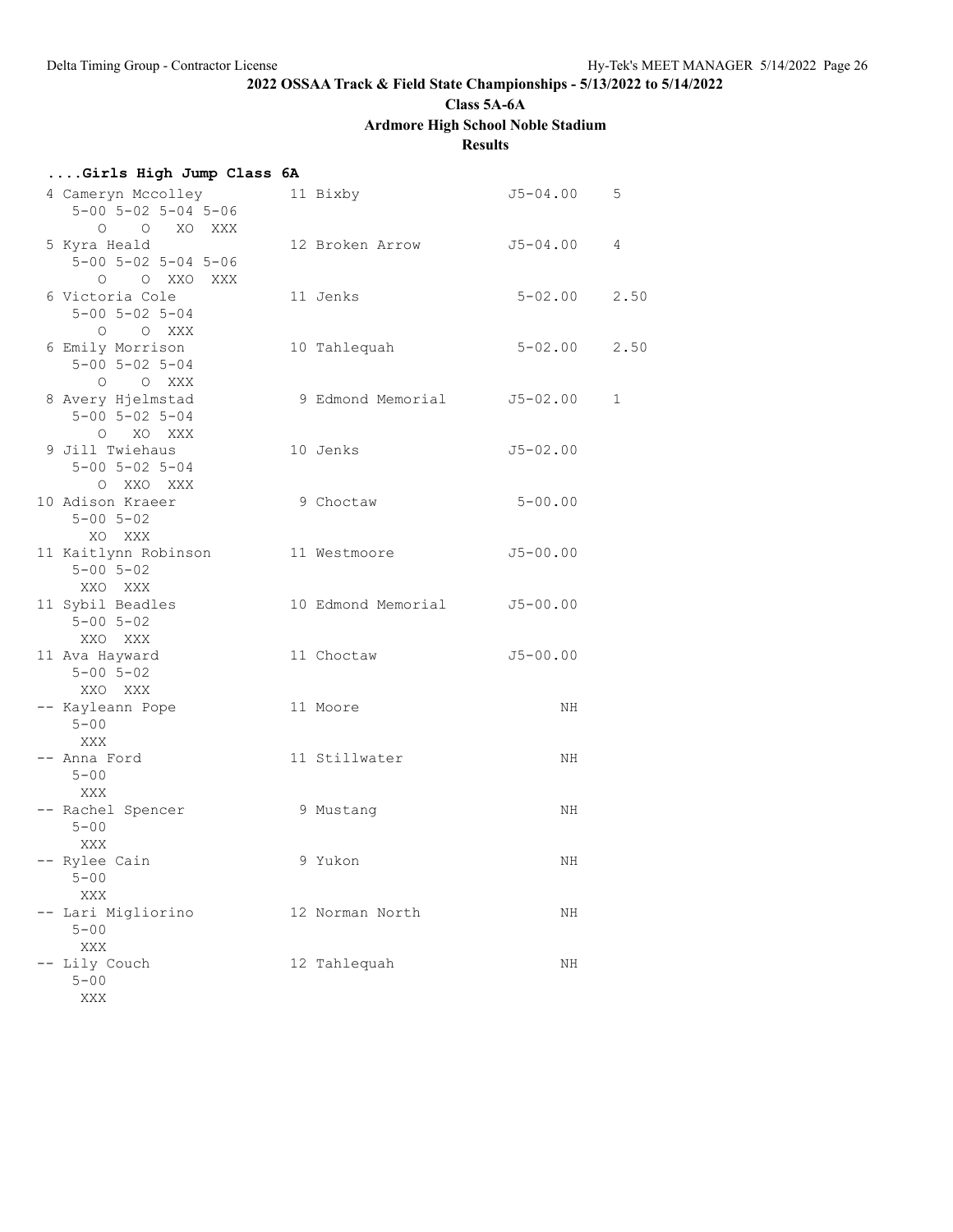**2022 OSSAA Track & Field State Championships - 5/13/2022 to 5/14/2022**

**Class 5A-6A**

**Ardmore High School Noble Stadium**

**Results**

## ....Girls High Jump Class 6A

```
  4 Cameryn Mccolley          11 Bixby                 J5-04.00    5
     5-00 5-02 5-04 5-06
        O    O   XO  XXX
  5 Kyra Heald                12 Broken Arrow          J5-04.00    4
     5-00 5-02 5-04 5-06
        O    O  XXO  XXX
  6 Victoria Cole             11 Jenks                  5-02.00    2.50
     5-00 5-02 5-04
        O    O  XXX
  6 Emily Morrison            10 Tahlequah              5-02.00    2.50
     5-00 5-02 5-04
        O    O  XXX
  8 Avery Hjelmstad            9 Edmond Memorial       J5-02.00    1
     5-00 5-02 5-04
        O   XO  XXX
  9 Jill Twiehaus             10 Jenks                 J5-02.00
     5-00 5-02 5-04
        O  XXO  XXX
 10 Adison Kraeer              9 Choctaw                5-00.00
     5-00 5-02
       XO  XXX
 11 Kaitlynn Robinson         11 Westmoore             J5-00.00
     5-00 5-02
      XXO  XXX
 11 Sybil Beadles             10 Edmond Memorial       J5-00.00
     5-00 5-02
      XXO  XXX
 11 Ava Hayward               11 Choctaw               J5-00.00
     5-00 5-02
      XXO  XXX
 -- Kayleann Pope             11 Moore                       NH
     5-00
      XXX
 -- Anna Ford                 11 Stillwater                  NH
     5-00
      XXX
 -- Rachel Spencer             9 Mustang                     NH
     5-00
      XXX
 -- Rylee Cain                 9 Yukon                       NH
     5-00
      XXX
 -- Lari Migliorino           12 Norman North                NH
     5-00
      XXX
 -- Lily Couch                12 Tahlequah                   NH
     5-00
      XXX
```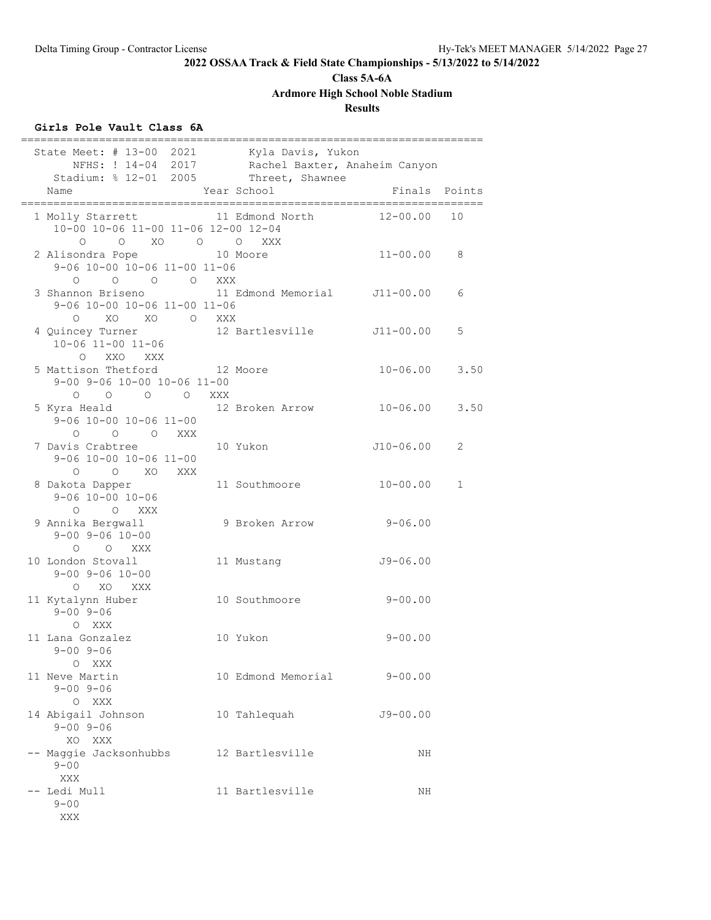**2022 OSSAA Track & Field State Championships - 5/13/2022 to 5/14/2022**

**Class 5A-6A**

**Ardmore High School Noble Stadium**

**Results**

### Girls Pole Vault Class 6A

```
=========================================================================
  State Meet: # 13-00  2021        Kyla Davis, Yukon                      
       NFHS: ! 14-04  2017        Rachel Baxter, Anaheim Canyon          
    Stadium: % 12-01  2005        Threet, Shawnee                        
    Name                    Year School                 Finals  Points 
=========================================================================
  1 Molly Starrett            11 Edmond North         12-00.00   10   
     10-00 10-06 11-00 11-06 12-00 12-04
         O     O    XO     O     O   XXX
  2 Alisondra Pope            10 Moore                11-00.00    8   
     9-06 10-00 10-06 11-00 11-06
        O     O     O     O   XXX
  3 Shannon Briseno           11 Edmond Memorial     J11-00.00    6   
     9-06 10-00 10-06 11-00 11-06
        O    XO    XO     O   XXX
  4 Quincey Turner            12 Bartlesville        J11-00.00    5   
     10-06 11-00 11-06
         O   XXO   XXX
  5 Mattison Thetford         12 Moore                10-06.00    3.50
     9-00 9-06 10-00 10-06 11-00
        O    O     O     O   XXX
  5 Kyra Heald                12 Broken Arrow         10-06.00    3.50
     9-06 10-00 10-06 11-00
        O     O     O   XXX
  7 Davis Crabtree            10 Yukon               J10-06.00    2   
     9-06 10-00 10-06 11-00
        O     O    XO   XXX
  8 Dakota Dapper             11 Southmoore           10-00.00    1   
     9-06 10-00 10-06
        O     O   XXX
  9 Annika Bergwall            9 Broken Arrow          9-06.00        
     9-00 9-06 10-00
        O    O   XXX
 10 London Stovall            11 Mustang              J9-06.00        
     9-00 9-06 10-00
        O   XO   XXX
 11 Kytalynn Huber            10 Southmoore            9-00.00        
     9-00 9-06
        O  XXX
 11 Lana Gonzalez             10 Yukon                 9-00.00        
     9-00 9-06
        O  XXX
 11 Neve Martin               10 Edmond Memorial       9-00.00        
     9-00 9-06
        O  XXX
 14 Abigail Johnson           10 Tahlequah            J9-00.00        
     9-00 9-06
       XO  XXX
 -- Maggie Jacksonhubbs       12 Bartlesville               NH        
     9-00
      XXX
 -- Ledi Mull                 11 Bartlesville               NH        
     9-00
      XXX
```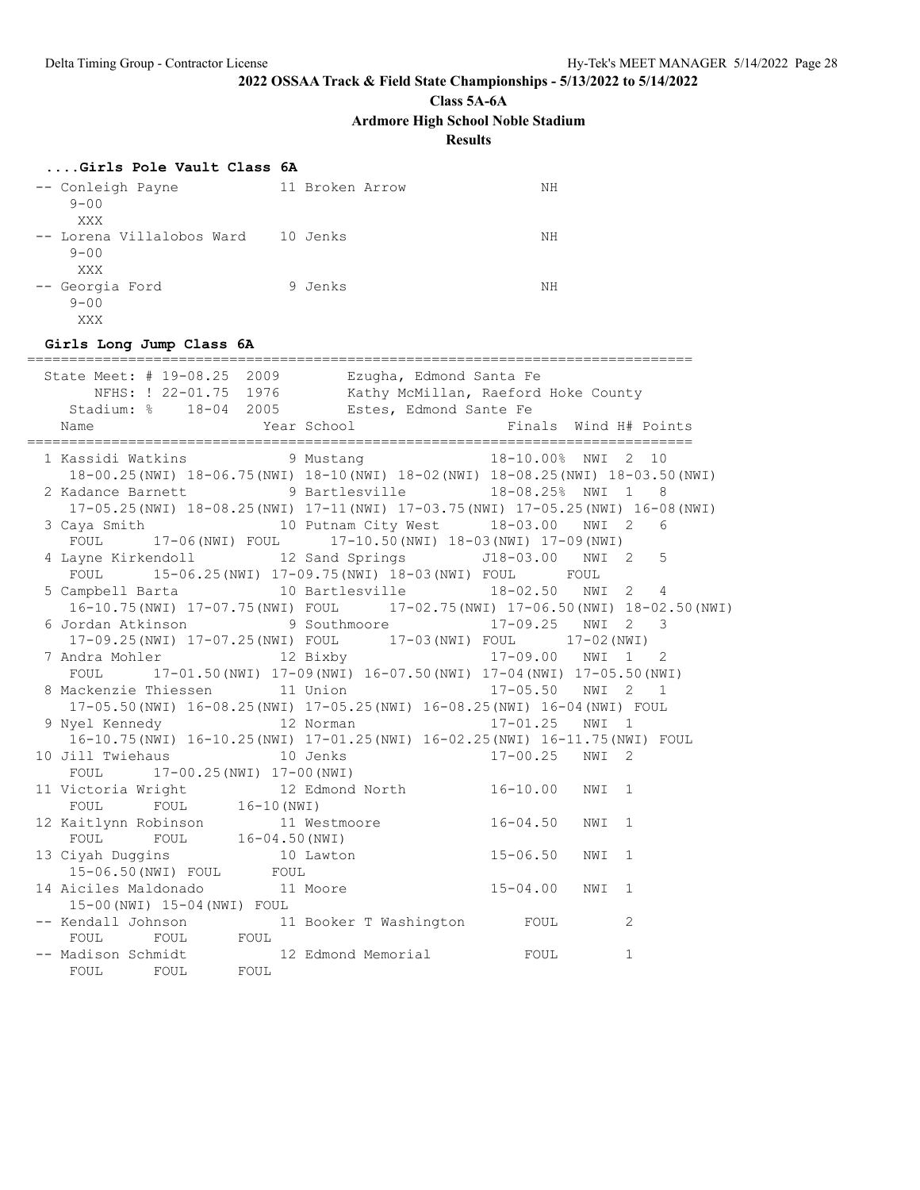**2022 OSSAA Track & Field State Championships - 5/13/2022 to 5/14/2022**

**Class 5A-6A**

**Ardmore High School Noble Stadium**

**Results**

### ....Girls Pole Vault Class 6A

```
-- Conleigh Payne            11 Broken Arrow               NH
    9-00
     XXX
-- Lorena Villalobos Ward    10 Jenks                      NH
    9-00
     XXX
-- Georgia Ford               9 Jenks                      NH
    9-00
     XXX
```

### Girls Long Jump Class 6A

```
================================================================================
   State Meet: # 19-08.25  2009        Ezugha, Edmond Santa Fe
        NFHS: ! 22-01.75  1976        Kathy McMillan, Raeford Hoke County
     Stadium: %    18-04  2005        Estes, Edmond Sante Fe
    Name                    Year School                 Finals  Wind H# Points
================================================================================
  1 Kassidi Watkins          9 Mustang               18-10.00%  NWI  2  10
     18-00.25(NWI) 18-06.75(NWI) 18-10(NWI) 18-02(NWI) 18-08.25(NWI) 18-03.50(NWI)
  2 Kadance Barnett          9 Bartlesville          18-08.25%  NWI  1   8
     17-05.25(NWI) 18-08.25(NWI) 17-11(NWI) 17-03.75(NWI) 17-05.25(NWI) 16-08(NWI)
  3 Caya Smith              10 Putnam City West      18-03.00   NWI  2   6
     FOUL     17-06(NWI) FOUL     17-10.50(NWI) 18-03(NWI) 17-09(NWI)
  4 Layne Kirkendoll        12 Sand Springs         J18-03.00   NWI  2   5
     FOUL     15-06.25(NWI) 17-09.75(NWI) 18-03(NWI) FOUL      FOUL
  5 Campbell Barta          10 Bartlesville          18-02.50   NWI  2   4
     16-10.75(NWI) 17-07.75(NWI) FOUL     17-02.75(NWI) 17-06.50(NWI) 18-02.50(NWI)
  6 Jordan Atkinson          9 Southmoore            17-09.25   NWI  2   3
     17-09.25(NWI) 17-07.25(NWI) FOUL      17-03(NWI) FOUL      17-02(NWI)
  7 Andra Mohler            12 Bixby                 17-09.00   NWI  1   2
     FOUL     17-01.50(NWI) 17-09(NWI) 16-07.50(NWI) 17-04(NWI) 17-05.50(NWI)
  8 Mackenzie Thiessen      11 Union                 17-05.50   NWI  2   1
     17-05.50(NWI) 16-08.25(NWI) 17-05.25(NWI) 16-08.25(NWI) 16-04(NWI) FOUL
  9 Nyel Kennedy            12 Norman                17-01.25   NWI  1
     16-10.75(NWI) 16-10.25(NWI) 17-01.25(NWI) 16-02.25(NWI) 16-11.75(NWI) FOUL
 10 Jill Twiehaus           10 Jenks                 17-00.25   NWI  2
     FOUL     17-00.25(NWI) 17-00(NWI)
 11 Victoria Wright         12 Edmond North          16-10.00   NWI  1
     FOUL      FOUL      16-10(NWI)
 12 Kaitlynn Robinson       11 Westmoore             16-04.50   NWI  1
     FOUL      FOUL      16-04.50(NWI)
 13 Ciyah Duggins           10 Lawton                15-06.50   NWI  1
     15-06.50(NWI) FOUL      FOUL
 14 Aiciles Maldonado       11 Moore                 15-04.00   NWI  1
     15-00(NWI) 15-04(NWI) FOUL
 -- Kendall Johnson         11 Booker T Washington       FOUL        2
     FOUL      FOUL      FOUL
 -- Madison Schmidt         12 Edmond Memorial           FOUL        1
     FOUL      FOUL      FOUL
```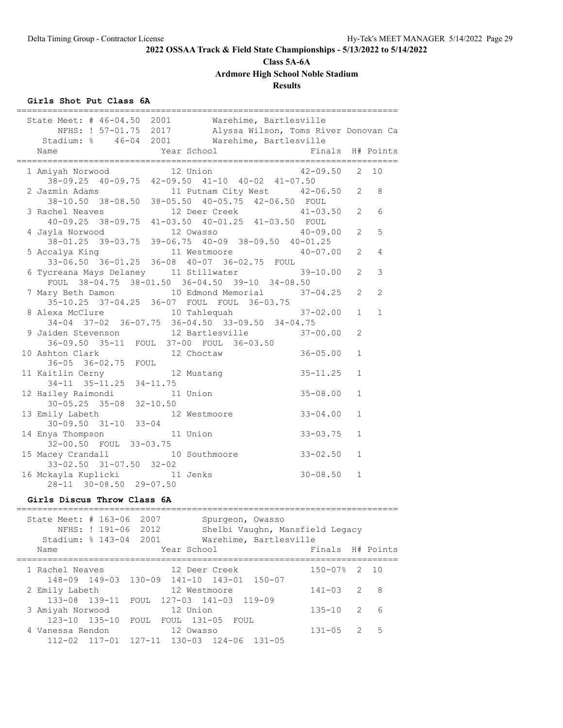# 2022 OSSAA Track & Field State Championships - 5/13/2022 to 5/14/2022

## Class 5A-6A

## Ardmore High School Noble Stadium

## Results

### Girls Shot Put Class 6A

```
=========================================================================
  State Meet: # 46-04.50  2001        Warehime, Bartlesville
       NFHS: ! 57-01.75  2017        Alyssa Wilson, Toms River Donovan Ca
    Stadium: %    46-04  2001        Warehime, Bartlesville
    Name                    Year School                 Finals  H# Points
=========================================================================
  1 Amiyah Norwood            12 Union                  42-09.50   2  10
      38-09.25  40-09.75  42-09.50  41-10  40-02  41-07.50
  2 Jazmin Adams              11 Putnam City West       42-06.50   2   8
      38-10.50  38-08.50  38-05.50  40-05.75  42-06.50  FOUL
  3 Rachel Neaves             12 Deer Creek             41-03.50   2   6
      40-09.25  38-09.75  41-03.50  40-01.25  41-03.50  FOUL
  4 Jayla Norwood             12 Owasso                 40-09.00   2   5
      38-01.25  39-03.75  39-06.75  40-09  38-09.50  40-01.25
  5 Accalya King              11 Westmoore              40-07.00   2   4
      33-06.50  36-01.25  36-08  40-07  36-02.75  FOUL
  6 Tycreana Mays Delaney     11 Stillwater             39-10.00   2   3
      FOUL  38-04.75  38-01.50  36-04.50  39-10  34-08.50
  7 Mary Beth Damon           10 Edmond Memorial        37-04.25   2   2
      35-10.25  37-04.25  36-07  FOUL  FOUL  36-03.75
  8 Alexa McClure             10 Tahlequah              37-02.00   1   1
      34-04  37-02  36-07.75  36-04.50  33-09.50  34-04.75
  9 Jaiden Stevenson          12 Bartlesville           37-00.00   2
      36-09.50  35-11  FOUL  37-00  FOUL  36-03.50
 10 Ashton Clark              12 Choctaw                36-05.00   1
      36-05  36-02.75  FOUL
 11 Kaitlin Cerny             12 Mustang                35-11.25   1
      34-11  35-11.25  34-11.75
 12 Hailey Raimondi           11 Union                  35-08.00   1
      30-05.25  35-08  32-10.50
 13 Emily Labeth              12 Westmoore              33-04.00   1
      30-09.50  31-10  33-04
 14 Enya Thompson             11 Union                  33-03.75   1
      32-00.50  FOUL  33-03.75
 15 Macey Crandall            10 Southmoore             33-02.50   1
      33-02.50  31-07.50  32-02
 16 Mckayla Kuplicki          11 Jenks                  30-08.50   1
      28-11  30-08.50  29-07.50
```

### Girls Discus Throw Class 6A

```
=========================================================================
  State Meet: # 163-06  2007        Spurgeon, Owasso
       NFHS: ! 191-06  2012        Shelbi Vaughn, Mansfield Legacy
    Stadium: % 143-04  2001        Warehime, Bartlesville
    Name                    Year School                 Finals  H# Points
=========================================================================
  1 Rachel Neaves             12 Deer Creek             150-07%  2  10
      148-09  149-03  130-09  141-10  143-01  150-07
  2 Emily Labeth              12 Westmoore              141-03   2   8
      133-08  139-11  FOUL  127-03  141-03  119-09
  3 Amiyah Norwood            12 Union                  135-10   2   6
      123-10  135-10  FOUL  FOUL  131-05  FOUL
  4 Vanessa Rendon            12 Owasso                 131-05   2   5
      112-02  117-01  127-11  130-03  124-06  131-05
```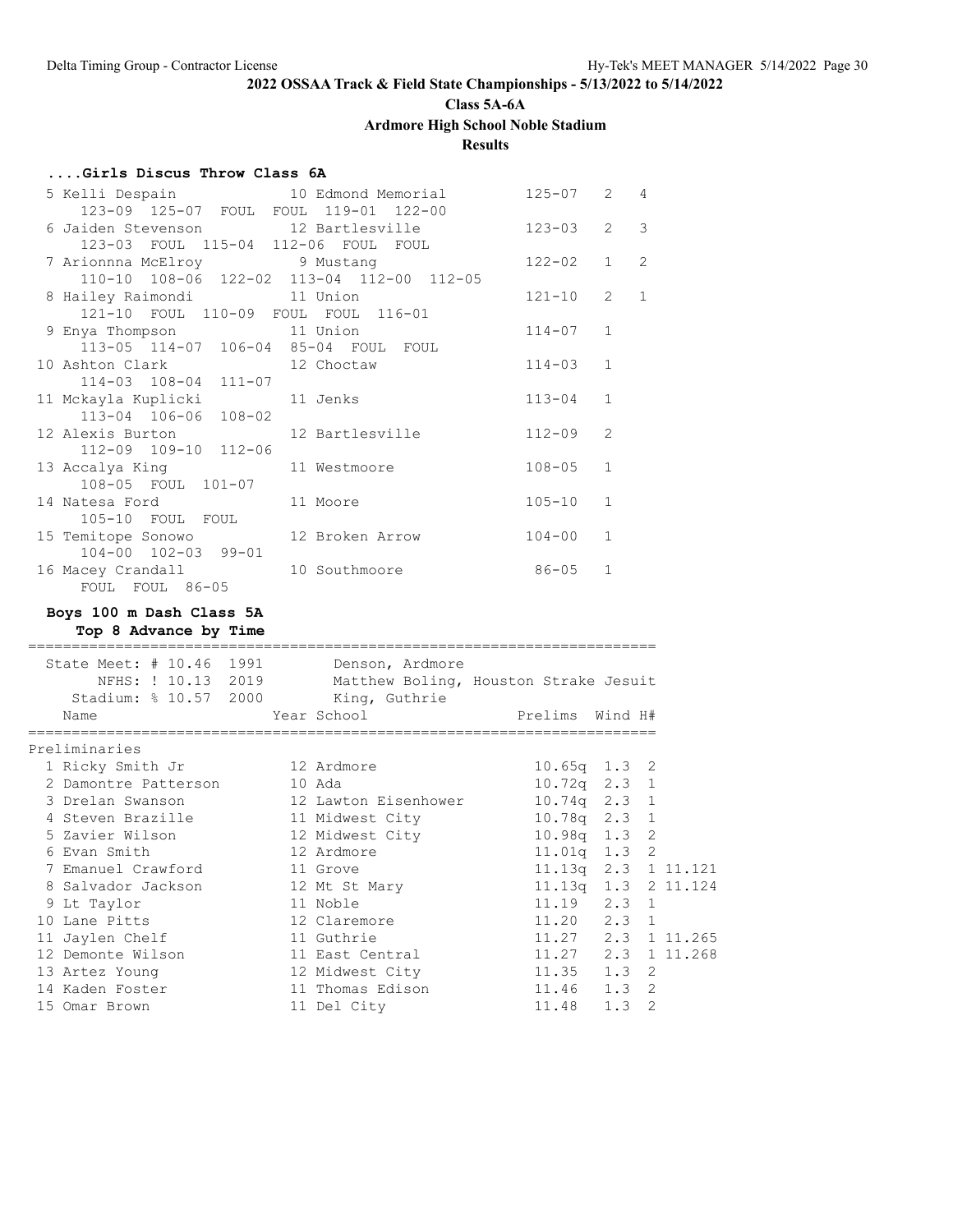**2022 OSSAA Track & Field State Championships - 5/13/2022 to 5/14/2022**

**Class 5A-6A**

**Ardmore High School Noble Stadium**

**Results**

### ....Girls Discus Throw Class 6A

| Place | Name | Year | School | Finals | Flight | Points |
|---|---|---|---|---|---|---|
| 5 | Kelli Despain | 10 | Edmond Memorial | 125-07 | 2 | 4 |
| | 123-09 125-07 FOUL FOUL 119-01 122-00 | | | | | |
| 6 | Jaiden Stevenson | 12 | Bartlesville | 123-03 | 2 | 3 |
| | 123-03 FOUL 115-04 112-06 FOUL FOUL | | | | | |
| 7 | Arionnna McElroy | 9 | Mustang | 122-02 | 1 | 2 |
| | 110-10 108-06 122-02 113-04 112-00 112-05 | | | | | |
| 8 | Hailey Raimondi | 11 | Union | 121-10 | 2 | 1 |
| | 121-10 FOUL 110-09 FOUL FOUL 116-01 | | | | | |
| 9 | Enya Thompson | 11 | Union | 114-07 | 1 | |
| | 113-05 114-07 106-04 85-04 FOUL FOUL | | | | | |
| 10 | Ashton Clark | 12 | Choctaw | 114-03 | 1 | |
| | 114-03 108-04 111-07 | | | | | |
| 11 | Mckayla Kuplicki | 11 | Jenks | 113-04 | 1 | |
| | 113-04 106-06 108-02 | | | | | |
| 12 | Alexis Burton | 12 | Bartlesville | 112-09 | 2 | |
| | 112-09 109-10 112-06 | | | | | |
| 13 | Accalya King | 11 | Westmoore | 108-05 | 1 | |
| | 108-05 FOUL 101-07 | | | | | |
| 14 | Natesa Ford | 11 | Moore | 105-10 | 1 | |
| | 105-10 FOUL FOUL | | | | | |
| 15 | Temitope Sonowo | 12 | Broken Arrow | 104-00 | 1 | |
| | 104-00 102-03 99-01 | | | | | |
| 16 | Macey Crandall | 10 | Southmoore | 86-05 | 1 | |
| | FOUL FOUL 86-05 | | | | | |

### Boys 100 m Dash Class 5A

**Top 8 Advance by Time**

State Meet: # 10.46 1991 Denson, Ardmore
NFHS: ! 10.13 2019 Matthew Boling, Houston Strake Jesuit
Stadium: % 10.57 2000 King, Guthrie

**Preliminaries**

| Place | Name | Year | School | Prelims | Wind | H# | |
|---|---|---|---|---|---|---|---|
| 1 | Ricky Smith Jr | 12 | Ardmore | 10.65q | 1.3 | 2 | |
| 2 | Damontre Patterson | 10 | Ada | 10.72q | 2.3 | 1 | |
| 3 | Drelan Swanson | 12 | Lawton Eisenhower | 10.74q | 2.3 | 1 | |
| 4 | Steven Brazille | 11 | Midwest City | 10.78q | 2.3 | 1 | |
| 5 | Zavier Wilson | 12 | Midwest City | 10.98q | 1.3 | 2 | |
| 6 | Evan Smith | 12 | Ardmore | 11.01q | 1.3 | 2 | |
| 7 | Emanuel Crawford | 11 | Grove | 11.13q | 2.3 | 1 | 11.121 |
| 8 | Salvador Jackson | 12 | Mt St Mary | 11.13q | 1.3 | 2 | 11.124 |
| 9 | Lt Taylor | 11 | Noble | 11.19 | 2.3 | 1 | |
| 10 | Lane Pitts | 12 | Claremore | 11.20 | 2.3 | 1 | |
| 11 | Jaylen Chelf | 11 | Guthrie | 11.27 | 2.3 | 1 | 11.265 |
| 12 | Demonte Wilson | 11 | East Central | 11.27 | 2.3 | 1 | 11.268 |
| 13 | Artez Young | 12 | Midwest City | 11.35 | 1.3 | 2 | |
| 14 | Kaden Foster | 11 | Thomas Edison | 11.46 | 1.3 | 2 | |
| 15 | Omar Brown | 11 | Del City | 11.48 | 1.3 | 2 | |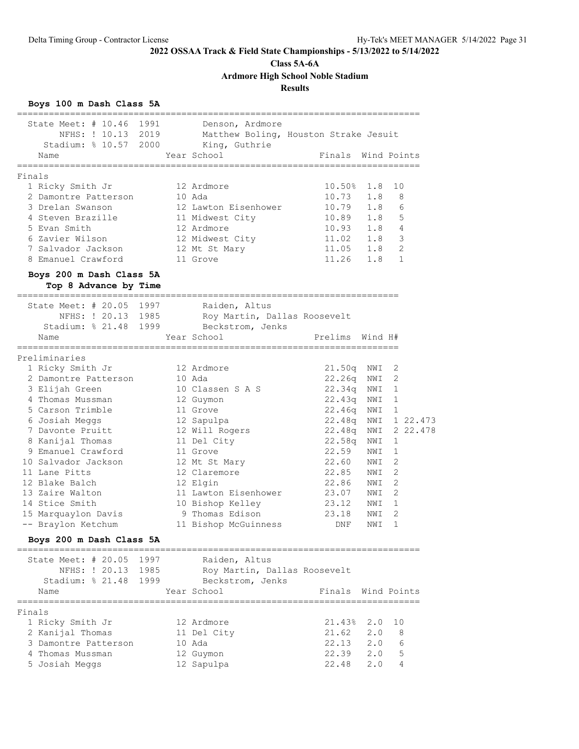**2022 OSSAA Track & Field State Championships - 5/13/2022 to 5/14/2022**

**Class 5A-6A**

**Ardmore High School Noble Stadium**

**Results**

### Boys 100 m Dash Class 5A

State Meet: # 10.46 1991 Denson, Ardmore
NFHS: ! 10.13 2019 Matthew Boling, Houston Strake Jesuit
Stadium: % 10.57 2000 King, Guthrie

**Finals**

| | Name | Year | School | Finals | Wind | Points |
|---|---|---|---|---|---|---|
| 1 | Ricky Smith Jr | 12 | Ardmore | 10.50% | 1.8 | 10 |
| 2 | Damontre Patterson | 10 | Ada | 10.73 | 1.8 | 8 |
| 3 | Drelan Swanson | 12 | Lawton Eisenhower | 10.79 | 1.8 | 6 |
| 4 | Steven Brazille | 11 | Midwest City | 10.89 | 1.8 | 5 |
| 5 | Evan Smith | 12 | Ardmore | 10.93 | 1.8 | 4 |
| 6 | Zavier Wilson | 12 | Midwest City | 11.02 | 1.8 | 3 |
| 7 | Salvador Jackson | 12 | Mt St Mary | 11.05 | 1.8 | 2 |
| 8 | Emanuel Crawford | 11 | Grove | 11.26 | 1.8 | 1 |

### Boys 200 m Dash Class 5A

**Top 8 Advance by Time**

State Meet: # 20.05 1997 Raiden, Altus
NFHS: ! 20.13 1985 Roy Martin, Dallas Roosevelt
Stadium: % 21.48 1999 Beckstrom, Jenks

**Preliminaries**

| | Name | Year | School | Prelims | Wind | H# | |
|---|---|---|---|---|---|---|---|
| 1 | Ricky Smith Jr | 12 | Ardmore | 21.50q | NWI | 2 | |
| 2 | Damontre Patterson | 10 | Ada | 22.26q | NWI | 2 | |
| 3 | Elijah Green | 10 | Classen S A S | 22.34q | NWI | 1 | |
| 4 | Thomas Mussman | 12 | Guymon | 22.43q | NWI | 1 | |
| 5 | Carson Trimble | 11 | Grove | 22.46q | NWI | 1 | |
| 6 | Josiah Meggs | 12 | Sapulpa | 22.48q | NWI | 1 | 22.473 |
| 7 | Davonte Pruitt | 12 | Will Rogers | 22.48q | NWI | 2 | 22.478 |
| 8 | Kanijal Thomas | 11 | Del City | 22.58q | NWI | 1 | |
| 9 | Emanuel Crawford | 11 | Grove | 22.59 | NWI | 1 | |
| 10 | Salvador Jackson | 12 | Mt St Mary | 22.60 | NWI | 2 | |
| 11 | Lane Pitts | 12 | Claremore | 22.85 | NWI | 2 | |
| 12 | Blake Balch | 12 | Elgin | 22.86 | NWI | 2 | |
| 13 | Zaire Walton | 11 | Lawton Eisenhower | 23.07 | NWI | 2 | |
| 14 | Stice Smith | 10 | Bishop Kelley | 23.12 | NWI | 1 | |
| 15 | Marquaylon Davis | 9 | Thomas Edison | 23.18 | NWI | 2 | |
| -- | Braylon Ketchum | 11 | Bishop McGuinness | DNF | NWI | 1 | |

### Boys 200 m Dash Class 5A

State Meet: # 20.05 1997 Raiden, Altus
NFHS: ! 20.13 1985 Roy Martin, Dallas Roosevelt
Stadium: % 21.48 1999 Beckstrom, Jenks

**Finals**

| | Name | Year | School | Finals | Wind | Points |
|---|---|---|---|---|---|---|
| 1 | Ricky Smith Jr | 12 | Ardmore | 21.43% | 2.0 | 10 |
| 2 | Kanijal Thomas | 11 | Del City | 21.62 | 2.0 | 8 |
| 3 | Damontre Patterson | 10 | Ada | 22.13 | 2.0 | 6 |
| 4 | Thomas Mussman | 12 | Guymon | 22.39 | 2.0 | 5 |
| 5 | Josiah Meggs | 12 | Sapulpa | 22.48 | 2.0 | 4 |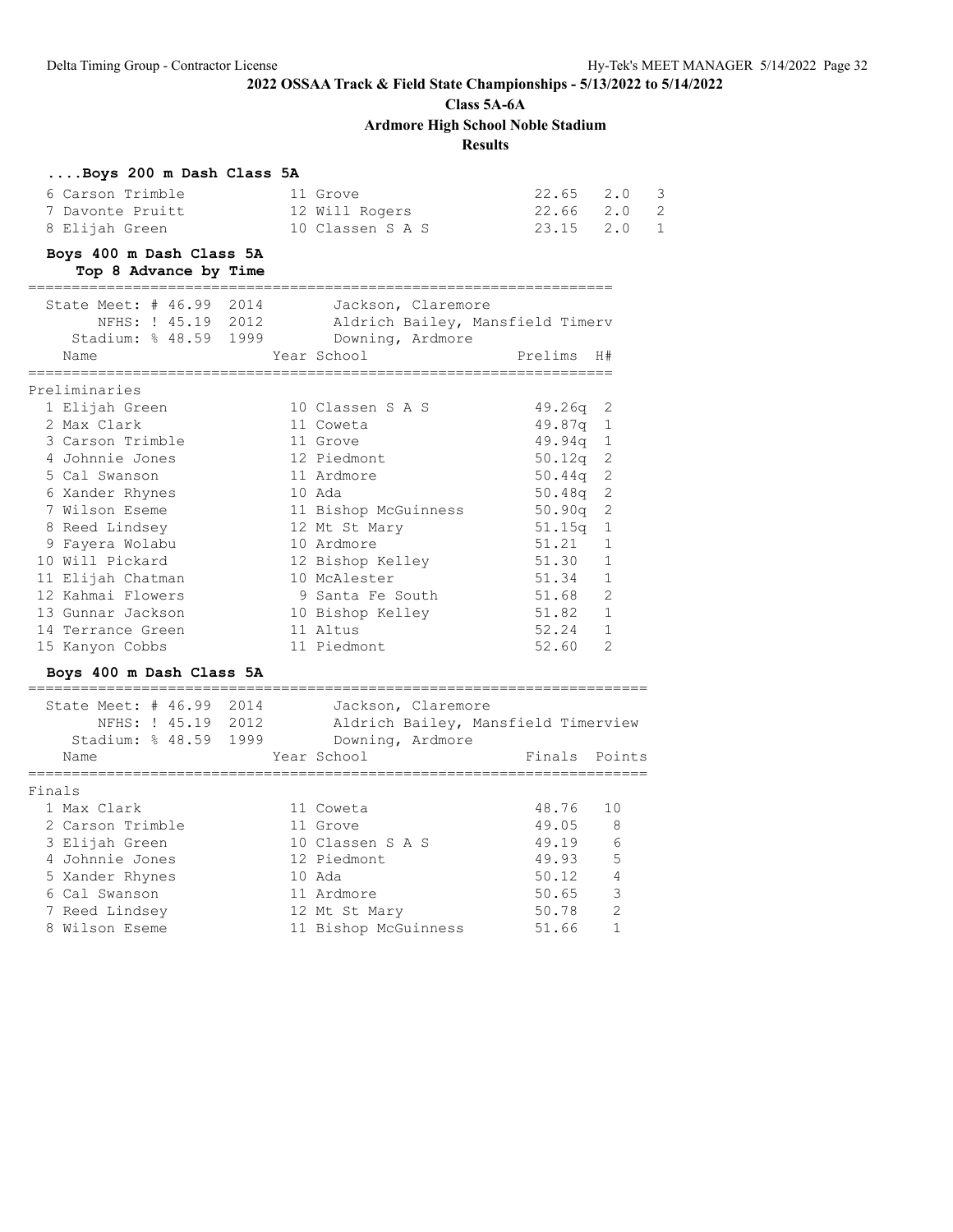## ....Boys 200 m Dash Class 5A

| | Name | Year | School | Finals | Wind | Points |
|---|---|---|---|---|---|---|
| 6 | Carson Trimble | 11 | Grove | 22.65 | 2.0 | 3 |
| 7 | Davonte Pruitt | 12 | Will Rogers | 22.66 | 2.0 | 2 |
| 8 | Elijah Green | 10 | Classen S A S | 23.15 | 2.0 | 1 |

## Boys 400 m Dash Class 5A

**Top 8 Advance by Time**

State Meet: # 46.99 2014 Jackson, Claremore
NFHS: ! 45.19 2012 Aldrich Bailey, Mansfield Timerv
Stadium: % 48.59 1999 Downing, Ardmore

Preliminaries

| | Name | Year | School | Prelims | H# |
|---|---|---|---|---|---|
| 1 | Elijah Green | 10 | Classen S A S | 49.26q | 2 |
| 2 | Max Clark | 11 | Coweta | 49.87q | 1 |
| 3 | Carson Trimble | 11 | Grove | 49.94q | 1 |
| 4 | Johnnie Jones | 12 | Piedmont | 50.12q | 2 |
| 5 | Cal Swanson | 11 | Ardmore | 50.44q | 2 |
| 6 | Xander Rhynes | 10 | Ada | 50.48q | 2 |
| 7 | Wilson Eseme | 11 | Bishop McGuinness | 50.90q | 2 |
| 8 | Reed Lindsey | 12 | Mt St Mary | 51.15q | 1 |
| 9 | Fayera Wolabu | 10 | Ardmore | 51.21 | 1 |
| 10 | Will Pickard | 12 | Bishop Kelley | 51.30 | 1 |
| 11 | Elijah Chatman | 10 | McAlester | 51.34 | 1 |
| 12 | Kahmai Flowers | 9 | Santa Fe South | 51.68 | 2 |
| 13 | Gunnar Jackson | 10 | Bishop Kelley | 51.82 | 1 |
| 14 | Terrance Green | 11 | Altus | 52.24 | 1 |
| 15 | Kanyon Cobbs | 11 | Piedmont | 52.60 | 2 |

## Boys 400 m Dash Class 5A

State Meet: # 46.99 2014 Jackson, Claremore
NFHS: ! 45.19 2012 Aldrich Bailey, Mansfield Timerview
Stadium: % 48.59 1999 Downing, Ardmore

Finals

| | Name | Year | School | Finals | Points |
|---|---|---|---|---|---|
| 1 | Max Clark | 11 | Coweta | 48.76 | 10 |
| 2 | Carson Trimble | 11 | Grove | 49.05 | 8 |
| 3 | Elijah Green | 10 | Classen S A S | 49.19 | 6 |
| 4 | Johnnie Jones | 12 | Piedmont | 49.93 | 5 |
| 5 | Xander Rhynes | 10 | Ada | 50.12 | 4 |
| 6 | Cal Swanson | 11 | Ardmore | 50.65 | 3 |
| 7 | Reed Lindsey | 12 | Mt St Mary | 50.78 | 2 |
| 8 | Wilson Eseme | 11 | Bishop McGuinness | 51.66 | 1 |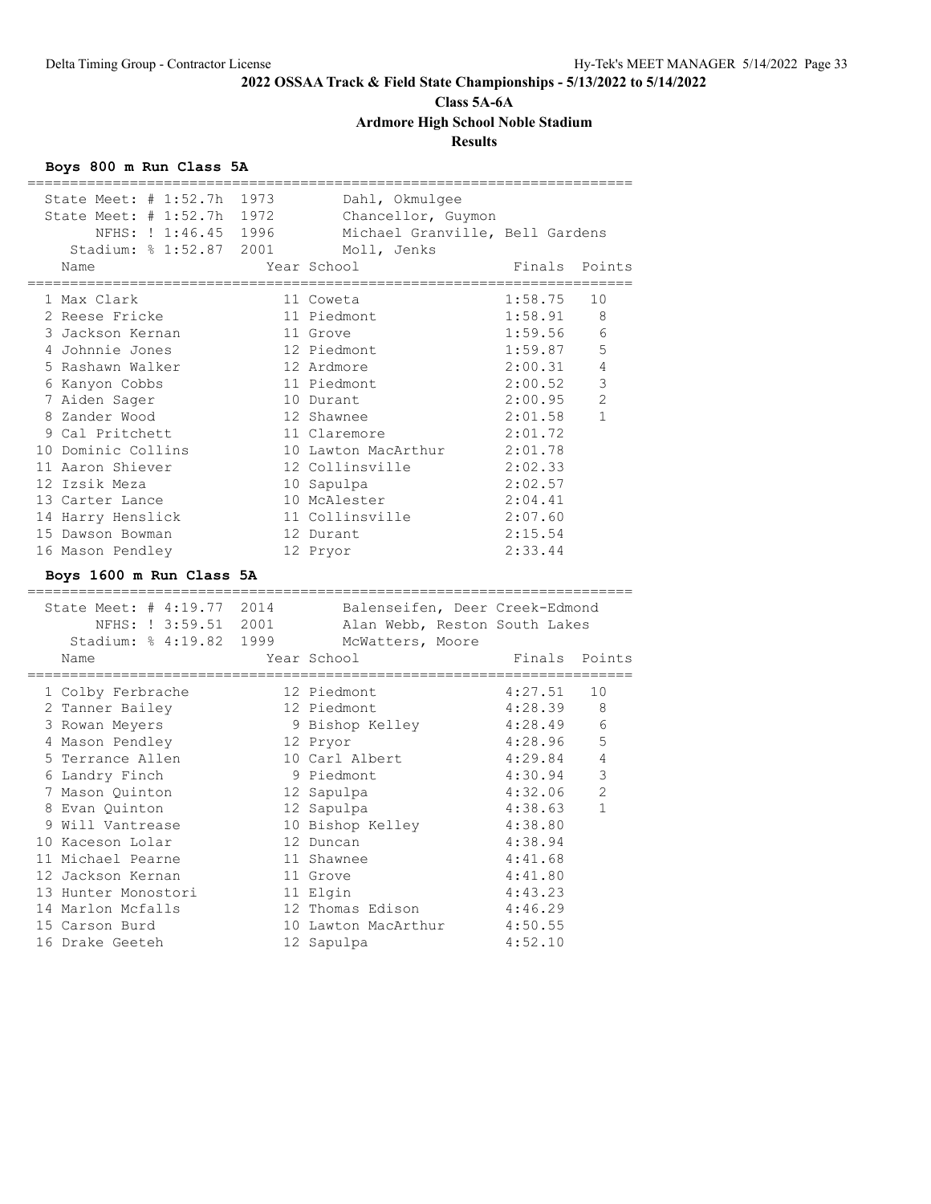**2022 OSSAA Track & Field State Championships - 5/13/2022 to 5/14/2022**

**Class 5A-6A**

**Ardmore High School Noble Stadium**

**Results**

### Boys 800 m Run Class 5A

| Record | Mark | Year | Holder |
|---|---|---|---|
| State Meet: # | 1:52.7h | 1973 | Dahl, Okmulgee |
| State Meet: # | 1:52.7h | 1972 | Chancellor, Guymon |
| NFHS: ! | 1:46.45 | 1996 | Michael Granville, Bell Gardens |
| Stadium: % | 1:52.87 | 2001 | Moll, Jenks |

| Place | Name | Year | School | Finals | Points |
|---|---|---|---|---|---|
| 1 | Max Clark | 11 | Coweta | 1:58.75 | 10 |
| 2 | Reese Fricke | 11 | Piedmont | 1:58.91 | 8 |
| 3 | Jackson Kernan | 11 | Grove | 1:59.56 | 6 |
| 4 | Johnnie Jones | 12 | Piedmont | 1:59.87 | 5 |
| 5 | Rashawn Walker | 12 | Ardmore | 2:00.31 | 4 |
| 6 | Kanyon Cobbs | 11 | Piedmont | 2:00.52 | 3 |
| 7 | Aiden Sager | 10 | Durant | 2:00.95 | 2 |
| 8 | Zander Wood | 12 | Shawnee | 2:01.58 | 1 |
| 9 | Cal Pritchett | 11 | Claremore | 2:01.72 | |
| 10 | Dominic Collins | 10 | Lawton MacArthur | 2:01.78 | |
| 11 | Aaron Shiever | 12 | Collinsville | 2:02.33 | |
| 12 | Izsik Meza | 10 | Sapulpa | 2:02.57 | |
| 13 | Carter Lance | 10 | McAlester | 2:04.41 | |
| 14 | Harry Henslick | 11 | Collinsville | 2:07.60 | |
| 15 | Dawson Bowman | 12 | Durant | 2:15.54 | |
| 16 | Mason Pendley | 12 | Pryor | 2:33.44 | |

### Boys 1600 m Run Class 5A

| Record | Mark | Year | Holder |
|---|---|---|---|
| State Meet: # | 4:19.77 | 2014 | Balenseifen, Deer Creek-Edmond |
| NFHS: ! | 3:59.51 | 2001 | Alan Webb, Reston South Lakes |
| Stadium: % | 4:19.82 | 1999 | McWatters, Moore |

| Place | Name | Year | School | Finals | Points |
|---|---|---|---|---|---|
| 1 | Colby Ferbrache | 12 | Piedmont | 4:27.51 | 10 |
| 2 | Tanner Bailey | 12 | Piedmont | 4:28.39 | 8 |
| 3 | Rowan Meyers | 9 | Bishop Kelley | 4:28.49 | 6 |
| 4 | Mason Pendley | 12 | Pryor | 4:28.96 | 5 |
| 5 | Terrance Allen | 10 | Carl Albert | 4:29.84 | 4 |
| 6 | Landry Finch | 9 | Piedmont | 4:30.94 | 3 |
| 7 | Mason Quinton | 12 | Sapulpa | 4:32.06 | 2 |
| 8 | Evan Quinton | 12 | Sapulpa | 4:38.63 | 1 |
| 9 | Will Vantrease | 10 | Bishop Kelley | 4:38.80 | |
| 10 | Kaceson Lolar | 12 | Duncan | 4:38.94 | |
| 11 | Michael Pearne | 11 | Shawnee | 4:41.68 | |
| 12 | Jackson Kernan | 11 | Grove | 4:41.80 | |
| 13 | Hunter Monostori | 11 | Elgin | 4:43.23 | |
| 14 | Marlon Mcfalls | 12 | Thomas Edison | 4:46.29 | |
| 15 | Carson Burd | 10 | Lawton MacArthur | 4:50.55 | |
| 16 | Drake Geeteh | 12 | Sapulpa | 4:52.10 | |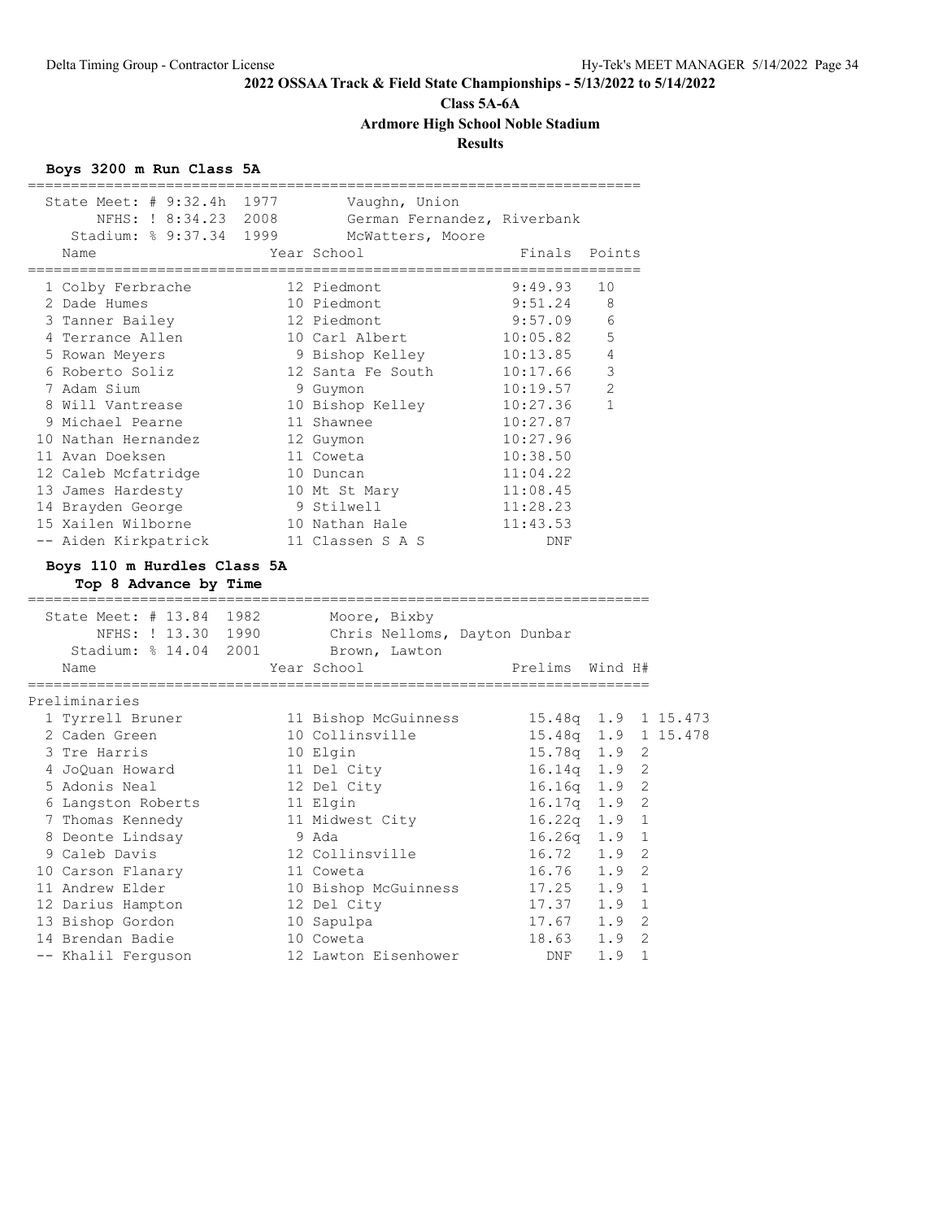# 2022 OSSAA Track & Field State Championships - 5/13/2022 to 5/14/2022

## Class 5A-6A

## Ardmore High School Noble Stadium

### Results

**Boys 3200 m Run Class 5A**

State Meet: # 9:32.4h 1977 Vaughn, Union
NFHS: ! 8:34.23 2008 German Fernandez, Riverbank
Stadium: % 9:37.34 1999 McWatters, Moore

| | Name | Year | School | Finals | Points |
|---|---|---|---|---|---|
| 1 | Colby Ferbrache | 12 | Piedmont | 9:49.93 | 10 |
| 2 | Dade Humes | 10 | Piedmont | 9:51.24 | 8 |
| 3 | Tanner Bailey | 12 | Piedmont | 9:57.09 | 6 |
| 4 | Terrance Allen | 10 | Carl Albert | 10:05.82 | 5 |
| 5 | Rowan Meyers | 9 | Bishop Kelley | 10:13.85 | 4 |
| 6 | Roberto Soliz | 12 | Santa Fe South | 10:17.66 | 3 |
| 7 | Adam Sium | 9 | Guymon | 10:19.57 | 2 |
| 8 | Will Vantrease | 10 | Bishop Kelley | 10:27.36 | 1 |
| 9 | Michael Pearne | 11 | Shawnee | 10:27.87 | |
| 10 | Nathan Hernandez | 12 | Guymon | 10:27.96 | |
| 11 | Avan Doeksen | 11 | Coweta | 10:38.50 | |
| 12 | Caleb Mcfatridge | 10 | Duncan | 11:04.22 | |
| 13 | James Hardesty | 10 | Mt St Mary | 11:08.45 | |
| 14 | Brayden George | 9 | Stilwell | 11:28.23 | |
| 15 | Xailen Wilborne | 10 | Nathan Hale | 11:43.53 | |
| -- | Aiden Kirkpatrick | 11 | Classen S A S | DNF | |

**Boys 110 m Hurdles Class 5A**
**Top 8 Advance by Time**

State Meet: # 13.84 1982 Moore, Bixby
NFHS: ! 13.30 1990 Chris Nelloms, Dayton Dunbar
Stadium: % 14.04 2001 Brown, Lawton

Preliminaries

| | Name | Year | School | Prelims | Wind | H# | |
|---|---|---|---|---|---|---|---|
| 1 | Tyrrell Bruner | 11 | Bishop McGuinness | 15.48q | 1.9 | 1 | 15.473 |
| 2 | Caden Green | 10 | Collinsville | 15.48q | 1.9 | 1 | 15.478 |
| 3 | Tre Harris | 10 | Elgin | 15.78q | 1.9 | 2 | |
| 4 | JoQuan Howard | 11 | Del City | 16.14q | 1.9 | 2 | |
| 5 | Adonis Neal | 12 | Del City | 16.16q | 1.9 | 2 | |
| 6 | Langston Roberts | 11 | Elgin | 16.17q | 1.9 | 2 | |
| 7 | Thomas Kennedy | 11 | Midwest City | 16.22q | 1.9 | 1 | |
| 8 | Deonte Lindsay | 9 | Ada | 16.26q | 1.9 | 1 | |
| 9 | Caleb Davis | 12 | Collinsville | 16.72 | 1.9 | 2 | |
| 10 | Carson Flanary | 11 | Coweta | 16.76 | 1.9 | 2 | |
| 11 | Andrew Elder | 10 | Bishop McGuinness | 17.25 | 1.9 | 1 | |
| 12 | Darius Hampton | 12 | Del City | 17.37 | 1.9 | 1 | |
| 13 | Bishop Gordon | 10 | Sapulpa | 17.67 | 1.9 | 2 | |
| 14 | Brendan Badie | 10 | Coweta | 18.63 | 1.9 | 2 | |
| -- | Khalil Ferguson | 12 | Lawton Eisenhower | DNF | 1.9 | 1 | |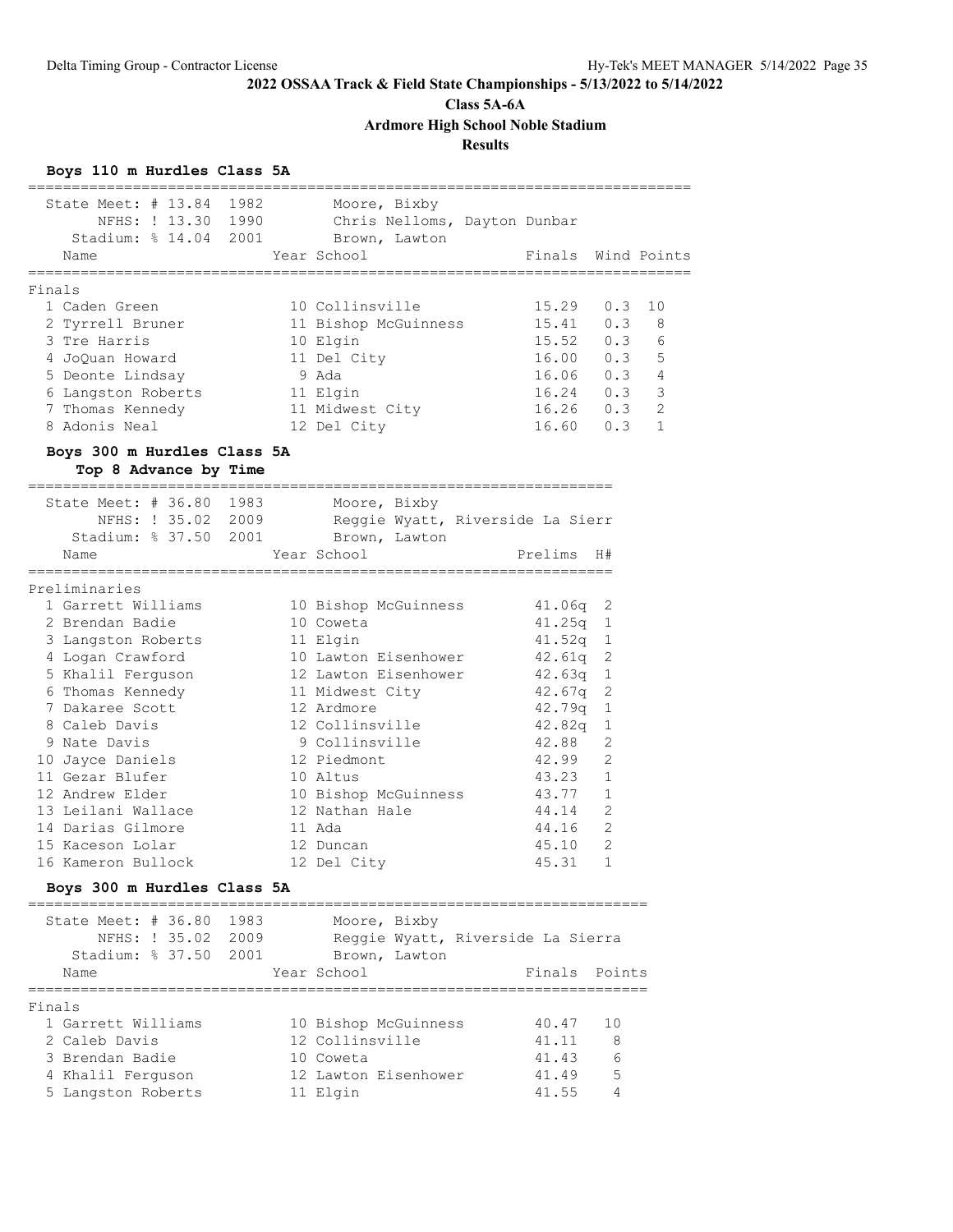**2022 OSSAA Track & Field State Championships - 5/13/2022 to 5/14/2022**

**Class 5A-6A**

**Ardmore High School Noble Stadium**

**Results**

### Boys 110 m Hurdles Class 5A

State Meet: # 13.84 1982 Moore, Bixby
NFHS: ! 13.30 1990 Chris Nelloms, Dayton Dunbar
Stadium: % 14.04 2001 Brown, Lawton

**Finals**

| Place | Name | Year | School | Finals | Wind | Points |
|---|---|---|---|---|---|---|
| 1 | Caden Green | 10 | Collinsville | 15.29 | 0.3 | 10 |
| 2 | Tyrrell Bruner | 11 | Bishop McGuinness | 15.41 | 0.3 | 8 |
| 3 | Tre Harris | 10 | Elgin | 15.52 | 0.3 | 6 |
| 4 | JoQuan Howard | 11 | Del City | 16.00 | 0.3 | 5 |
| 5 | Deonte Lindsay | 9 | Ada | 16.06 | 0.3 | 4 |
| 6 | Langston Roberts | 11 | Elgin | 16.24 | 0.3 | 3 |
| 7 | Thomas Kennedy | 11 | Midwest City | 16.26 | 0.3 | 2 |
| 8 | Adonis Neal | 12 | Del City | 16.60 | 0.3 | 1 |

### Boys 300 m Hurdles Class 5A

**Top 8 Advance by Time**

State Meet: # 36.80 1983 Moore, Bixby
NFHS: ! 35.02 2009 Reggie Wyatt, Riverside La Sierr
Stadium: % 37.50 2001 Brown, Lawton

**Preliminaries**

| Place | Name | Year | School | Prelims | H# |
|---|---|---|---|---|---|
| 1 | Garrett Williams | 10 | Bishop McGuinness | 41.06q | 2 |
| 2 | Brendan Badie | 10 | Coweta | 41.25q | 1 |
| 3 | Langston Roberts | 11 | Elgin | 41.52q | 1 |
| 4 | Logan Crawford | 10 | Lawton Eisenhower | 42.61q | 2 |
| 5 | Khalil Ferguson | 12 | Lawton Eisenhower | 42.63q | 1 |
| 6 | Thomas Kennedy | 11 | Midwest City | 42.67q | 2 |
| 7 | Dakaree Scott | 12 | Ardmore | 42.79q | 1 |
| 8 | Caleb Davis | 12 | Collinsville | 42.82q | 1 |
| 9 | Nate Davis | 9 | Collinsville | 42.88 | 2 |
| 10 | Jayce Daniels | 12 | Piedmont | 42.99 | 2 |
| 11 | Gezar Blufer | 10 | Altus | 43.23 | 1 |
| 12 | Andrew Elder | 10 | Bishop McGuinness | 43.77 | 1 |
| 13 | Leilani Wallace | 12 | Nathan Hale | 44.14 | 2 |
| 14 | Darias Gilmore | 11 | Ada | 44.16 | 2 |
| 15 | Kaceson Lolar | 12 | Duncan | 45.10 | 2 |
| 16 | Kameron Bullock | 12 | Del City | 45.31 | 1 |

### Boys 300 m Hurdles Class 5A

State Meet: # 36.80 1983 Moore, Bixby
NFHS: ! 35.02 2009 Reggie Wyatt, Riverside La Sierra
Stadium: % 37.50 2001 Brown, Lawton

**Finals**

| Place | Name | Year | School | Finals | Points |
|---|---|---|---|---|---|
| 1 | Garrett Williams | 10 | Bishop McGuinness | 40.47 | 10 |
| 2 | Caleb Davis | 12 | Collinsville | 41.11 | 8 |
| 3 | Brendan Badie | 10 | Coweta | 41.43 | 6 |
| 4 | Khalil Ferguson | 12 | Lawton Eisenhower | 41.49 | 5 |
| 5 | Langston Roberts | 11 | Elgin | 41.55 | 4 |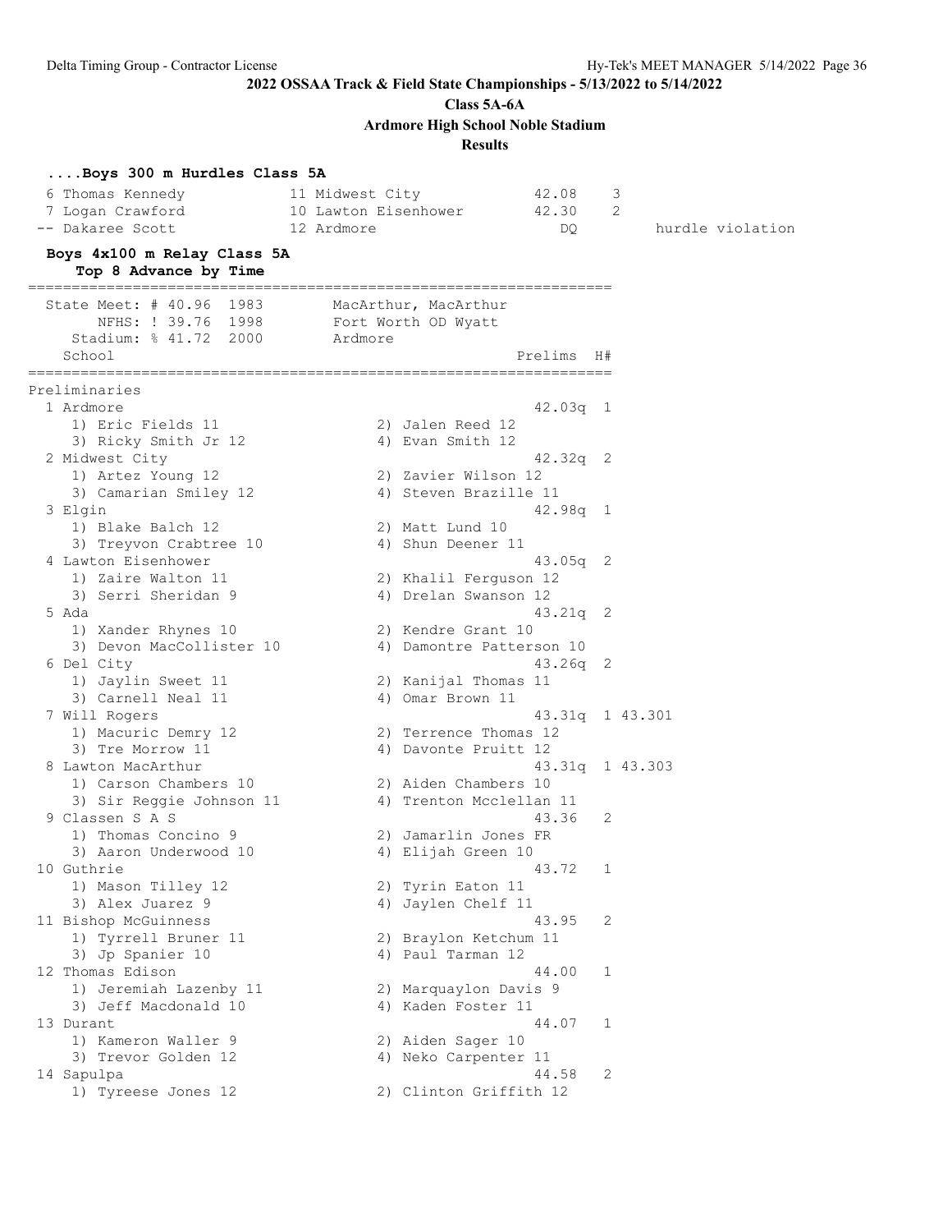**2022 OSSAA Track & Field State Championships - 5/13/2022 to 5/14/2022**

**Class 5A-6A**

**Ardmore High School Noble Stadium**

**Results**

### ....Boys 300 m Hurdles Class 5A

| Place | Name | Yr | School | Time | H# | Note |
|---|---|---|---|---|---|---|
| 6 | Thomas Kennedy | 11 | Midwest City | 42.08 | 3 | |
| 7 | Logan Crawford | 10 | Lawton Eisenhower | 42.30 | 2 | |
| -- | Dakaree Scott | 12 | Ardmore | DQ | | hurdle violation |

### Boys 4x100 m Relay Class 5A

**Top 8 Advance by Time**

```
State Meet: # 40.96  1983        MacArthur, MacArthur
      NFHS: ! 39.76  1998        Fort Worth OD Wyatt
   Stadium: % 41.72  2000        Ardmore
```

**Preliminaries**

| Place | School | Prelims | H# | Tiebreak |
|---|---|---|---|---|
| 1 | Ardmore | 42.03q | 1 | |
| | 1) Eric Fields 11, 2) Jalen Reed 12, 3) Ricky Smith Jr 12, 4) Evan Smith 12 | | | |
| 2 | Midwest City | 42.32q | 2 | |
| | 1) Artez Young 12, 2) Zavier Wilson 12, 3) Camarian Smiley 12, 4) Steven Brazille 11 | | | |
| 3 | Elgin | 42.98q | 1 | |
| | 1) Blake Balch 12, 2) Matt Lund 10, 3) Treyvon Crabtree 10, 4) Shun Deener 11 | | | |
| 4 | Lawton Eisenhower | 43.05q | 2 | |
| | 1) Zaire Walton 11, 2) Khalil Ferguson 12, 3) Serri Sheridan 9, 4) Drelan Swanson 12 | | | |
| 5 | Ada | 43.21q | 2 | |
| | 1) Xander Rhynes 10, 2) Kendre Grant 10, 3) Devon MacCollister 10, 4) Damontre Patterson 10 | | | |
| 6 | Del City | 43.26q | 2 | |
| | 1) Jaylin Sweet 11, 2) Kanijal Thomas 11, 3) Carnell Neal 11, 4) Omar Brown 11 | | | |
| 7 | Will Rogers | 43.31q | 1 | 43.301 |
| | 1) Macuric Demry 12, 2) Terrence Thomas 12, 3) Tre Morrow 11, 4) Davonte Pruitt 12 | | | |
| 8 | Lawton MacArthur | 43.31q | 1 | 43.303 |
| | 1) Carson Chambers 10, 2) Aiden Chambers 10, 3) Sir Reggie Johnson 11, 4) Trenton Mcclellan 11 | | | |
| 9 | Classen S A S | 43.36 | 2 | |
| | 1) Thomas Concino 9, 2) Jamarlin Jones FR, 3) Aaron Underwood 10, 4) Elijah Green 10 | | | |
| 10 | Guthrie | 43.72 | 1 | |
| | 1) Mason Tilley 12, 2) Tyrin Eaton 11, 3) Alex Juarez 9, 4) Jaylen Chelf 11 | | | |
| 11 | Bishop McGuinness | 43.95 | 2 | |
| | 1) Tyrrell Bruner 11, 2) Braylon Ketchum 11, 3) Jp Spanier 10, 4) Paul Tarman 12 | | | |
| 12 | Thomas Edison | 44.00 | 1 | |
| | 1) Jeremiah Lazenby 11, 2) Marquaylon Davis 9, 3) Jeff Macdonald 10, 4) Kaden Foster 11 | | | |
| 13 | Durant | 44.07 | 1 | |
| | 1) Kameron Waller 9, 2) Aiden Sager 10, 3) Trevor Golden 12, 4) Neko Carpenter 11 | | | |
| 14 | Sapulpa | 44.58 | 2 | |
| | 1) Tyreese Jones 12, 2) Clinton Griffith 12 | | | |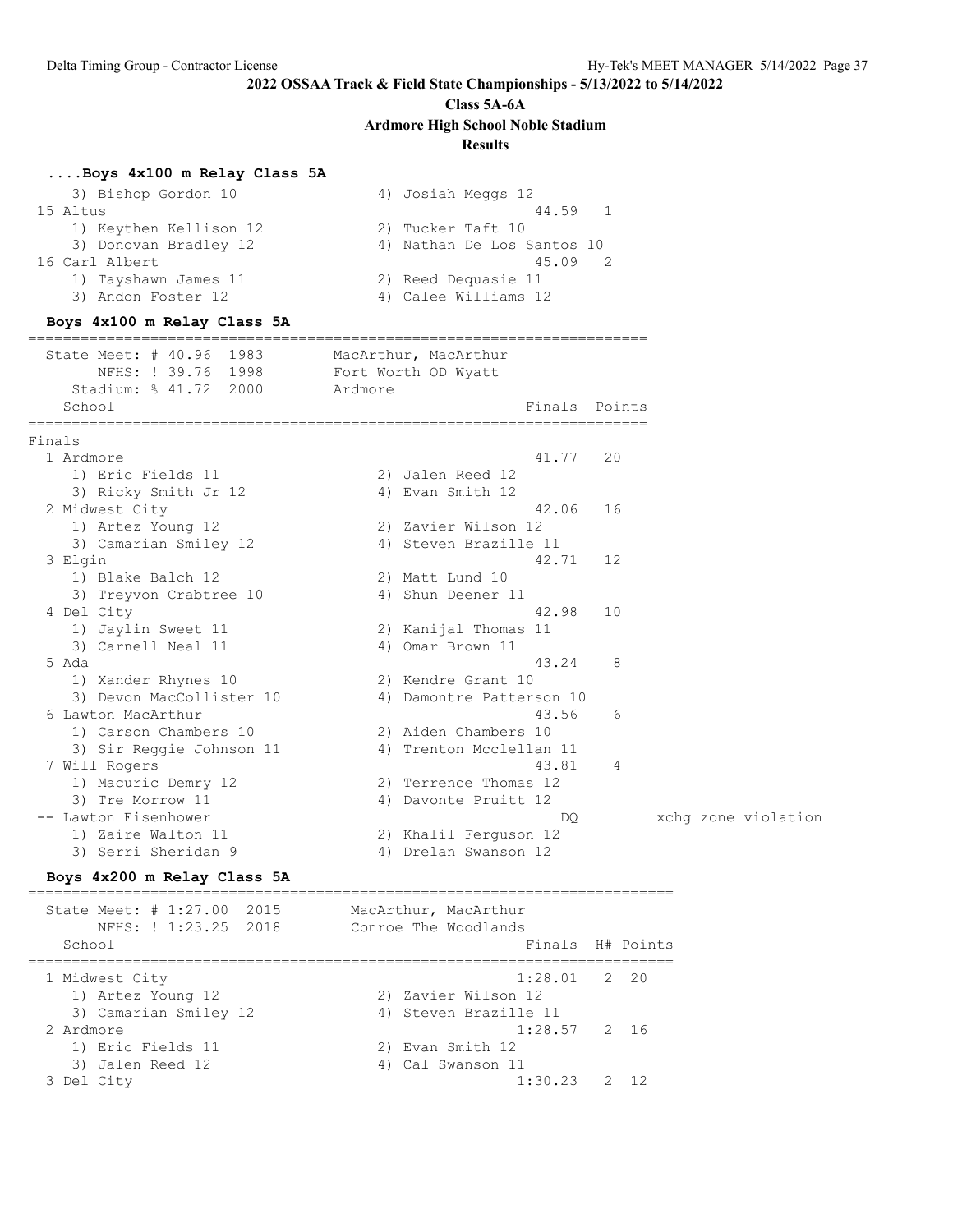**2022 OSSAA Track & Field State Championships - 5/13/2022 to 5/14/2022**

**Class 5A-6A**

**Ardmore High School Noble Stadium**

**Results**

### ....Boys 4x100 m Relay Class 5A

```
    3) Bishop Gordon 10                4) Josiah Meggs 12
 15 Altus                                             44.59   1
    1) Keythen Kellison 12             2) Tucker Taft 10
    3) Donovan Bradley 12              4) Nathan De Los Santos 10
 16 Carl Albert                                       45.09   2
    1) Tayshawn James 11               2) Reed Dequasie 11
    3) Andon Foster 12                 4) Calee Williams 12
```

### Boys 4x100 m Relay Class 5A

```
=======================================================================
  State Meet: # 40.96  1983        MacArthur, MacArthur
       NFHS: ! 39.76  1998         Fort Worth OD Wyatt
    Stadium: % 41.72  2000         Ardmore
    School                                           Finals  Points
=======================================================================
Finals
  1 Ardmore                                           41.77   20
     1) Eric Fields 11                 2) Jalen Reed 12
     3) Ricky Smith Jr 12              4) Evan Smith 12
  2 Midwest City                                      42.06   16
     1) Artez Young 12                 2) Zavier Wilson 12
     3) Camarian Smiley 12             4) Steven Brazille 11
  3 Elgin                                             42.71   12
     1) Blake Balch 12                 2) Matt Lund 10
     3) Treyvon Crabtree 10            4) Shun Deener 11
  4 Del City                                          42.98   10
     1) Jaylin Sweet 11                2) Kanijal Thomas 11
     3) Carnell Neal 11                4) Omar Brown 11
  5 Ada                                               43.24    8
     1) Xander Rhynes 10               2) Kendre Grant 10
     3) Devon MacCollister 10          4) Damontre Patterson 10
  6 Lawton MacArthur                                  43.56    6
     1) Carson Chambers 10             2) Aiden Chambers 10
     3) Sir Reggie Johnson 11          4) Trenton Mcclellan 11
  7 Will Rogers                                       43.81    4
     1) Macuric Demry 12               2) Terrence Thomas 12
     3) Tre Morrow 11                  4) Davonte Pruitt 12
 -- Lawton Eisenhower                                    DQ          xchg zone violation
     1) Zaire Walton 11                2) Khalil Ferguson 12
     3) Serri Sheridan 9               4) Drelan Swanson 12
```

### Boys 4x200 m Relay Class 5A

```
==========================================================================
  State Meet: # 1:27.00  2015        MacArthur, MacArthur
       NFHS: ! 1:23.25  2018         Conroe The Woodlands
    School                                           Finals  H# Points
==========================================================================
  1 Midwest City                                    1:28.01   2  20
     1) Artez Young 12                 2) Zavier Wilson 12
     3) Camarian Smiley 12             4) Steven Brazille 11
  2 Ardmore                                         1:28.57   2  16
     1) Eric Fields 11                 2) Evan Smith 12
     3) Jalen Reed 12                  4) Cal Swanson 11
  3 Del City                                        1:30.23   2  12
```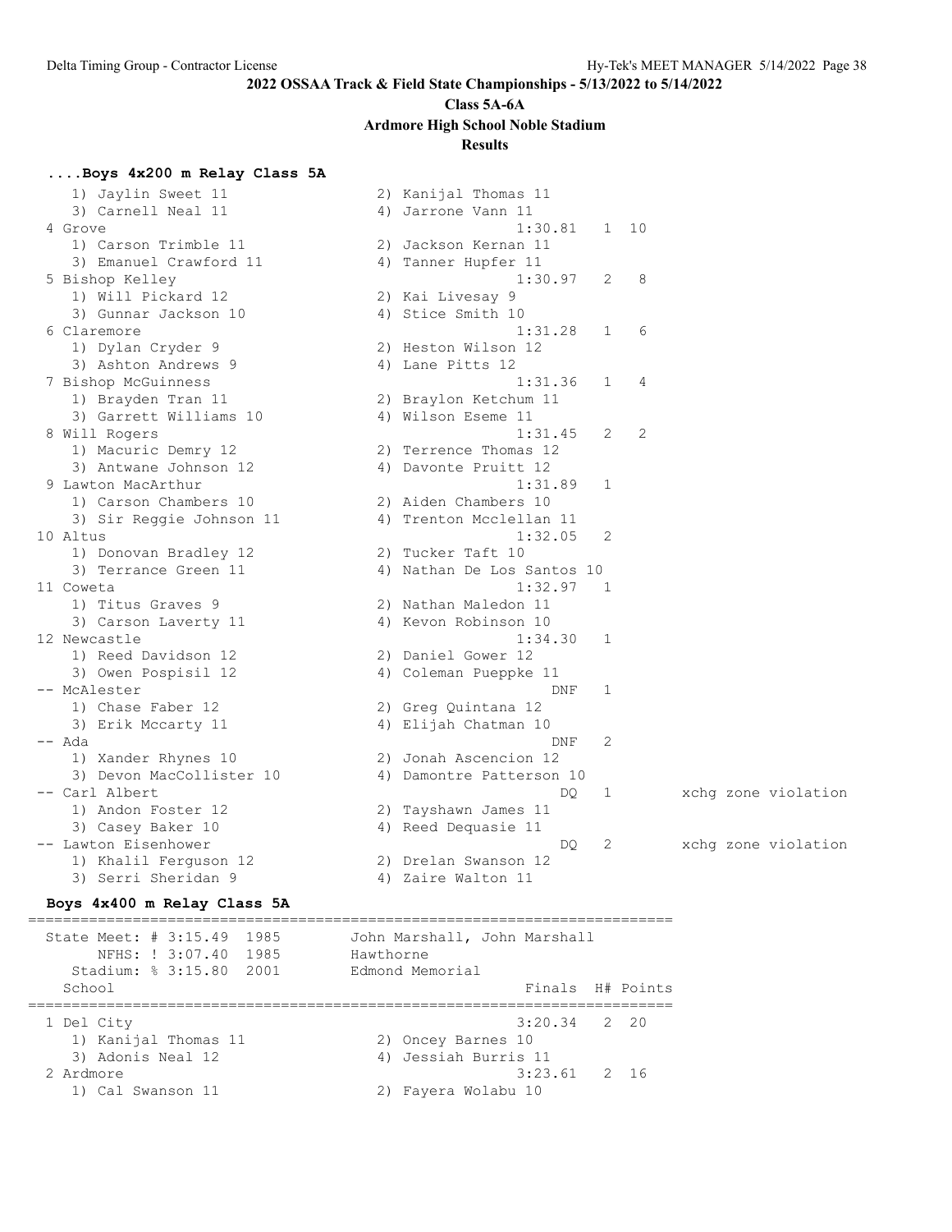## 2022 OSSAA Track & Field State Championships - 5/13/2022 to 5/14/2022

**Class 5A-6A**

**Ardmore High School Noble Stadium**

**Results**

### ....Boys 4x200 m Relay Class 5A

```
    1) Jaylin Sweet 11                2) Kanijal Thomas 11
    3) Carnell Neal 11                4) Jarrone Vann 11
  4 Grove                                          1:30.81   1  10
    1) Carson Trimble 11              2) Jackson Kernan 11
    3) Emanuel Crawford 11            4) Tanner Hupfer 11
  5 Bishop Kelley                                  1:30.97   2   8
    1) Will Pickard 12                2) Kai Livesay 9
    3) Gunnar Jackson 10              4) Stice Smith 10
  6 Claremore                                      1:31.28   1   6
    1) Dylan Cryder 9                 2) Heston Wilson 12
    3) Ashton Andrews 9               4) Lane Pitts 12
  7 Bishop McGuinness                              1:31.36   1   4
    1) Brayden Tran 11                2) Braylon Ketchum 11
    3) Garrett Williams 10            4) Wilson Eseme 11
  8 Will Rogers                                    1:31.45   2   2
    1) Macuric Demry 12               2) Terrence Thomas 12
    3) Antwane Johnson 12             4) Davonte Pruitt 12
  9 Lawton MacArthur                               1:31.89   1
    1) Carson Chambers 10             2) Aiden Chambers 10
    3) Sir Reggie Johnson 11          4) Trenton Mcclellan 11
 10 Altus                                          1:32.05   2
    1) Donovan Bradley 12             2) Tucker Taft 10
    3) Terrance Green 11              4) Nathan De Los Santos 10
 11 Coweta                                         1:32.97   1
    1) Titus Graves 9                 2) Nathan Maledon 11
    3) Carson Laverty 11              4) Kevon Robinson 10
 12 Newcastle                                      1:34.30   1
    1) Reed Davidson 12               2) Daniel Gower 12
    3) Owen Pospisil 12               4) Coleman Pueppke 11
 -- McAlester                                          DNF   1
    1) Chase Faber 12                 2) Greg Quintana 12
    3) Erik Mccarty 11                4) Elijah Chatman 10
 -- Ada                                                DNF   2
    1) Xander Rhynes 10               2) Jonah Ascencion 12
    3) Devon MacCollister 10          4) Damontre Patterson 10
 -- Carl Albert                                         DQ   1        xchg zone violation
    1) Andon Foster 12                2) Tayshawn James 11
    3) Casey Baker 10                 4) Reed Dequasie 11
 -- Lawton Eisenhower                                   DQ   2        xchg zone violation
    1) Khalil Ferguson 12             2) Drelan Swanson 12
    3) Serri Sheridan 9               4) Zaire Walton 11
```

### Boys 4x400 m Relay Class 5A

```
=========================================================================
  State Meet: # 3:15.49  1985        John Marshall, John Marshall
       NFHS: ! 3:07.40  1985        Hawthorne
    Stadium: % 3:15.80  2001        Edmond Memorial
    School                                          Finals  H# Points
=========================================================================
  1 Del City                                       3:20.34   2  20
    1) Kanijal Thomas 11              2) Oncey Barnes 10
    3) Adonis Neal 12                 4) Jessiah Burris 11
  2 Ardmore                                        3:23.61   2  16
    1) Cal Swanson 11                 2) Fayera Wolabu 10
```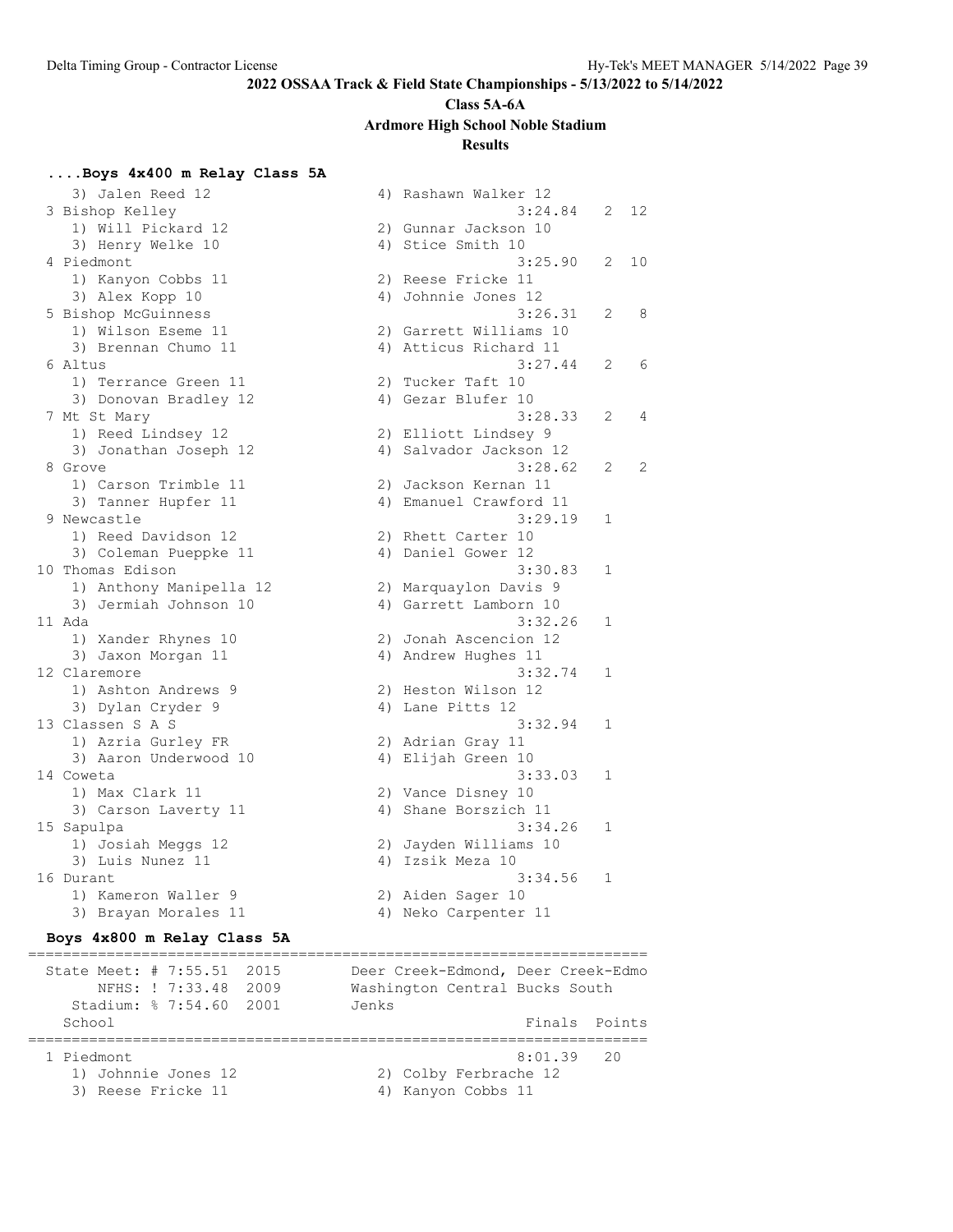**2022 OSSAA Track & Field State Championships - 5/13/2022 to 5/14/2022**

**Class 5A-6A**

**Ardmore High School Noble Stadium**

**Results**

### ....Boys 4x400 m Relay Class 5A

```
    3) Jalen Reed 12                  4) Rashawn Walker 12
  3 Bishop Kelley                                 3:24.84   2  12
    1) Will Pickard 12                2) Gunnar Jackson 10
    3) Henry Welke 10                 4) Stice Smith 10
  4 Piedmont                                      3:25.90   2  10
    1) Kanyon Cobbs 11                2) Reese Fricke 11
    3) Alex Kopp 10                   4) Johnnie Jones 12
  5 Bishop McGuinness                             3:26.31   2   8
    1) Wilson Eseme 11                2) Garrett Williams 10
    3) Brennan Chumo 11               4) Atticus Richard 11
  6 Altus                                         3:27.44   2   6
    1) Terrance Green 11              2) Tucker Taft 10
    3) Donovan Bradley 12             4) Gezar Blufer 10
  7 Mt St Mary                                    3:28.33   2   4
    1) Reed Lindsey 12                2) Elliott Lindsey 9
    3) Jonathan Joseph 12             4) Salvador Jackson 12
  8 Grove                                         3:28.62   2   2
    1) Carson Trimble 11              2) Jackson Kernan 11
    3) Tanner Hupfer 11               4) Emanuel Crawford 11
  9 Newcastle                                     3:29.19   1
    1) Reed Davidson 12               2) Rhett Carter 10
    3) Coleman Pueppke 11             4) Daniel Gower 12
 10 Thomas Edison                                 3:30.83   1
    1) Anthony Manipella 12           2) Marquaylon Davis 9
    3) Jermiah Johnson 10             4) Garrett Lamborn 10
 11 Ada                                           3:32.26   1
    1) Xander Rhynes 10               2) Jonah Ascencion 12
    3) Jaxon Morgan 11                4) Andrew Hughes 11
 12 Claremore                                     3:32.74   1
    1) Ashton Andrews 9               2) Heston Wilson 12
    3) Dylan Cryder 9                 4) Lane Pitts 12
 13 Classen S A S                                 3:32.94   1
    1) Azria Gurley FR                2) Adrian Gray 11
    3) Aaron Underwood 10             4) Elijah Green 10
 14 Coweta                                        3:33.03   1
    1) Max Clark 11                   2) Vance Disney 10
    3) Carson Laverty 11              4) Shane Borszich 11
 15 Sapulpa                                       3:34.26   1
    1) Josiah Meggs 12                2) Jayden Williams 10
    3) Luis Nunez 11                  4) Izsik Meza 10
 16 Durant                                        3:34.56   1
    1) Kameron Waller 9               2) Aiden Sager 10
    3) Brayan Morales 11              4) Neko Carpenter 11
```

### Boys 4x800 m Relay Class 5A

```
=======================================================================
  State Meet: # 7:55.51  2015      Deer Creek-Edmond, Deer Creek-Edmo
       NFHS: ! 7:33.48  2009      Washington Central Bucks South
    Stadium: % 7:54.60  2001      Jenks
   School                                            Finals  Points
=======================================================================
  1 Piedmont                                        8:01.39   20
     1) Johnnie Jones 12               2) Colby Ferbrache 12
     3) Reese Fricke 11                4) Kanyon Cobbs 11
```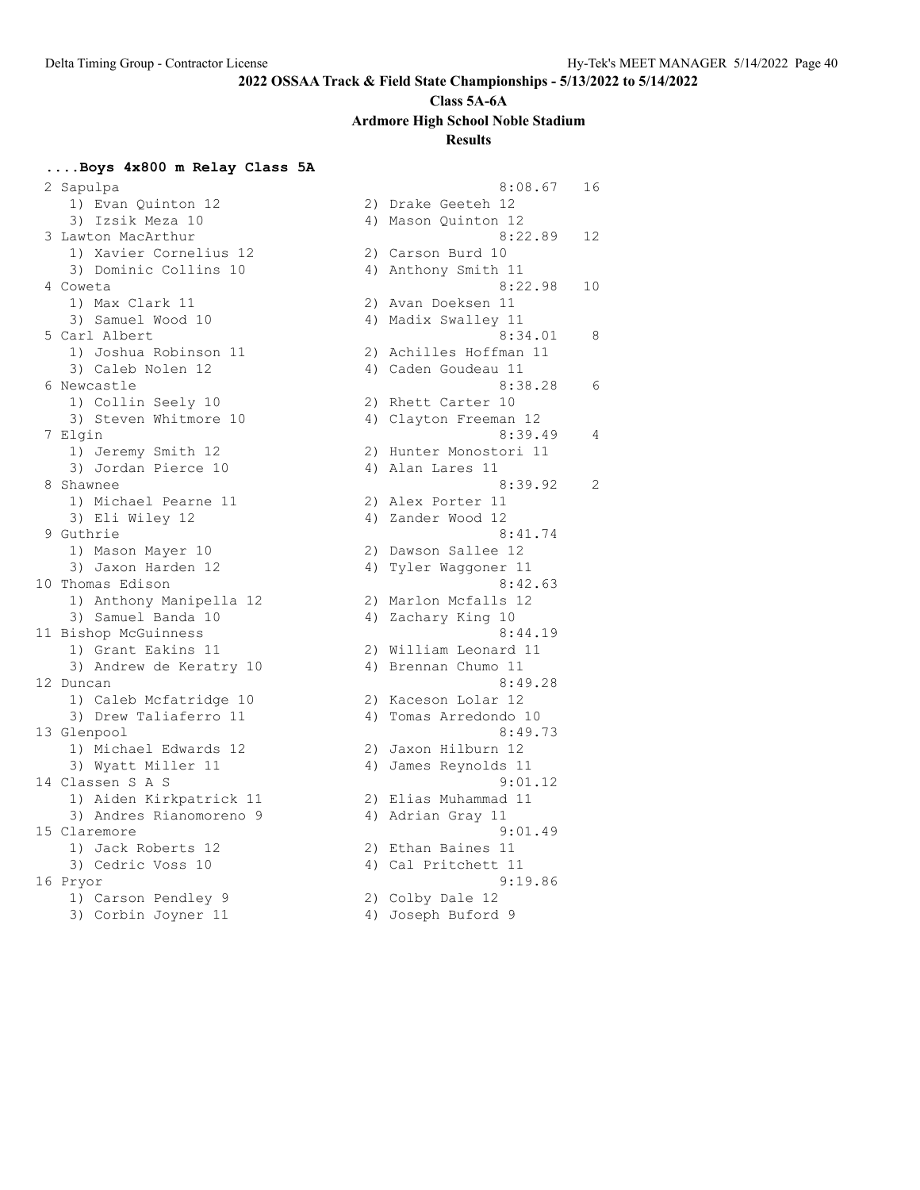**2022 OSSAA Track & Field State Championships - 5/13/2022 to 5/14/2022**

**Class 5A-6A**

**Ardmore High School Noble Stadium**

**Results**

### ....Boys 4x800 m Relay Class 5A

```
 2 Sapulpa                                             8:08.67   16
    1) Evan Quinton 12                 2) Drake Geeteh 12
    3) Izsik Meza 10                   4) Mason Quinton 12
 3 Lawton MacArthur                                    8:22.89   12
    1) Xavier Cornelius 12             2) Carson Burd 10
    3) Dominic Collins 10              4) Anthony Smith 11
 4 Coweta                                              8:22.98   10
    1) Max Clark 11                    2) Avan Doeksen 11
    3) Samuel Wood 10                  4) Madix Swalley 11
 5 Carl Albert                                         8:34.01    8
    1) Joshua Robinson 11              2) Achilles Hoffman 11
    3) Caleb Nolen 12                  4) Caden Goudeau 11
 6 Newcastle                                           8:38.28    6
    1) Collin Seely 10                 2) Rhett Carter 10
    3) Steven Whitmore 10              4) Clayton Freeman 12
 7 Elgin                                               8:39.49    4
    1) Jeremy Smith 12                 2) Hunter Monostori 11
    3) Jordan Pierce 10                4) Alan Lares 11
 8 Shawnee                                             8:39.92    2
    1) Michael Pearne 11               2) Alex Porter 11
    3) Eli Wiley 12                    4) Zander Wood 12
 9 Guthrie                                             8:41.74
    1) Mason Mayer 10                  2) Dawson Sallee 12
    3) Jaxon Harden 12                 4) Tyler Waggoner 11
10 Thomas Edison                                       8:42.63
    1) Anthony Manipella 12            2) Marlon Mcfalls 12
    3) Samuel Banda 10                 4) Zachary King 10
11 Bishop McGuinness                                   8:44.19
    1) Grant Eakins 11                 2) William Leonard 11
    3) Andrew de Keratry 10            4) Brennan Chumo 11
12 Duncan                                              8:49.28
    1) Caleb Mcfatridge 10             2) Kaceson Lolar 12
    3) Drew Taliaferro 11              4) Tomas Arredondo 10
13 Glenpool                                            8:49.73
    1) Michael Edwards 12              2) Jaxon Hilburn 12
    3) Wyatt Miller 11                 4) James Reynolds 11
14 Classen S A S                                       9:01.12
    1) Aiden Kirkpatrick 11            2) Elias Muhammad 11
    3) Andres Rianomoreno 9            4) Adrian Gray 11
15 Claremore                                           9:01.49
    1) Jack Roberts 12                 2) Ethan Baines 11
    3) Cedric Voss 10                  4) Cal Pritchett 11
16 Pryor                                               9:19.86
    1) Carson Pendley 9                2) Colby Dale 12
    3) Corbin Joyner 11                4) Joseph Buford 9
```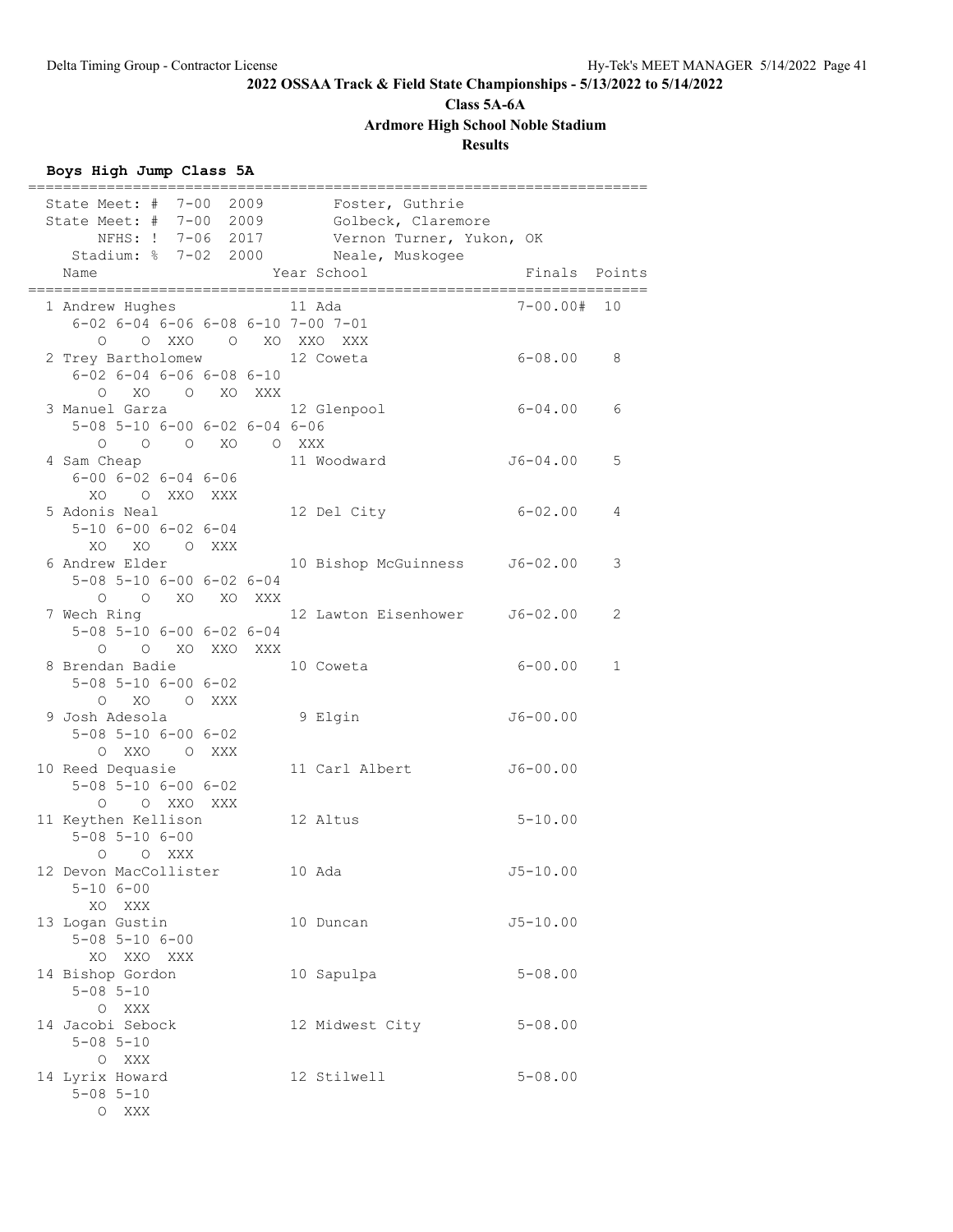**2022 OSSAA Track & Field State Championships - 5/13/2022 to 5/14/2022**

**Class 5A-6A**

**Ardmore High School Noble Stadium**

**Results**

### Boys High Jump Class 5A

```
=========================================================================
  State Meet: #  7-00  2009        Foster, Guthrie                       
  State Meet: #  7-00  2009        Golbeck, Claremore                    
       NFHS: !  7-06  2017        Vernon Turner, Yukon, OK              
    Stadium: %  7-02  2000        Neale, Muskogee                       
    Name                    Year School                  Finals  Points 
=========================================================================
  1 Andrew Hughes             11 Ada                   7-00.00#  10     
      6-02 6-04 6-06 6-08 6-10 7-00 7-01
         O    O  XXO    O   XO  XXO  XXX
  2 Trey Bartholomew          12 Coweta                 6-08.00    8    
      6-02 6-04 6-06 6-08 6-10
         O   XO    O   XO  XXX
  3 Manuel Garza              12 Glenpool               6-04.00    6    
      5-08 5-10 6-00 6-02 6-04 6-06
         O    O    O   XO    O  XXX
  4 Sam Cheap                 11 Woodward              J6-04.00    5    
      6-00 6-02 6-04 6-06
        XO    O  XXO  XXX
  5 Adonis Neal               12 Del City               6-02.00    4    
      5-10 6-00 6-02 6-04
        XO   XO    O  XXX
  6 Andrew Elder              10 Bishop McGuinness     J6-02.00    3    
      5-08 5-10 6-00 6-02 6-04
         O    O   XO   XO  XXX
  7 Wech Ring                 12 Lawton Eisenhower     J6-02.00    2    
      5-08 5-10 6-00 6-02 6-04
         O    O   XO  XXO  XXX
  8 Brendan Badie             10 Coweta                 6-00.00    1    
      5-08 5-10 6-00 6-02
         O   XO    O  XXX
  9 Josh Adesola               9 Elgin                 J6-00.00         
      5-08 5-10 6-00 6-02
         O  XXO    O  XXX
 10 Reed Dequasie             11 Carl Albert           J6-00.00         
      5-08 5-10 6-00 6-02
         O    O  XXO  XXX
 11 Keythen Kellison          12 Altus                  5-10.00         
      5-08 5-10 6-00
         O    O  XXX
 12 Devon MacCollister        10 Ada                   J5-10.00         
      5-10 6-00
        XO  XXX
 13 Logan Gustin              10 Duncan                J5-10.00         
      5-08 5-10 6-00
        XO  XXO  XXX
 14 Bishop Gordon             10 Sapulpa                5-08.00         
      5-08 5-10
         O  XXX
 14 Jacobi Sebock             12 Midwest City           5-08.00         
      5-08 5-10
         O  XXX
 14 Lyrix Howard              12 Stilwell               5-08.00         
      5-08 5-10
         O  XXX
```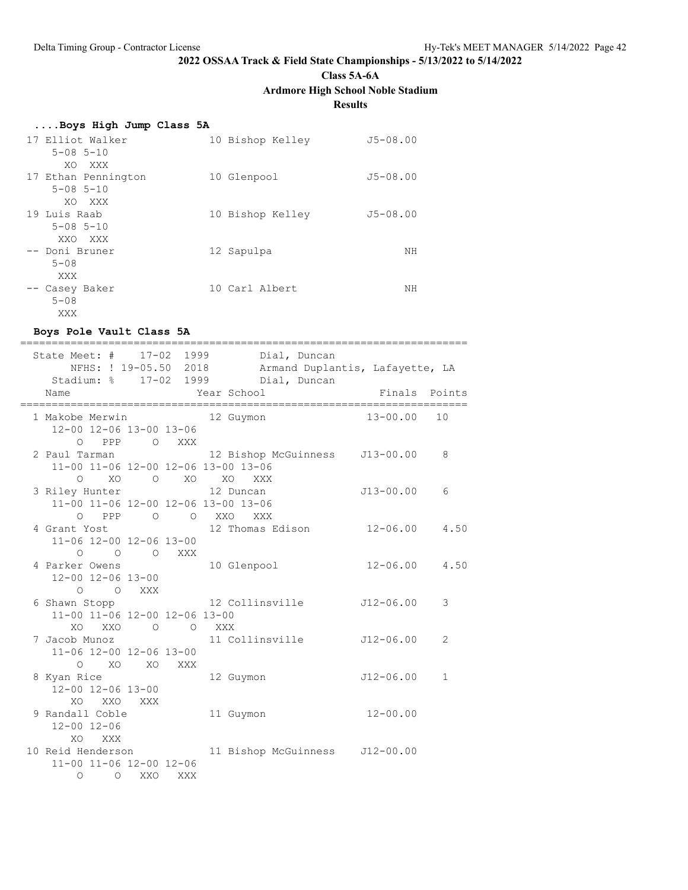**2022 OSSAA Track & Field State Championships - 5/13/2022 to 5/14/2022**

**Class 5A-6A**

**Ardmore High School Noble Stadium**

**Results**

### ....Boys High Jump Class 5A

```
 17 Elliot Walker             10 Bishop Kelley        J5-08.00
     5-08 5-10
       XO  XXX
 17 Ethan Pennington          10 Glenpool             J5-08.00
     5-08 5-10
       XO  XXX
 19 Luis Raab                 10 Bishop Kelley        J5-08.00
     5-08 5-10
      XXO  XXX
 -- Doni Bruner               12 Sapulpa                    NH
     5-08
      XXX
 -- Casey Baker               10 Carl Albert                NH
     5-08
      XXX
```

### Boys Pole Vault Class 5A

```
=======================================================================
  State Meet: #    17-02  1999         Dial, Duncan
       NFHS: ! 19-05.50  2018        Armand Duplantis, Lafayette, LA
    Stadium: %    17-02  1999         Dial, Duncan
  Name                    Year School                  Finals  Points
=======================================================================
  1 Makobe Merwin          12 Guymon                 13-00.00   10
     12-00 12-06 13-00 13-06
         O   PPP     O   XXX
  2 Paul Tarman            12 Bishop McGuinness    J13-00.00    8
     11-00 11-06 12-00 12-06 13-00 13-06
         O    XO     O    XO    XO   XXX
  3 Riley Hunter           12 Duncan               J13-00.00    6
     11-00 11-06 12-00 12-06 13-00 13-06
         O   PPP     O     O   XXO   XXX
  4 Grant Yost             12 Thomas Edison         12-06.00    4.50
     11-06 12-00 12-06 13-00
         O     O     O   XXX
  4 Parker Owens           10 Glenpool              12-06.00    4.50
     12-00 12-06 13-00
         O     O   XXX
  6 Shawn Stopp            12 Collinsville         J12-06.00    3
     11-00 11-06 12-00 12-06 13-00
        XO   XXO     O     O   XXX
  7 Jacob Munoz            11 Collinsville         J12-06.00    2
     11-06 12-00 12-06 13-00
         O    XO    XO   XXX
  8 Kyan Rice              12 Guymon               J12-06.00    1
     12-00 12-06 13-00
        XO   XXO   XXX
  9 Randall Coble          11 Guymon                12-00.00
     12-00 12-06
        XO   XXX
 10 Reid Henderson         11 Bishop McGuinness    J12-00.00
     11-00 11-06 12-00 12-06
         O     O   XXO   XXX
```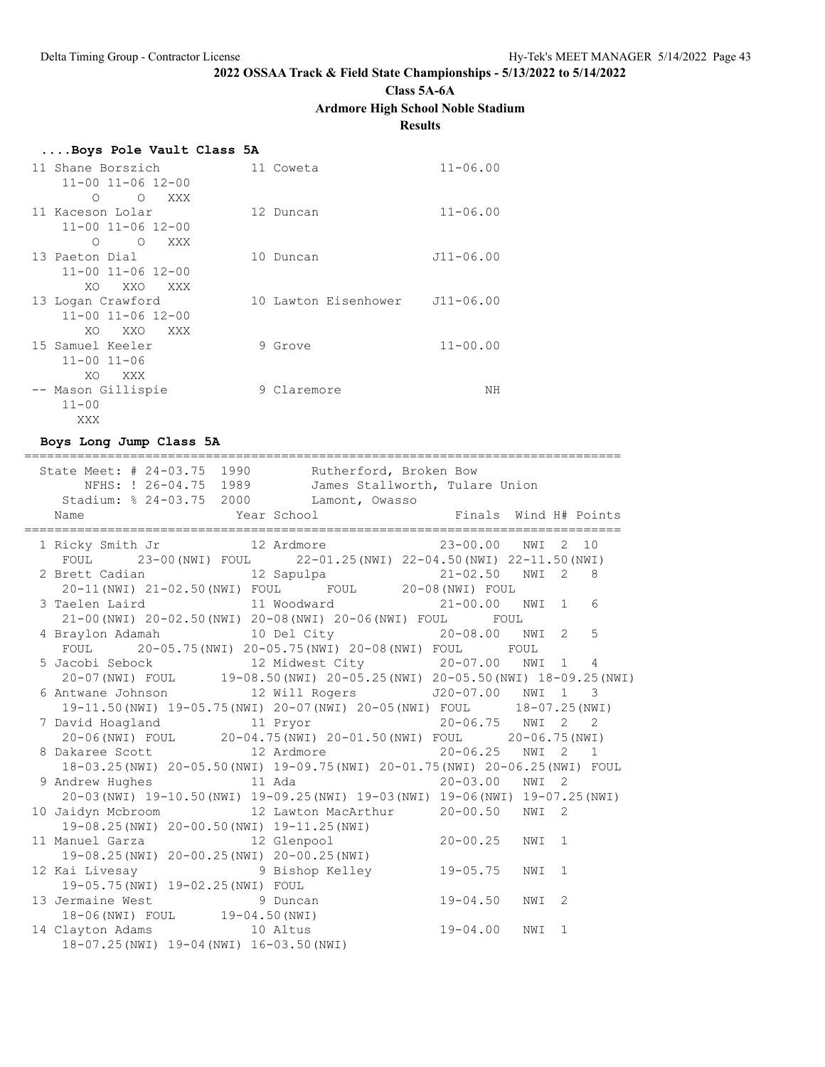**2022 OSSAA Track & Field State Championships - 5/13/2022 to 5/14/2022**

**Class 5A-6A**

**Ardmore High School Noble Stadium**

**Results**

### ....Boys Pole Vault Class 5A

```
 11 Shane Borszich            11 Coweta                 11-06.00
     11-00 11-06 12-00
         O     O   XXX
 11 Kaceson Lolar             12 Duncan                 11-06.00
     11-00 11-06 12-00
         O     O   XXX
 13 Paeton Dial               10 Duncan                J11-06.00
     11-00 11-06 12-00
        XO   XXO   XXX
 13 Logan Crawford            10 Lawton Eisenhower     J11-06.00
     11-00 11-06 12-00
        XO   XXO   XXX
 15 Samuel Keeler              9 Grove                  11-00.00
     11-00 11-06
        XO   XXX
 -- Mason Gillispie            9 Claremore                    NH
     11-00
       XXX
```

### Boys Long Jump Class 5A

```
==============================================================================
  State Meet: # 24-03.75  1990        Rutherford, Broken Bow
       NFHS: ! 26-04.75  1989        James Stallworth, Tulare Union
    Stadium: % 24-03.75  2000        Lamont, Owasso
    Name                    Year School                  Finals  Wind H# Points
==============================================================================
  1 Ricky Smith Jr           12 Ardmore               23-00.00   NWI  2  10
     FOUL      23-00(NWI) FOUL      22-01.25(NWI) 22-04.50(NWI) 22-11.50(NWI)
  2 Brett Cadian             12 Sapulpa               21-02.50   NWI  2   8
     20-11(NWI) 21-02.50(NWI) FOUL      FOUL      20-08(NWI) FOUL
  3 Taelen Laird             11 Woodward              21-00.00   NWI  1   6
     21-00(NWI) 20-02.50(NWI) 20-08(NWI) 20-06(NWI) FOUL      FOUL
  4 Braylon Adamah           10 Del City              20-08.00   NWI  2   5
     FOUL      20-05.75(NWI) 20-05.75(NWI) 20-08(NWI) FOUL      FOUL
  5 Jacobi Sebock            12 Midwest City          20-07.00   NWI  1   4
     20-07(NWI) FOUL      19-08.50(NWI) 20-05.25(NWI) 20-05.50(NWI) 18-09.25(NWI)
  6 Antwane Johnson          12 Will Rogers          J20-07.00   NWI  1   3
     19-11.50(NWI) 19-05.75(NWI) 20-07(NWI) 20-05(NWI) FOUL      18-07.25(NWI)
  7 David Hoagland           11 Pryor                 20-06.75   NWI  2   2
     20-06(NWI) FOUL      20-04.75(NWI) 20-01.50(NWI) FOUL      20-06.75(NWI)
  8 Dakaree Scott            12 Ardmore               20-06.25   NWI  2   1
     18-03.25(NWI) 20-05.50(NWI) 19-09.75(NWI) 20-01.75(NWI) 20-06.25(NWI) FOUL
  9 Andrew Hughes            11 Ada                   20-03.00   NWI  2
     20-03(NWI) 19-10.50(NWI) 19-09.25(NWI) 19-03(NWI) 19-06(NWI) 19-07.25(NWI)
 10 Jaidyn Mcbroom           12 Lawton MacArthur      20-00.50   NWI  2
     19-08.25(NWI) 20-00.50(NWI) 19-11.25(NWI)
 11 Manuel Garza             12 Glenpool              20-00.25   NWI  1
     19-08.25(NWI) 20-00.25(NWI) 20-00.25(NWI)
 12 Kai Livesay               9 Bishop Kelley         19-05.75   NWI  1
     19-05.75(NWI) 19-02.25(NWI) FOUL
 13 Jermaine West             9 Duncan                19-04.50   NWI  2
     18-06(NWI) FOUL      19-04.50(NWI)
 14 Clayton Adams            10 Altus                 19-04.00   NWI  1
     18-07.25(NWI) 19-04(NWI) 16-03.50(NWI)
```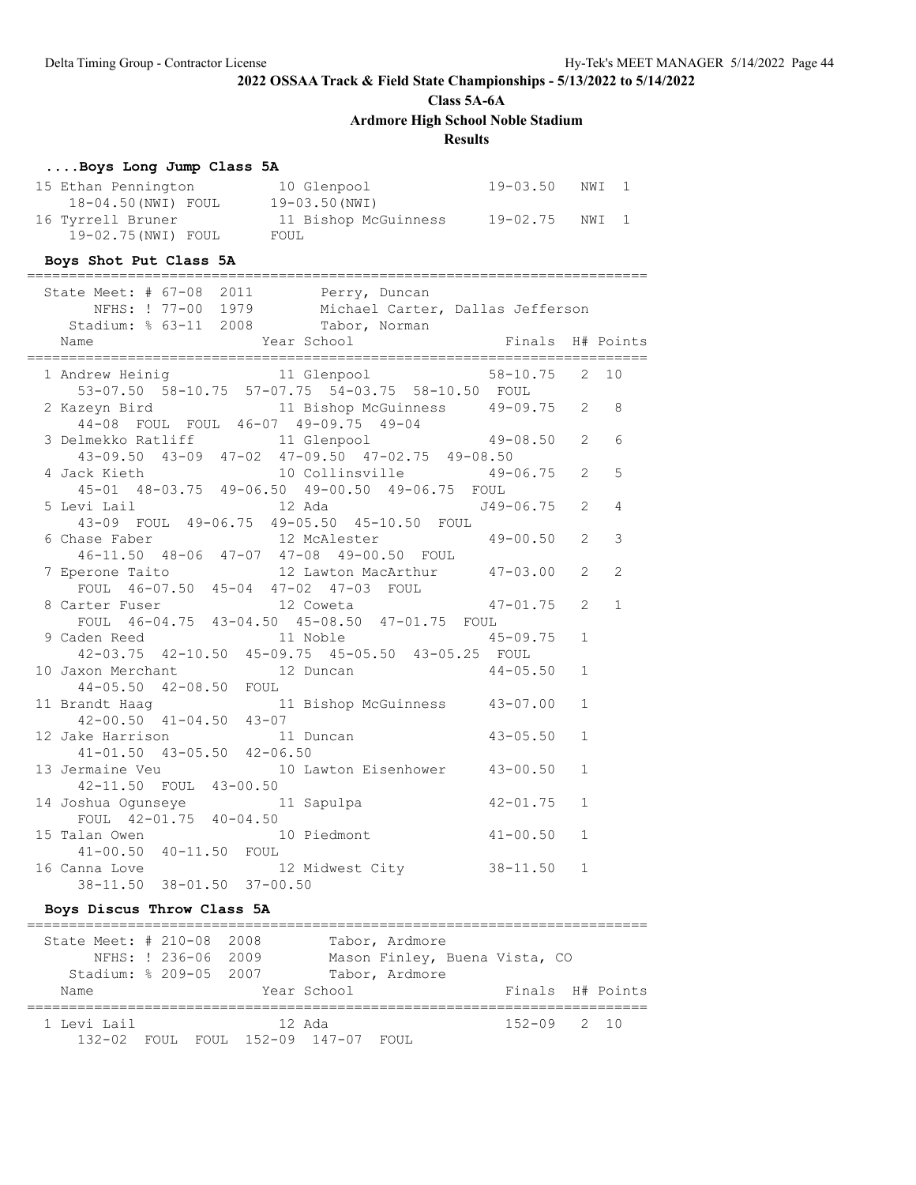**2022 OSSAA Track & Field State Championships - 5/13/2022 to 5/14/2022**

**Class 5A-6A**

**Ardmore High School Noble Stadium**

**Results**

### ....Boys Long Jump Class 5A

| Place | Name | Year | School | Finals | Wind | H# |
|---|---|---|---|---|---|---|
| 15 | Ethan Pennington | 10 | Glenpool | 19-03.50 | NWI | 1 |
| | 18-04.50(NWI) FOUL 19-03.50(NWI) | | | | | |
| 16 | Tyrrell Bruner | 11 | Bishop McGuinness | 19-02.75 | NWI | 1 |
| | 19-02.75(NWI) FOUL FOUL | | | | | |

### Boys Shot Put Class 5A

State Meet: # 67-08 2011 Perry, Duncan
NFHS: ! 77-00 1979 Michael Carter, Dallas Jefferson
Stadium: % 63-11 2008 Tabor, Norman

| Place | Name | Year | School | Finals | H# | Points |
|---|---|---|---|---|---|---|
| 1 | Andrew Heinig | 11 | Glenpool | 58-10.75 | 2 | 10 |
| | 53-07.50 58-10.75 57-07.75 54-03.75 58-10.50 FOUL | | | | | |
| 2 | Kazeyn Bird | 11 | Bishop McGuinness | 49-09.75 | 2 | 8 |
| | 44-08 FOUL FOUL 46-07 49-09.75 49-04 | | | | | |
| 3 | Delmekko Ratliff | 11 | Glenpool | 49-08.50 | 2 | 6 |
| | 43-09.50 43-09 47-02 47-09.50 47-02.75 49-08.50 | | | | | |
| 4 | Jack Kieth | 10 | Collinsville | 49-06.75 | 2 | 5 |
| | 45-01 48-03.75 49-06.50 49-00.50 49-06.75 FOUL | | | | | |
| 5 | Levi Lail | 12 | Ada | J49-06.75 | 2 | 4 |
| | 43-09 FOUL 49-06.75 49-05.50 45-10.50 FOUL | | | | | |
| 6 | Chase Faber | 12 | McAlester | 49-00.50 | 2 | 3 |
| | 46-11.50 48-06 47-07 47-08 49-00.50 FOUL | | | | | |
| 7 | Eperone Taito | 12 | Lawton MacArthur | 47-03.00 | 2 | 2 |
| | FOUL 46-07.50 45-04 47-02 47-03 FOUL | | | | | |
| 8 | Carter Fuser | 12 | Coweta | 47-01.75 | 2 | 1 |
| | FOUL 46-04.75 43-04.50 45-08.50 47-01.75 FOUL | | | | | |
| 9 | Caden Reed | 11 | Noble | 45-09.75 | 1 | |
| | 42-03.75 42-10.50 45-09.75 45-05.50 43-05.25 FOUL | | | | | |
| 10 | Jaxon Merchant | 12 | Duncan | 44-05.50 | 1 | |
| | 44-05.50 42-08.50 FOUL | | | | | |
| 11 | Brandt Haag | 11 | Bishop McGuinness | 43-07.00 | 1 | |
| | 42-00.50 41-04.50 43-07 | | | | | |
| 12 | Jake Harrison | 11 | Duncan | 43-05.50 | 1 | |
| | 41-01.50 43-05.50 42-06.50 | | | | | |
| 13 | Jermaine Veu | 10 | Lawton Eisenhower | 43-00.50 | 1 | |
| | 42-11.50 FOUL 43-00.50 | | | | | |
| 14 | Joshua Ogunseye | 11 | Sapulpa | 42-01.75 | 1 | |
| | FOUL 42-01.75 40-04.50 | | | | | |
| 15 | Talan Owen | 10 | Piedmont | 41-00.50 | 1 | |
| | 41-00.50 40-11.50 FOUL | | | | | |
| 16 | Canna Love | 12 | Midwest City | 38-11.50 | 1 | |
| | 38-11.50 38-01.50 37-00.50 | | | | | |

### Boys Discus Throw Class 5A

State Meet: # 210-08 2008 Tabor, Ardmore
NFHS: ! 236-06 2009 Mason Finley, Buena Vista, CO
Stadium: % 209-05 2007 Tabor, Ardmore

| Place | Name | Year | School | Finals | H# | Points |
|---|---|---|---|---|---|---|
| 1 | Levi Lail | 12 | Ada | 152-09 | 2 | 10 |
| | 132-02 FOUL FOUL 152-09 147-07 FOUL | | | | | |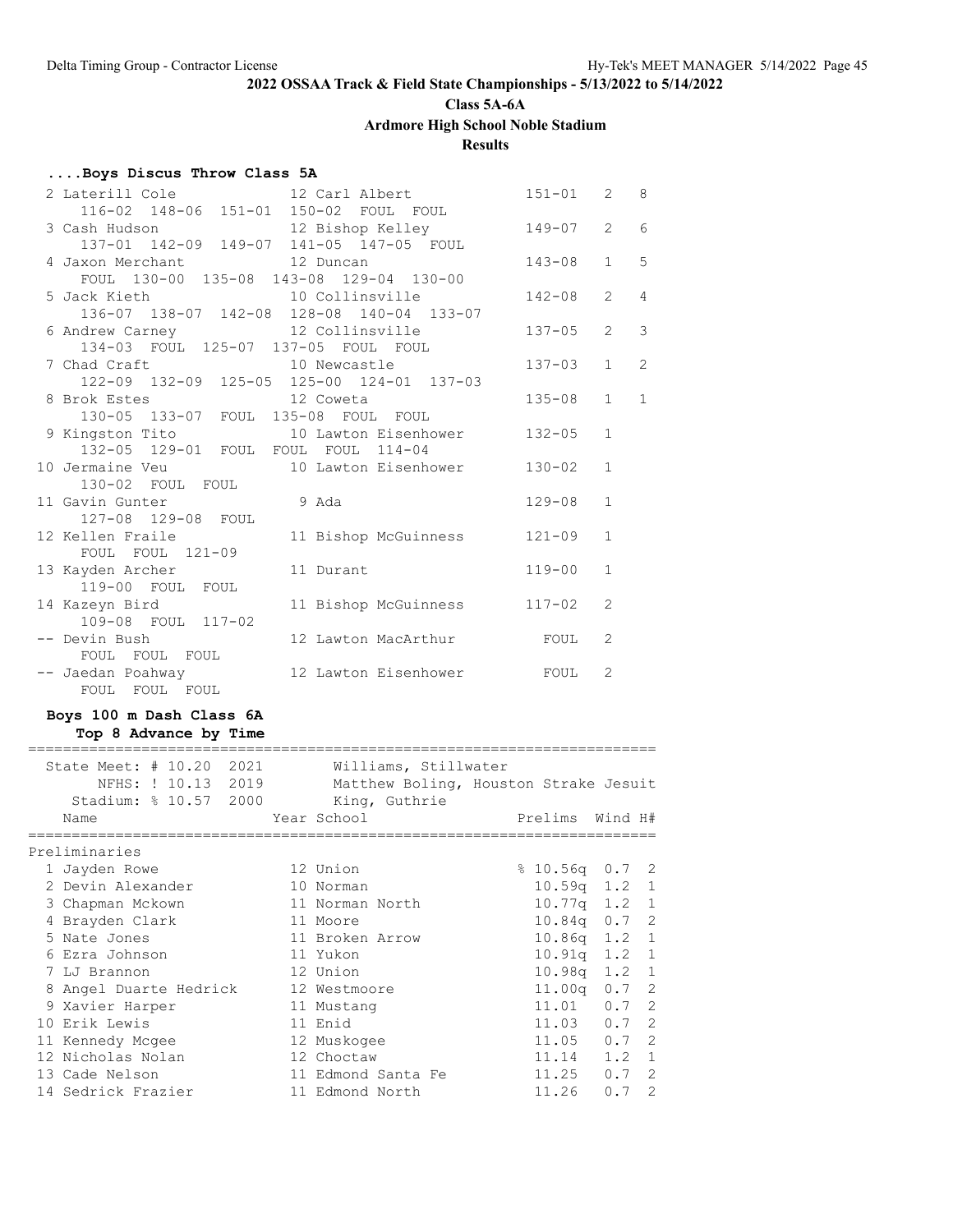**2022 OSSAA Track & Field State Championships - 5/13/2022 to 5/14/2022**

**Class 5A-6A**

**Ardmore High School Noble Stadium**

**Results**

### ....Boys Discus Throw Class 5A

| Place | Name | Year | School | Finals | H# | Points |
|---|---|---|---|---|---|---|
| 2 | Laterill Cole | 12 | Carl Albert | 151-01 | 2 | 8 |
| | 116-02 148-06 151-01 150-02 FOUL FOUL | | | | | |
| 3 | Cash Hudson | 12 | Bishop Kelley | 149-07 | 2 | 6 |
| | 137-01 142-09 149-07 141-05 147-05 FOUL | | | | | |
| 4 | Jaxon Merchant | 12 | Duncan | 143-08 | 1 | 5 |
| | FOUL 130-00 135-08 143-08 129-04 130-00 | | | | | |
| 5 | Jack Kieth | 10 | Collinsville | 142-08 | 2 | 4 |
| | 136-07 138-07 142-08 128-08 140-04 133-07 | | | | | |
| 6 | Andrew Carney | 12 | Collinsville | 137-05 | 2 | 3 |
| | 134-03 FOUL 125-07 137-05 FOUL FOUL | | | | | |
| 7 | Chad Craft | 10 | Newcastle | 137-03 | 1 | 2 |
| | 122-09 132-09 125-05 125-00 124-01 137-03 | | | | | |
| 8 | Brok Estes | 12 | Coweta | 135-08 | 1 | 1 |
| | 130-05 133-07 FOUL 135-08 FOUL FOUL | | | | | |
| 9 | Kingston Tito | 10 | Lawton Eisenhower | 132-05 | 1 | |
| | 132-05 129-01 FOUL FOUL FOUL 114-04 | | | | | |
| 10 | Jermaine Veu | 10 | Lawton Eisenhower | 130-02 | 1 | |
| | 130-02 FOUL FOUL | | | | | |
| 11 | Gavin Gunter | 9 | Ada | 129-08 | 1 | |
| | 127-08 129-08 FOUL | | | | | |
| 12 | Kellen Fraile | 11 | Bishop McGuinness | 121-09 | 1 | |
| | FOUL FOUL 121-09 | | | | | |
| 13 | Kayden Archer | 11 | Durant | 119-00 | 1 | |
| | 119-00 FOUL FOUL | | | | | |
| 14 | Kazeyn Bird | 11 | Bishop McGuinness | 117-02 | 2 | |
| | 109-08 FOUL 117-02 | | | | | |
| -- | Devin Bush | 12 | Lawton MacArthur | FOUL | 2 | |
| | FOUL FOUL FOUL | | | | | |
| -- | Jaedan Poahway | 12 | Lawton Eisenhower | FOUL | 2 | |
| | FOUL FOUL FOUL | | | | | |

### Boys 100 m Dash Class 6A

**Top 8 Advance by Time**

State Meet: # 10.20 2021 Williams, Stillwater
NFHS: ! 10.13 2019 Matthew Boling, Houston Strake Jesuit
Stadium: % 10.57 2000 King, Guthrie

Preliminaries

| Place | Name | Year | School | Prelims | Wind | H# |
|---|---|---|---|---|---|---|
| 1 | Jayden Rowe | 12 | Union | % 10.56q | 0.7 | 2 |
| 2 | Devin Alexander | 10 | Norman | 10.59q | 1.2 | 1 |
| 3 | Chapman Mckown | 11 | Norman North | 10.77q | 1.2 | 1 |
| 4 | Brayden Clark | 11 | Moore | 10.84q | 0.7 | 2 |
| 5 | Nate Jones | 11 | Broken Arrow | 10.86q | 1.2 | 1 |
| 6 | Ezra Johnson | 11 | Yukon | 10.91q | 1.2 | 1 |
| 7 | LJ Brannon | 12 | Union | 10.98q | 1.2 | 1 |
| 8 | Angel Duarte Hedrick | 12 | Westmoore | 11.00q | 0.7 | 2 |
| 9 | Xavier Harper | 11 | Mustang | 11.01 | 0.7 | 2 |
| 10 | Erik Lewis | 11 | Enid | 11.03 | 0.7 | 2 |
| 11 | Kennedy Mcgee | 12 | Muskogee | 11.05 | 0.7 | 2 |
| 12 | Nicholas Nolan | 12 | Choctaw | 11.14 | 1.2 | 1 |
| 13 | Cade Nelson | 11 | Edmond Santa Fe | 11.25 | 0.7 | 2 |
| 14 | Sedrick Frazier | 11 | Edmond North | 11.26 | 0.7 | 2 |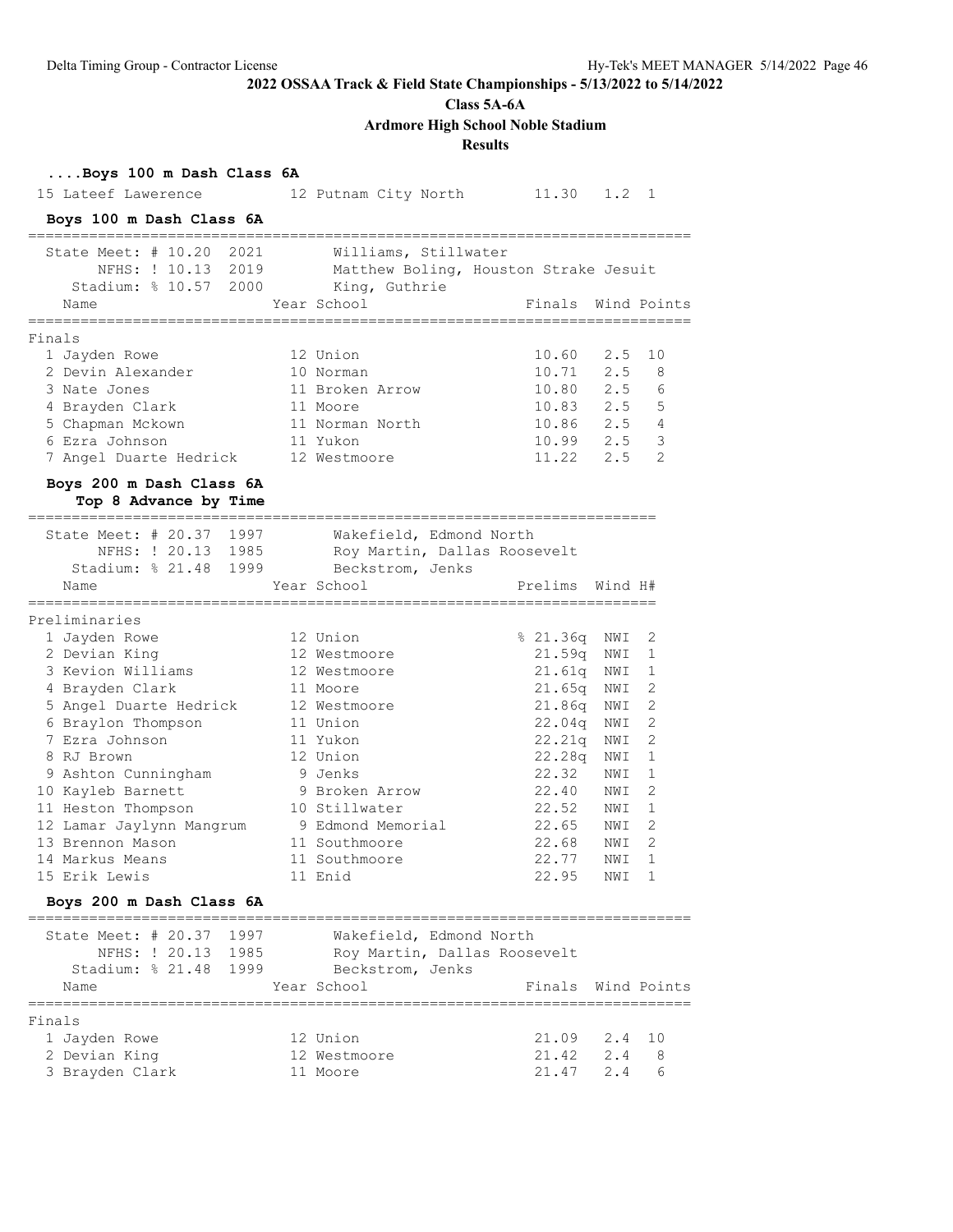**2022 OSSAA Track & Field State Championships - 5/13/2022 to 5/14/2022**

**Class 5A-6A**

**Ardmore High School Noble Stadium**

**Results**

### ....Boys 100 m Dash Class 6A

| | Name | Year | School | | Wind | H# |
|---|---|---|---|---|---|---|
| 15 | Lateef Lawerence | 12 | Putnam City North | 11.30 | 1.2 | 1 |

### Boys 100 m Dash Class 6A

State Meet: # 10.20 2021 Williams, Stillwater
NFHS: ! 10.13 2019 Matthew Boling, Houston Strake Jesuit
Stadium: % 10.57 2000 King, Guthrie

Finals

| | Name | Year | School | Finals | Wind | Points |
|---|---|---|---|---|---|---|
| 1 | Jayden Rowe | 12 | Union | 10.60 | 2.5 | 10 |
| 2 | Devin Alexander | 10 | Norman | 10.71 | 2.5 | 8 |
| 3 | Nate Jones | 11 | Broken Arrow | 10.80 | 2.5 | 6 |
| 4 | Brayden Clark | 11 | Moore | 10.83 | 2.5 | 5 |
| 5 | Chapman Mckown | 11 | Norman North | 10.86 | 2.5 | 4 |
| 6 | Ezra Johnson | 11 | Yukon | 10.99 | 2.5 | 3 |
| 7 | Angel Duarte Hedrick | 12 | Westmoore | 11.22 | 2.5 | 2 |

### Boys 200 m Dash Class 6A

**Top 8 Advance by Time**

State Meet: # 20.37 1997 Wakefield, Edmond North
NFHS: ! 20.13 1985 Roy Martin, Dallas Roosevelt
Stadium: % 21.48 1999 Beckstrom, Jenks

Preliminaries

| | Name | Year | School | Prelims | Wind | H# |
|---|---|---|---|---|---|---|
| 1 | Jayden Rowe | 12 | Union | % 21.36q | NWI | 2 |
| 2 | Devian King | 12 | Westmoore | 21.59q | NWI | 1 |
| 3 | Kevion Williams | 12 | Westmoore | 21.61q | NWI | 1 |
| 4 | Brayden Clark | 11 | Moore | 21.65q | NWI | 2 |
| 5 | Angel Duarte Hedrick | 12 | Westmoore | 21.86q | NWI | 2 |
| 6 | Braylon Thompson | 11 | Union | 22.04q | NWI | 2 |
| 7 | Ezra Johnson | 11 | Yukon | 22.21q | NWI | 2 |
| 8 | RJ Brown | 12 | Union | 22.28q | NWI | 1 |
| 9 | Ashton Cunningham | 9 | Jenks | 22.32 | NWI | 1 |
| 10 | Kayleb Barnett | 9 | Broken Arrow | 22.40 | NWI | 2 |
| 11 | Heston Thompson | 10 | Stillwater | 22.52 | NWI | 1 |
| 12 | Lamar Jaylynn Mangrum | 9 | Edmond Memorial | 22.65 | NWI | 2 |
| 13 | Brennon Mason | 11 | Southmoore | 22.68 | NWI | 2 |
| 14 | Markus Means | 11 | Southmoore | 22.77 | NWI | 1 |
| 15 | Erik Lewis | 11 | Enid | 22.95 | NWI | 1 |

### Boys 200 m Dash Class 6A

State Meet: # 20.37 1997 Wakefield, Edmond North
NFHS: ! 20.13 1985 Roy Martin, Dallas Roosevelt
Stadium: % 21.48 1999 Beckstrom, Jenks

Finals

| | Name | Year | School | Finals | Wind | Points |
|---|---|---|---|---|---|---|
| 1 | Jayden Rowe | 12 | Union | 21.09 | 2.4 | 10 |
| 2 | Devian King | 12 | Westmoore | 21.42 | 2.4 | 8 |
| 3 | Brayden Clark | 11 | Moore | 21.47 | 2.4 | 6 |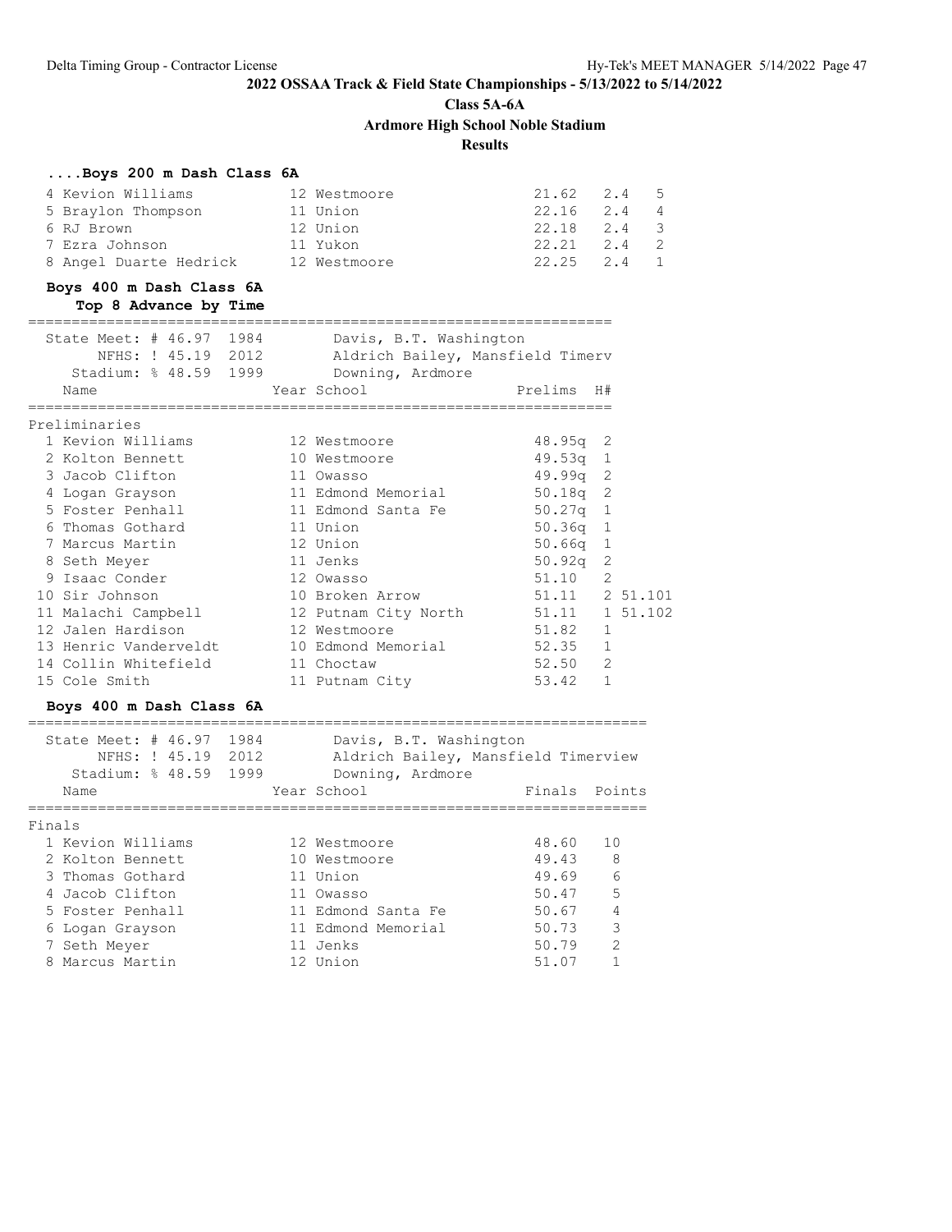## 2022 OSSAA Track & Field State Championships - 5/13/2022 to 5/14/2022

**Class 5A-6A**

**Ardmore High School Noble Stadium**

**Results**

### ....Boys 200 m Dash Class 6A

| Place | Name | Year | School | Finals | Wind | Points |
|---|---|---|---|---|---|---|
| 4 | Kevion Williams | 12 | Westmoore | 21.62 | 2.4 | 5 |
| 5 | Braylon Thompson | 11 | Union | 22.16 | 2.4 | 4 |
| 6 | RJ Brown | 12 | Union | 22.18 | 2.4 | 3 |
| 7 | Ezra Johnson | 11 | Yukon | 22.21 | 2.4 | 2 |
| 8 | Angel Duarte Hedrick | 12 | Westmoore | 22.25 | 2.4 | 1 |

### Boys 400 m Dash Class 6A

**Top 8 Advance by Time**

State Meet: # 46.97 1984 Davis, B.T. Washington
NFHS: ! 45.19 2012 Aldrich Bailey, Mansfield Timerv
Stadium: % 48.59 1999 Downing, Ardmore

Preliminaries

| Place | Name | Year | School | Prelims | H# | |
|---|---|---|---|---|---|---|
| 1 | Kevion Williams | 12 | Westmoore | 48.95q | 2 | |
| 2 | Kolton Bennett | 10 | Westmoore | 49.53q | 1 | |
| 3 | Jacob Clifton | 11 | Owasso | 49.99q | 2 | |
| 4 | Logan Grayson | 11 | Edmond Memorial | 50.18q | 2 | |
| 5 | Foster Penhall | 11 | Edmond Santa Fe | 50.27q | 1 | |
| 6 | Thomas Gothard | 11 | Union | 50.36q | 1 | |
| 7 | Marcus Martin | 12 | Union | 50.66q | 1 | |
| 8 | Seth Meyer | 11 | Jenks | 50.92q | 2 | |
| 9 | Isaac Conder | 12 | Owasso | 51.10 | 2 | |
| 10 | Sir Johnson | 10 | Broken Arrow | 51.11 | 2 | 51.101 |
| 11 | Malachi Campbell | 12 | Putnam City North | 51.11 | 1 | 51.102 |
| 12 | Jalen Hardison | 12 | Westmoore | 51.82 | 1 | |
| 13 | Henric Vanderveldt | 10 | Edmond Memorial | 52.35 | 1 | |
| 14 | Collin Whitefield | 11 | Choctaw | 52.50 | 2 | |
| 15 | Cole Smith | 11 | Putnam City | 53.42 | 1 | |

### Boys 400 m Dash Class 6A

State Meet: # 46.97 1984 Davis, B.T. Washington
NFHS: ! 45.19 2012 Aldrich Bailey, Mansfield Timerview
Stadium: % 48.59 1999 Downing, Ardmore

Finals

| Place | Name | Year | School | Finals | Points |
|---|---|---|---|---|---|
| 1 | Kevion Williams | 12 | Westmoore | 48.60 | 10 |
| 2 | Kolton Bennett | 10 | Westmoore | 49.43 | 8 |
| 3 | Thomas Gothard | 11 | Union | 49.69 | 6 |
| 4 | Jacob Clifton | 11 | Owasso | 50.47 | 5 |
| 5 | Foster Penhall | 11 | Edmond Santa Fe | 50.67 | 4 |
| 6 | Logan Grayson | 11 | Edmond Memorial | 50.73 | 3 |
| 7 | Seth Meyer | 11 | Jenks | 50.79 | 2 |
| 8 | Marcus Martin | 12 | Union | 51.07 | 1 |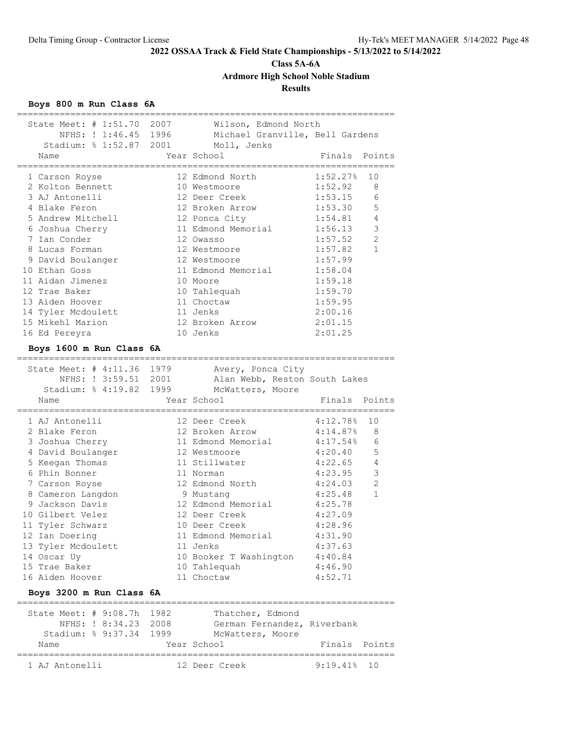# 2022 OSSAA Track & Field State Championships - 5/13/2022 to 5/14/2022

## Class 5A-6A

## Ardmore High School Noble Stadium

## Results

### Boys 800 m Run Class 6A

State Meet: # 1:51.70 2007 Wilson, Edmond North
NFHS: ! 1:46.45 1996 Michael Granville, Bell Gardens
Stadium: % 1:52.87 2001 Moll, Jenks

| | Name | Year | School | Finals | Points |
|---|---|---|---|---|---|
| 1 | Carson Royse | 12 | Edmond North | 1:52.27% | 10 |
| 2 | Kolton Bennett | 10 | Westmoore | 1:52.92 | 8 |
| 3 | AJ Antonelli | 12 | Deer Creek | 1:53.15 | 6 |
| 4 | Blake Feron | 12 | Broken Arrow | 1:53.30 | 5 |
| 5 | Andrew Mitchell | 12 | Ponca City | 1:54.81 | 4 |
| 6 | Joshua Cherry | 11 | Edmond Memorial | 1:56.13 | 3 |
| 7 | Ian Conder | 12 | Owasso | 1:57.52 | 2 |
| 8 | Lucas Forman | 12 | Westmoore | 1:57.82 | 1 |
| 9 | David Boulanger | 12 | Westmoore | 1:57.99 | |
| 10 | Ethan Goss | 11 | Edmond Memorial | 1:58.04 | |
| 11 | Aidan Jimenez | 10 | Moore | 1:59.18 | |
| 12 | Trae Baker | 10 | Tahlequah | 1:59.70 | |
| 13 | Aiden Hoover | 11 | Choctaw | 1:59.95 | |
| 14 | Tyler Mcdoulett | 11 | Jenks | 2:00.16 | |
| 15 | Mikehl Marion | 12 | Broken Arrow | 2:01.15 | |
| 16 | Ed Pereyra | 10 | Jenks | 2:01.25 | |

### Boys 1600 m Run Class 6A

State Meet: # 4:11.36 1979 Avery, Ponca City
NFHS: ! 3:59.51 2001 Alan Webb, Reston South Lakes
Stadium: % 4:19.82 1999 McWatters, Moore

| | Name | Year | School | Finals | Points |
|---|---|---|---|---|---|
| 1 | AJ Antonelli | 12 | Deer Creek | 4:12.78% | 10 |
| 2 | Blake Feron | 12 | Broken Arrow | 4:14.87% | 8 |
| 3 | Joshua Cherry | 11 | Edmond Memorial | 4:17.54% | 6 |
| 4 | David Boulanger | 12 | Westmoore | 4:20.40 | 5 |
| 5 | Keegan Thomas | 11 | Stillwater | 4:22.65 | 4 |
| 6 | Phin Bonner | 11 | Norman | 4:23.95 | 3 |
| 7 | Carson Royse | 12 | Edmond North | 4:24.03 | 2 |
| 8 | Cameron Langdon | 9 | Mustang | 4:25.48 | 1 |
| 9 | Jackson Davis | 12 | Edmond Memorial | 4:25.78 | |
| 10 | Gilbert Velez | 12 | Deer Creek | 4:27.09 | |
| 11 | Tyler Schwarz | 10 | Deer Creek | 4:28.96 | |
| 12 | Ian Doering | 11 | Edmond Memorial | 4:31.90 | |
| 13 | Tyler Mcdoulett | 11 | Jenks | 4:37.63 | |
| 14 | Oscar Uy | 10 | Booker T Washington | 4:40.84 | |
| 15 | Trae Baker | 10 | Tahlequah | 4:46.90 | |
| 16 | Aiden Hoover | 11 | Choctaw | 4:52.71 | |

### Boys 3200 m Run Class 6A

State Meet: # 9:08.7h 1982 Thatcher, Edmond
NFHS: ! 8:34.23 2008 German Fernandez, Riverbank
Stadium: % 9:37.34 1999 McWatters, Moore

| | Name | Year | School | Finals | Points |
|---|---|---|---|---|---|
| 1 | AJ Antonelli | 12 | Deer Creek | 9:19.41% | 10 |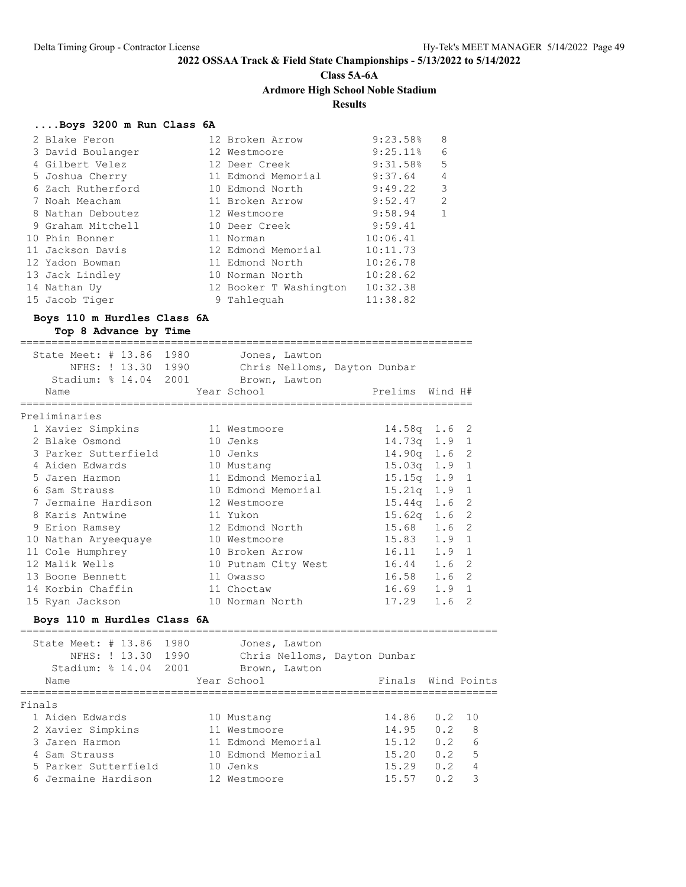## 2022 OSSAA Track & Field State Championships - 5/13/2022 to 5/14/2022

### Class 5A-6A

### Ardmore High School Noble Stadium

### Results

#### ....Boys 3200 m Run Class 6A

| Place | Name | Year | School | Finals | Points |
|---|---|---|---|---|---|
| 2 | Blake Feron | 12 | Broken Arrow | 9:23.58% | 8 |
| 3 | David Boulanger | 12 | Westmoore | 9:25.11% | 6 |
| 4 | Gilbert Velez | 12 | Deer Creek | 9:31.58% | 5 |
| 5 | Joshua Cherry | 11 | Edmond Memorial | 9:37.64 | 4 |
| 6 | Zach Rutherford | 10 | Edmond North | 9:49.22 | 3 |
| 7 | Noah Meacham | 11 | Broken Arrow | 9:52.47 | 2 |
| 8 | Nathan Deboutez | 12 | Westmoore | 9:58.94 | 1 |
| 9 | Graham Mitchell | 10 | Deer Creek | 9:59.41 | |
| 10 | Phin Bonner | 11 | Norman | 10:06.41 | |
| 11 | Jackson Davis | 12 | Edmond Memorial | 10:11.73 | |
| 12 | Yadon Bowman | 11 | Edmond North | 10:26.78 | |
| 13 | Jack Lindley | 10 | Norman North | 10:28.62 | |
| 14 | Nathan Uy | 12 | Booker T Washington | 10:32.38 | |
| 15 | Jacob Tiger | 9 | Tahlequah | 11:38.82 | |

#### Boys 110 m Hurdles Class 6A

**Top 8 Advance by Time**

State Meet: # 13.86 1980 Jones, Lawton
NFHS: ! 13.30 1990 Chris Nelloms, Dayton Dunbar
Stadium: % 14.04 2001 Brown, Lawton

Preliminaries

| Place | Name | Year | School | Prelims | Wind | H# |
|---|---|---|---|---|---|---|
| 1 | Xavier Simpkins | 11 | Westmoore | 14.58q | 1.6 | 2 |
| 2 | Blake Osmond | 10 | Jenks | 14.73q | 1.9 | 1 |
| 3 | Parker Sutterfield | 10 | Jenks | 14.90q | 1.6 | 2 |
| 4 | Aiden Edwards | 10 | Mustang | 15.03q | 1.9 | 1 |
| 5 | Jaren Harmon | 11 | Edmond Memorial | 15.15q | 1.9 | 1 |
| 6 | Sam Strauss | 10 | Edmond Memorial | 15.21q | 1.9 | 1 |
| 7 | Jermaine Hardison | 12 | Westmoore | 15.44q | 1.6 | 2 |
| 8 | Karis Antwine | 11 | Yukon | 15.62q | 1.6 | 2 |
| 9 | Erion Ramsey | 12 | Edmond North | 15.68 | 1.6 | 2 |
| 10 | Nathan Aryeequaye | 10 | Westmoore | 15.83 | 1.9 | 1 |
| 11 | Cole Humphrey | 10 | Broken Arrow | 16.11 | 1.9 | 1 |
| 12 | Malik Wells | 10 | Putnam City West | 16.44 | 1.6 | 2 |
| 13 | Boone Bennett | 11 | Owasso | 16.58 | 1.6 | 2 |
| 14 | Korbin Chaffin | 11 | Choctaw | 16.69 | 1.9 | 1 |
| 15 | Ryan Jackson | 10 | Norman North | 17.29 | 1.6 | 2 |

#### Boys 110 m Hurdles Class 6A

State Meet: # 13.86 1980 Jones, Lawton
NFHS: ! 13.30 1990 Chris Nelloms, Dayton Dunbar
Stadium: % 14.04 2001 Brown, Lawton

Finals

| Place | Name | Year | School | Finals | Wind | Points |
|---|---|---|---|---|---|---|
| 1 | Aiden Edwards | 10 | Mustang | 14.86 | 0.2 | 10 |
| 2 | Xavier Simpkins | 11 | Westmoore | 14.95 | 0.2 | 8 |
| 3 | Jaren Harmon | 11 | Edmond Memorial | 15.12 | 0.2 | 6 |
| 4 | Sam Strauss | 10 | Edmond Memorial | 15.20 | 0.2 | 5 |
| 5 | Parker Sutterfield | 10 | Jenks | 15.29 | 0.2 | 4 |
| 6 | Jermaine Hardison | 12 | Westmoore | 15.57 | 0.2 | 3 |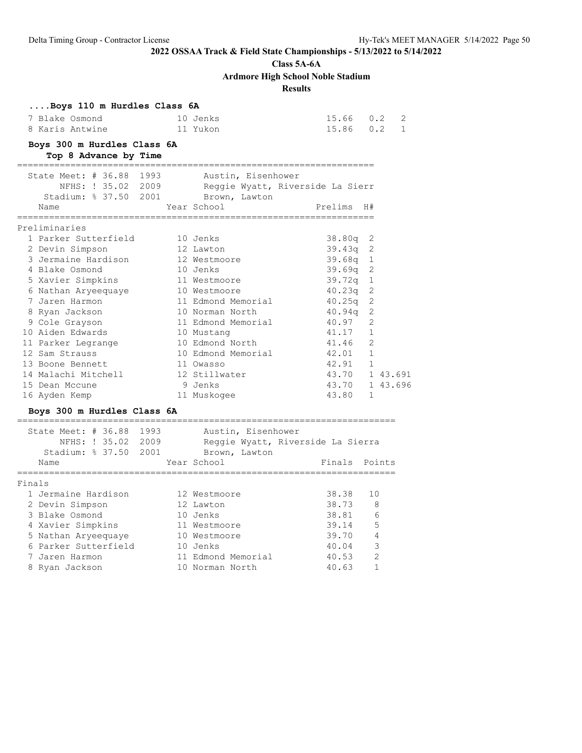**2022 OSSAA Track & Field State Championships - 5/13/2022 to 5/14/2022**

**Class 5A-6A**

**Ardmore High School Noble Stadium**

**Results**

### ....Boys 110 m Hurdles Class 6A

| Place | Name | Year | School | Finals | Wind | Points |
|---|---|---|---|---|---|---|
| 7 | Blake Osmond | 10 | Jenks | 15.66 | 0.2 | 2 |
| 8 | Karis Antwine | 11 | Yukon | 15.86 | 0.2 | 1 |

### Boys 300 m Hurdles Class 6A

**Top 8 Advance by Time**

State Meet: # 36.88 1993 Austin, Eisenhower
NFHS: ! 35.02 2009 Reggie Wyatt, Riverside La Sierr
Stadium: % 37.50 2001 Brown, Lawton

Preliminaries

| Place | Name | Year | School | Prelims | H# | |
|---|---|---|---|---|---|---|
| 1 | Parker Sutterfield | 10 | Jenks | 38.80q | 2 | |
| 2 | Devin Simpson | 12 | Lawton | 39.43q | 2 | |
| 3 | Jermaine Hardison | 12 | Westmoore | 39.68q | 1 | |
| 4 | Blake Osmond | 10 | Jenks | 39.69q | 2 | |
| 5 | Xavier Simpkins | 11 | Westmoore | 39.72q | 1 | |
| 6 | Nathan Aryeequaye | 10 | Westmoore | 40.23q | 2 | |
| 7 | Jaren Harmon | 11 | Edmond Memorial | 40.25q | 2 | |
| 8 | Ryan Jackson | 10 | Norman North | 40.94q | 2 | |
| 9 | Cole Grayson | 11 | Edmond Memorial | 40.97 | 2 | |
| 10 | Aiden Edwards | 10 | Mustang | 41.17 | 1 | |
| 11 | Parker Legrange | 10 | Edmond North | 41.46 | 2 | |
| 12 | Sam Strauss | 10 | Edmond Memorial | 42.01 | 1 | |
| 13 | Boone Bennett | 11 | Owasso | 42.91 | 1 | |
| 14 | Malachi Mitchell | 12 | Stillwater | 43.70 | 1 | 43.691 |
| 15 | Dean Mccune | 9 | Jenks | 43.70 | 1 | 43.696 |
| 16 | Ayden Kemp | 11 | Muskogee | 43.80 | 1 | |

### Boys 300 m Hurdles Class 6A

State Meet: # 36.88 1993 Austin, Eisenhower
NFHS: ! 35.02 2009 Reggie Wyatt, Riverside La Sierra
Stadium: % 37.50 2001 Brown, Lawton

Finals

| Place | Name | Year | School | Finals | Points |
|---|---|---|---|---|---|
| 1 | Jermaine Hardison | 12 | Westmoore | 38.38 | 10 |
| 2 | Devin Simpson | 12 | Lawton | 38.73 | 8 |
| 3 | Blake Osmond | 10 | Jenks | 38.81 | 6 |
| 4 | Xavier Simpkins | 11 | Westmoore | 39.14 | 5 |
| 5 | Nathan Aryeequaye | 10 | Westmoore | 39.70 | 4 |
| 6 | Parker Sutterfield | 10 | Jenks | 40.04 | 3 |
| 7 | Jaren Harmon | 11 | Edmond Memorial | 40.53 | 2 |
| 8 | Ryan Jackson | 10 | Norman North | 40.63 | 1 |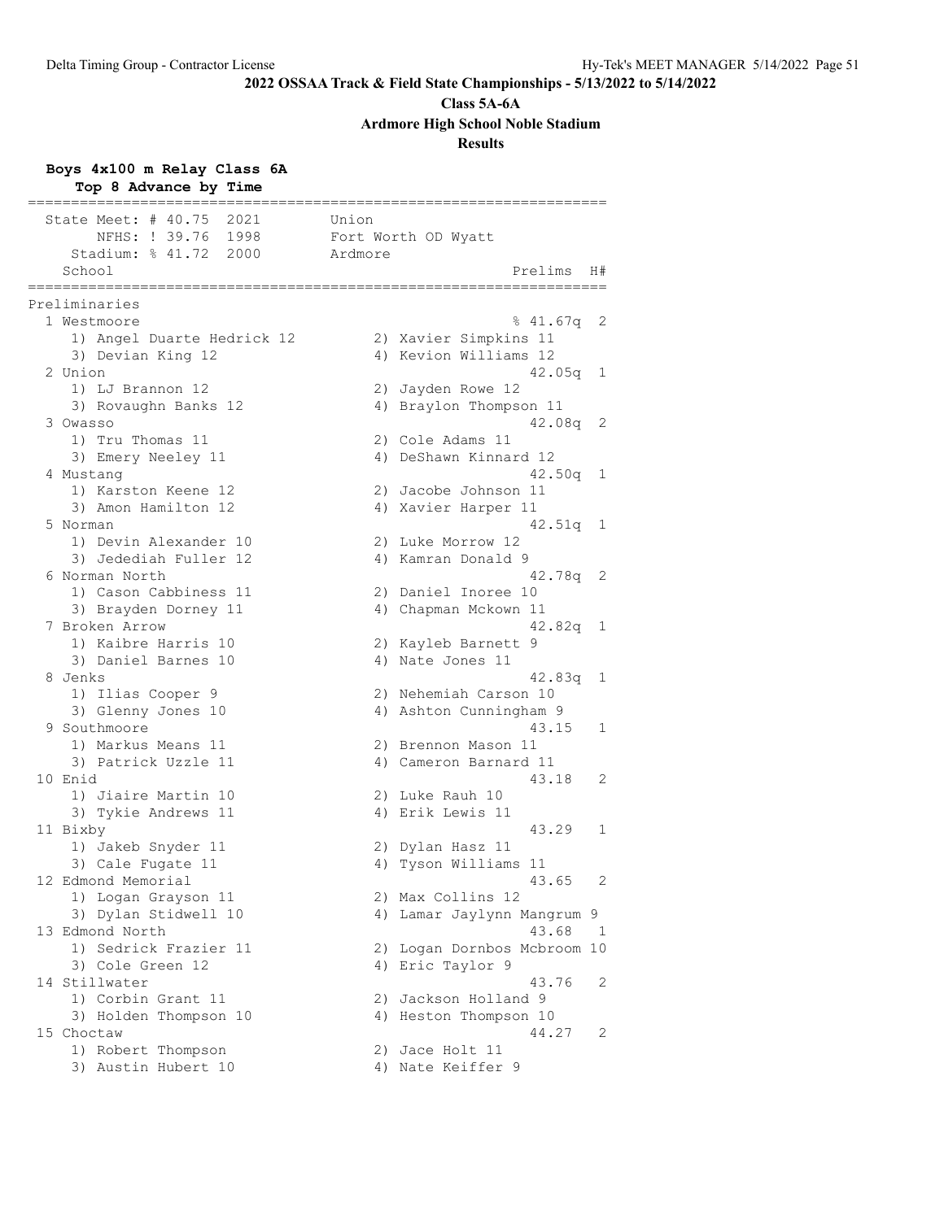**2022 OSSAA Track & Field State Championships - 5/13/2022 to 5/14/2022**

**Class 5A-6A**

**Ardmore High School Noble Stadium**

**Results**

## Boys 4x100 m Relay Class 6A

**Top 8 Advance by Time**

```
===================================================================
  State Meet: # 40.75  2021       Union
       NFHS: ! 39.76  1998       Fort Worth OD Wyatt
    Stadium: % 41.72  2000       Ardmore
    School                                             Prelims  H#
===================================================================
Preliminaries
  1 Westmoore                                         % 41.67q  2
     1) Angel Duarte Hedrick 12        2) Xavier Simpkins 11
     3) Devian King 12                 4) Kevion Williams 12
  2 Union                                               42.05q  1
     1) LJ Brannon 12                  2) Jayden Rowe 12
     3) Rovaughn Banks 12              4) Braylon Thompson 11
  3 Owasso                                              42.08q  2
     1) Tru Thomas 11                  2) Cole Adams 11
     3) Emery Neeley 11                4) DeShawn Kinnard 12
  4 Mustang                                             42.50q  1
     1) Karston Keene 12               2) Jacobe Johnson 11
     3) Amon Hamilton 12               4) Xavier Harper 11
  5 Norman                                              42.51q  1
     1) Devin Alexander 10             2) Luke Morrow 12
     3) Jedediah Fuller 12             4) Kamran Donald 9
  6 Norman North                                        42.78q  2
     1) Cason Cabbiness 11             2) Daniel Inoree 10
     3) Brayden Dorney 11              4) Chapman Mckown 11
  7 Broken Arrow                                        42.82q  1
     1) Kaibre Harris 10               2) Kayleb Barnett 9
     3) Daniel Barnes 10               4) Nate Jones 11
  8 Jenks                                               42.83q  1
     1) Ilias Cooper 9                 2) Nehemiah Carson 10
     3) Glenny Jones 10                4) Ashton Cunningham 9
  9 Southmoore                                          43.15   1
     1) Markus Means 11                2) Brennon Mason 11
     3) Patrick Uzzle 11               4) Cameron Barnard 11
 10 Enid                                                43.18   2
     1) Jiaire Martin 10               2) Luke Rauh 10
     3) Tykie Andrews 11               4) Erik Lewis 11
 11 Bixby                                               43.29   1
     1) Jakeb Snyder 11                2) Dylan Hasz 11
     3) Cale Fugate 11                 4) Tyson Williams 11
 12 Edmond Memorial                                     43.65   2
     1) Logan Grayson 11               2) Max Collins 12
     3) Dylan Stidwell 10              4) Lamar Jaylynn Mangrum 9
 13 Edmond North                                        43.68   1
     1) Sedrick Frazier 11             2) Logan Dornbos Mcbroom 10
     3) Cole Green 12                  4) Eric Taylor 9
 14 Stillwater                                          43.76   2
     1) Corbin Grant 11                2) Jackson Holland 9
     3) Holden Thompson 10             4) Heston Thompson 10
 15 Choctaw                                             44.27   2
     1) Robert Thompson                2) Jace Holt 11
     3) Austin Hubert 10               4) Nate Keiffer 9
```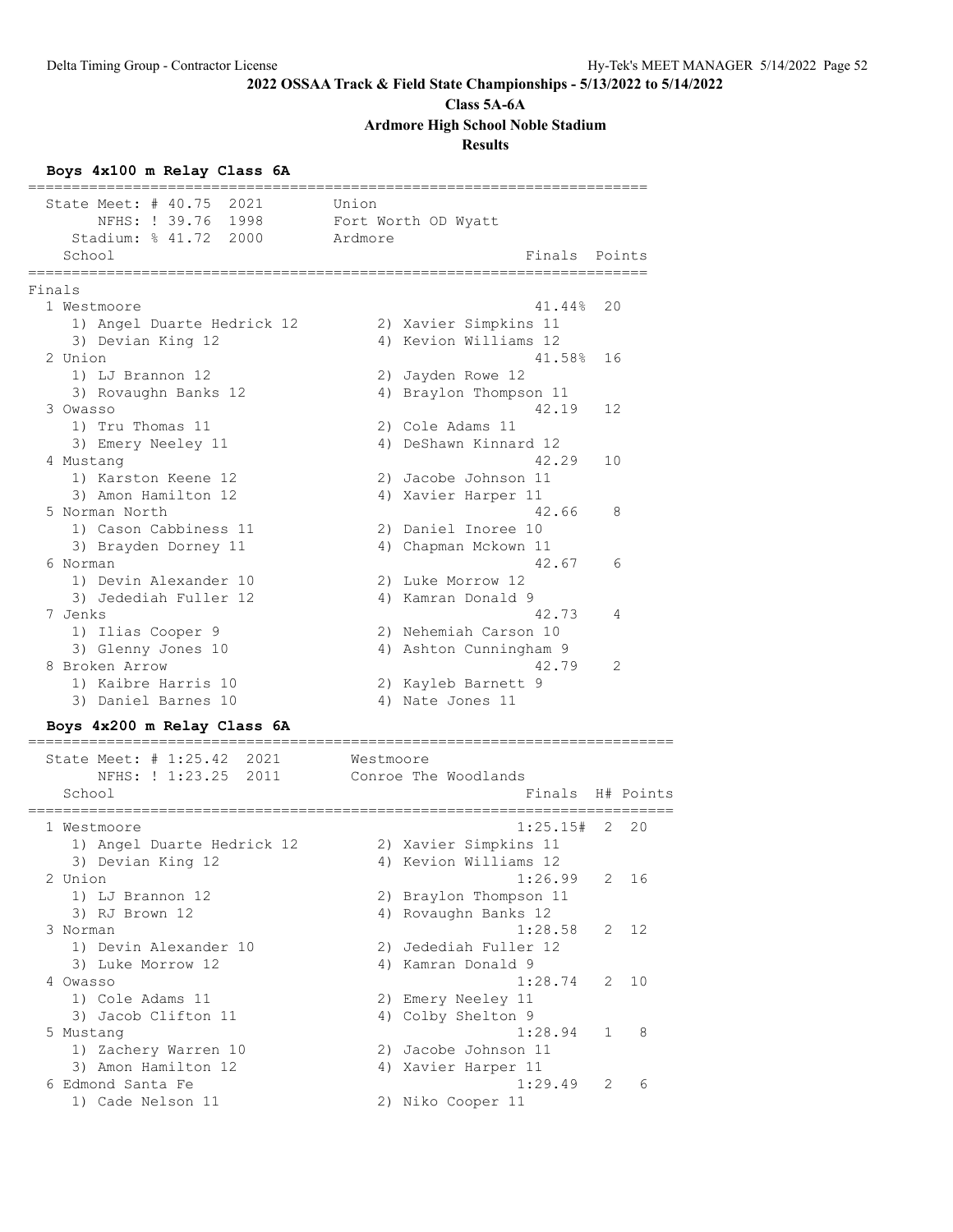## 2022 OSSAA Track & Field State Championships - 5/13/2022 to 5/14/2022

**Class 5A-6A**

**Ardmore High School Noble Stadium**

**Results**

### Boys 4x100 m Relay Class 6A

```
=======================================================================
  State Meet: # 40.75  2021       Union                                
        NFHS: ! 39.76  1998       Fort Worth OD Wyatt                  
    Stadium: % 41.72  2000        Ardmore                              
    School                                            Finals  Points 
=======================================================================
Finals
  1 Westmoore                                          41.44%  20   
     1) Angel Duarte Hedrick 12        2) Xavier Simpkins 11         
     3) Devian King 12                 4) Kevion Williams 12         
  2 Union                                              41.58%  16   
     1) LJ Brannon 12                  2) Jayden Rowe 12             
     3) Rovaughn Banks 12              4) Braylon Thompson 11        
  3 Owasso                                             42.19   12   
     1) Tru Thomas 11                  2) Cole Adams 11              
     3) Emery Neeley 11                4) DeShawn Kinnard 12         
  4 Mustang                                            42.29   10   
     1) Karston Keene 12               2) Jacobe Johnson 11          
     3) Amon Hamilton 12               4) Xavier Harper 11           
  5 Norman North                                       42.66    8   
     1) Cason Cabbiness 11             2) Daniel Inoree 10           
     3) Brayden Dorney 11              4) Chapman Mckown 11          
  6 Norman                                             42.67    6   
     1) Devin Alexander 10             2) Luke Morrow 12             
     3) Jedediah Fuller 12             4) Kamran Donald 9            
  7 Jenks                                              42.73    4   
     1) Ilias Cooper 9                 2) Nehemiah Carson 10         
     3) Glenny Jones 10                4) Ashton Cunningham 9        
  8 Broken Arrow                                       42.79    2   
     1) Kaibre Harris 10               2) Kayleb Barnett 9           
     3) Daniel Barnes 10               4) Nate Jones 11              
```

### Boys 4x200 m Relay Class 6A

```
==========================================================================
  State Meet: # 1:25.42  2021       Westmoore                             
        NFHS: ! 1:23.25  2011       Conroe The Woodlands                  
    School                                          Finals  H# Points 
==========================================================================
  1 Westmoore                                        1:25.15#  2  20   
     1) Angel Duarte Hedrick 12        2) Xavier Simpkins 11            
     3) Devian King 12                 4) Kevion Williams 12            
  2 Union                                            1:26.99   2  16   
     1) LJ Brannon 12                  2) Braylon Thompson 11           
     3) RJ Brown 12                    4) Rovaughn Banks 12             
  3 Norman                                           1:28.58   2  12   
     1) Devin Alexander 10             2) Jedediah Fuller 12            
     3) Luke Morrow 12                 4) Kamran Donald 9               
  4 Owasso                                           1:28.74   2  10   
     1) Cole Adams 11                  2) Emery Neeley 11               
     3) Jacob Clifton 11               4) Colby Shelton 9               
  5 Mustang                                          1:28.94   1   8   
     1) Zachery Warren 10              2) Jacobe Johnson 11             
     3) Amon Hamilton 12               4) Xavier Harper 11              
  6 Edmond Santa Fe                                  1:29.49   2   6   
     1) Cade Nelson 11                 2) Niko Cooper 11                
```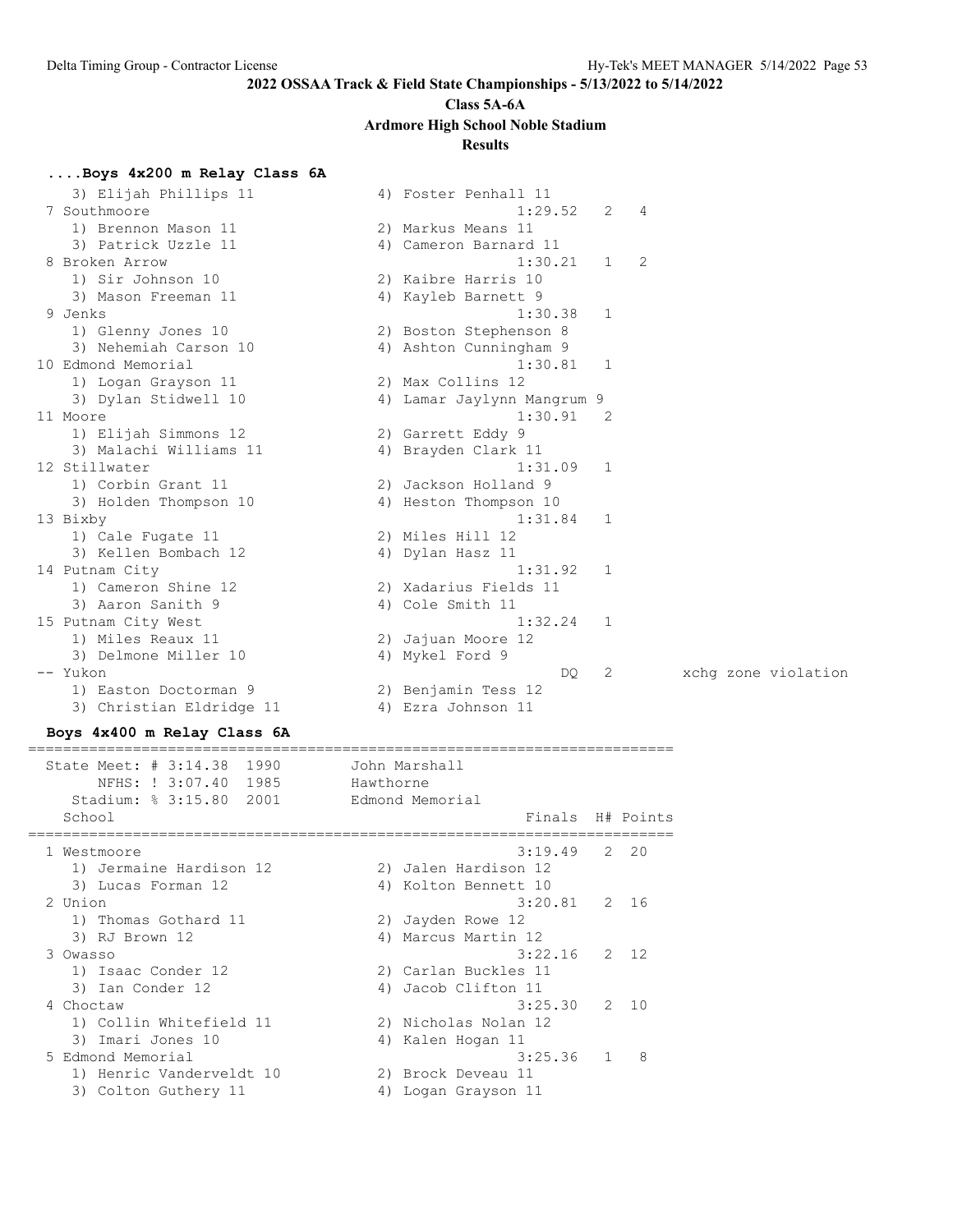## 2022 OSSAA Track & Field State Championships - 5/13/2022 to 5/14/2022

**Class 5A-6A**

**Ardmore High School Noble Stadium**

**Results**

### ....Boys 4x200 m Relay Class 6A

```
   3) Elijah Phillips 11            4) Foster Penhall 11
 7 Southmoore                                 1:29.52   2   4
   1) Brennon Mason 11              2) Markus Means 11
   3) Patrick Uzzle 11              4) Cameron Barnard 11
 8 Broken Arrow                               1:30.21   1   2
   1) Sir Johnson 10                2) Kaibre Harris 10
   3) Mason Freeman 11              4) Kayleb Barnett 9
 9 Jenks                                      1:30.38   1
   1) Glenny Jones 10               2) Boston Stephenson 8
   3) Nehemiah Carson 10            4) Ashton Cunningham 9
10 Edmond Memorial                            1:30.81   1
   1) Logan Grayson 11              2) Max Collins 12
   3) Dylan Stidwell 10             4) Lamar Jaylynn Mangrum 9
11 Moore                                      1:30.91   2
   1) Elijah Simmons 12             2) Garrett Eddy 9
   3) Malachi Williams 11           4) Brayden Clark 11
12 Stillwater                                 1:31.09   1
   1) Corbin Grant 11               2) Jackson Holland 9
   3) Holden Thompson 10            4) Heston Thompson 10
13 Bixby                                      1:31.84   1
   1) Cale Fugate 11                2) Miles Hill 12
   3) Kellen Bombach 12             4) Dylan Hasz 11
14 Putnam City                                1:31.92   1
   1) Cameron Shine 12              2) Xadarius Fields 11
   3) Aaron Sanith 9                4) Cole Smith 11
15 Putnam City West                           1:32.24   1
   1) Miles Reaux 11                2) Jajuan Moore 12
   3) Delmone Miller 10             4) Mykel Ford 9
-- Yukon                                           DQ   2        xchg zone violation
   1) Easton Doctorman 9            2) Benjamin Tess 12
   3) Christian Eldridge 11         4) Ezra Johnson 11
```

### Boys 4x400 m Relay Class 6A

```
=========================================================================
  State Meet: # 3:14.38  1990       John Marshall
       NFHS: ! 3:07.40  1985        Hawthorne
    Stadium: % 3:15.80  2001        Edmond Memorial
   School                                      Finals  H# Points
=========================================================================
 1 Westmoore                                  3:19.49   2  20
   1) Jermaine Hardison 12          2) Jalen Hardison 12
   3) Lucas Forman 12               4) Kolton Bennett 10
 2 Union                                      3:20.81   2  16
   1) Thomas Gothard 11             2) Jayden Rowe 12
   3) RJ Brown 12                   4) Marcus Martin 12
 3 Owasso                                     3:22.16   2  12
   1) Isaac Conder 12               2) Carlan Buckles 11
   3) Ian Conder 12                 4) Jacob Clifton 11
 4 Choctaw                                    3:25.30   2  10
   1) Collin Whitefield 11          2) Nicholas Nolan 12
   3) Imari Jones 10                4) Kalen Hogan 11
 5 Edmond Memorial                            3:25.36   1   8
   1) Henric Vanderveldt 10         2) Brock Deveau 11
   3) Colton Guthery 11             4) Logan Grayson 11
```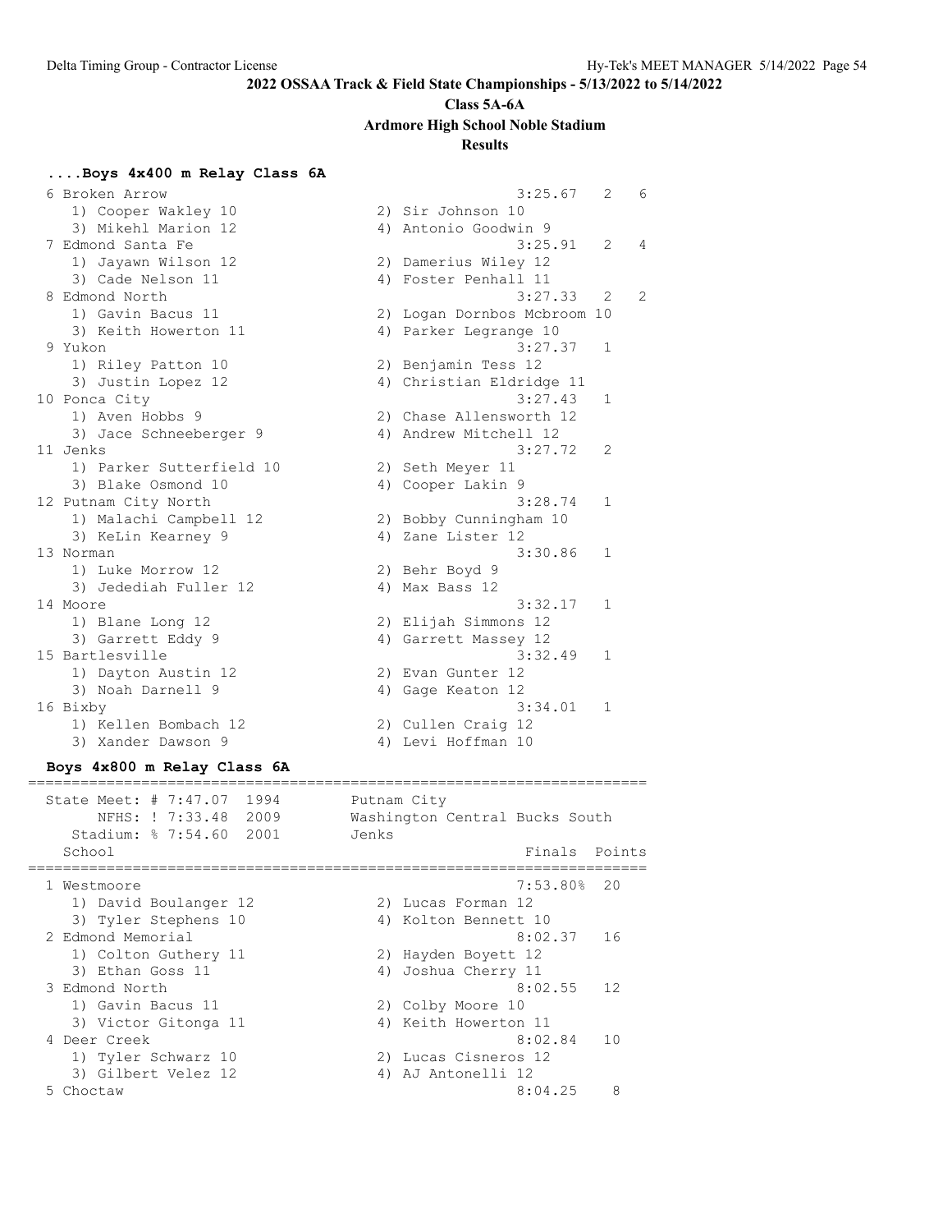## 2022 OSSAA Track & Field State Championships - 5/13/2022 to 5/14/2022

### Class 5A-6A

### Ardmore High School Noble Stadium

### Results

#### ....Boys 4x400 m Relay Class 6A

```
  6 Broken Arrow                                       3:25.67   2   6
     1) Cooper Wakley 10               2) Sir Johnson 10
     3) Mikehl Marion 12               4) Antonio Goodwin 9
  7 Edmond Santa Fe                                    3:25.91   2   4
     1) Jayawn Wilson 12               2) Damerius Wiley 12
     3) Cade Nelson 11                 4) Foster Penhall 11
  8 Edmond North                                       3:27.33   2   2
     1) Gavin Bacus 11                 2) Logan Dornbos Mcbroom 10
     3) Keith Howerton 11              4) Parker Legrange 10
  9 Yukon                                              3:27.37   1
     1) Riley Patton 10                2) Benjamin Tess 12
     3) Justin Lopez 12                4) Christian Eldridge 11
 10 Ponca City                                         3:27.43   1
     1) Aven Hobbs 9                   2) Chase Allensworth 12
     3) Jace Schneeberger 9            4) Andrew Mitchell 12
 11 Jenks                                              3:27.72   2
     1) Parker Sutterfield 10          2) Seth Meyer 11
     3) Blake Osmond 10                4) Cooper Lakin 9
 12 Putnam City North                                  3:28.74   1
     1) Malachi Campbell 12            2) Bobby Cunningham 10
     3) KeLin Kearney 9                4) Zane Lister 12
 13 Norman                                             3:30.86   1
     1) Luke Morrow 12                 2) Behr Boyd 9
     3) Jedediah Fuller 12             4) Max Bass 12
 14 Moore                                              3:32.17   1
     1) Blane Long 12                  2) Elijah Simmons 12
     3) Garrett Eddy 9                 4) Garrett Massey 12
 15 Bartlesville                                       3:32.49   1
     1) Dayton Austin 12               2) Evan Gunter 12
     3) Noah Darnell 9                 4) Gage Keaton 12
 16 Bixby                                              3:34.01   1
     1) Kellen Bombach 12              2) Cullen Craig 12
     3) Xander Dawson 9                4) Levi Hoffman 10
```

#### Boys 4x800 m Relay Class 6A

```
=======================================================================
   State Meet: # 7:47.07  1994        Putnam City
        NFHS: ! 7:33.48  2009        Washington Central Bucks South
     Stadium: % 7:54.60  2001        Jenks
    School                                            Finals  Points
=======================================================================
  1 Westmoore                                        7:53.80%  20
     1) David Boulanger 12             2) Lucas Forman 12
     3) Tyler Stephens 10              4) Kolton Bennett 10
  2 Edmond Memorial                                  8:02.37   16
     1) Colton Guthery 11              2) Hayden Boyett 12
     3) Ethan Goss 11                  4) Joshua Cherry 11
  3 Edmond North                                     8:02.55   12
     1) Gavin Bacus 11                 2) Colby Moore 10
     3) Victor Gitonga 11              4) Keith Howerton 11
  4 Deer Creek                                       8:02.84   10
     1) Tyler Schwarz 10               2) Lucas Cisneros 12
     3) Gilbert Velez 12               4) AJ Antonelli 12
  5 Choctaw                                          8:04.25    8
```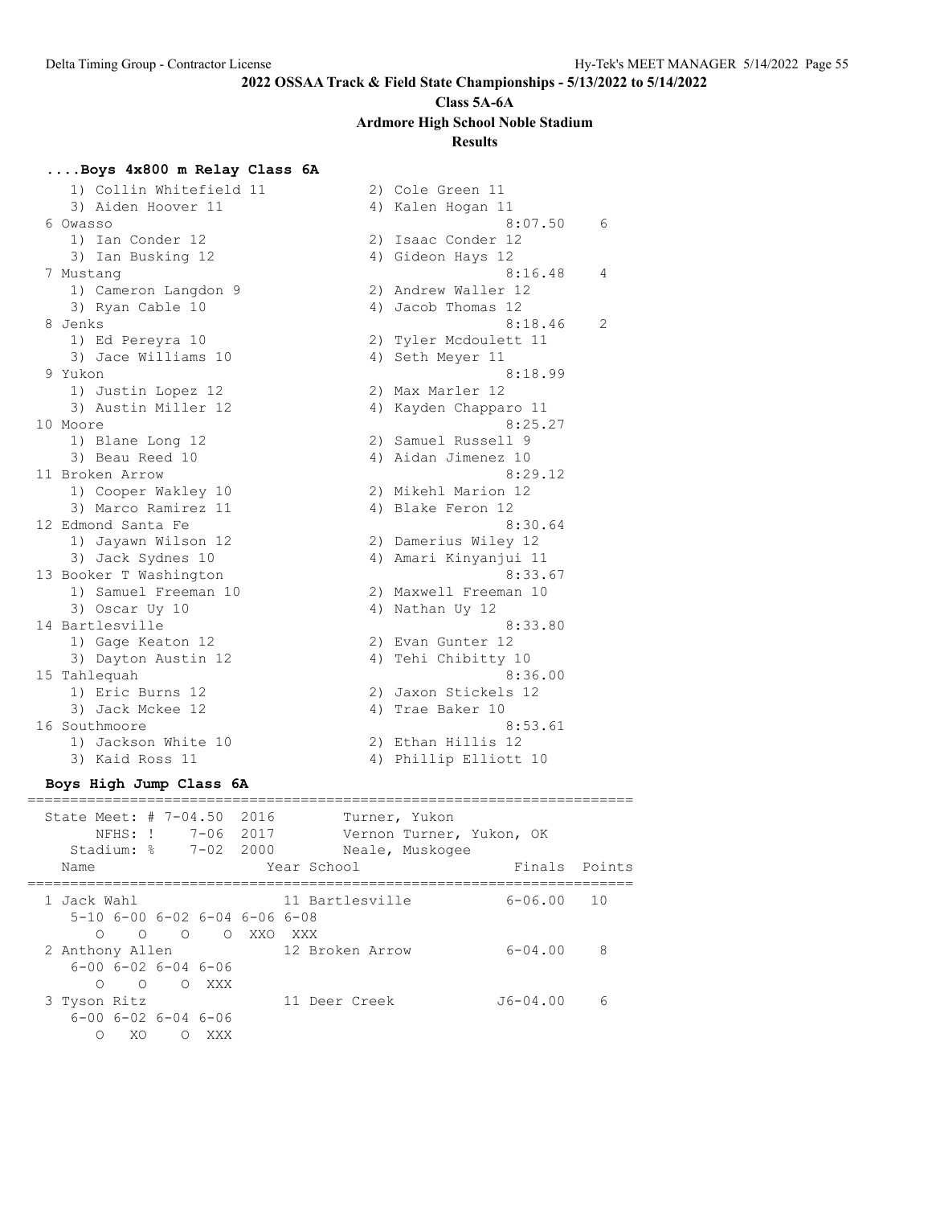**2022 OSSAA Track & Field State Championships - 5/13/2022 to 5/14/2022**

**Class 5A-6A**

**Ardmore High School Noble Stadium**

**Results**

### ....Boys 4x800 m Relay Class 6A

```
    1) Collin Whitefield 11            2) Cole Green 11
    3) Aiden Hoover 11                 4) Kalen Hogan 11
  6 Owasso                                           8:07.50    6
    1) Ian Conder 12                   2) Isaac Conder 12
    3) Ian Busking 12                  4) Gideon Hays 12
  7 Mustang                                          8:16.48    4
    1) Cameron Langdon 9               2) Andrew Waller 12
    3) Ryan Cable 10                   4) Jacob Thomas 12
  8 Jenks                                            8:18.46    2
    1) Ed Pereyra 10                   2) Tyler Mcdoulett 11
    3) Jace Williams 10                4) Seth Meyer 11
  9 Yukon                                            8:18.99
    1) Justin Lopez 12                 2) Max Marler 12
    3) Austin Miller 12                4) Kayden Chapparo 11
 10 Moore                                            8:25.27
    1) Blane Long 12                   2) Samuel Russell 9
    3) Beau Reed 10                    4) Aidan Jimenez 10
 11 Broken Arrow                                     8:29.12
    1) Cooper Wakley 10                2) Mikehl Marion 12
    3) Marco Ramirez 11                4) Blake Feron 12
 12 Edmond Santa Fe                                  8:30.64
    1) Jayawn Wilson 12                2) Damerius Wiley 12
    3) Jack Sydnes 10                  4) Amari Kinyanjui 11
 13 Booker T Washington                              8:33.67
    1) Samuel Freeman 10               2) Maxwell Freeman 10
    3) Oscar Uy 10                     4) Nathan Uy 12
 14 Bartlesville                                     8:33.80
    1) Gage Keaton 12                  2) Evan Gunter 12
    3) Dayton Austin 12                4) Tehi Chibitty 10
 15 Tahlequah                                        8:36.00
    1) Eric Burns 12                   2) Jaxon Stickels 12
    3) Jack Mckee 12                   4) Trae Baker 10
 16 Southmoore                                       8:53.61
    1) Jackson White 10                2) Ethan Hillis 12
    3) Kaid Ross 11                    4) Phillip Elliott 10
```

### Boys High Jump Class 6A

```
=========================================================================
  State Meet: # 7-04.50  2016        Turner, Yukon                     
      NFHS: !    7-06  2017        Vernon Turner, Yukon, OK           
    Stadium: %    7-02  2000        Neale, Muskogee                    
    Name                    Year School                  Finals  Points
=========================================================================
  1 Jack Wahl                 11 Bartlesville           6-06.00   10   
     5-10 6-00 6-02 6-04 6-06 6-08
        O    O    O    O  XXO  XXX
  2 Anthony Allen             12 Broken Arrow           6-04.00    8   
     6-00 6-02 6-04 6-06
        O    O    O  XXX
  3 Tyson Ritz                11 Deer Creek            J6-04.00    6   
     6-00 6-02 6-04 6-06
        O   XO    O  XXX
```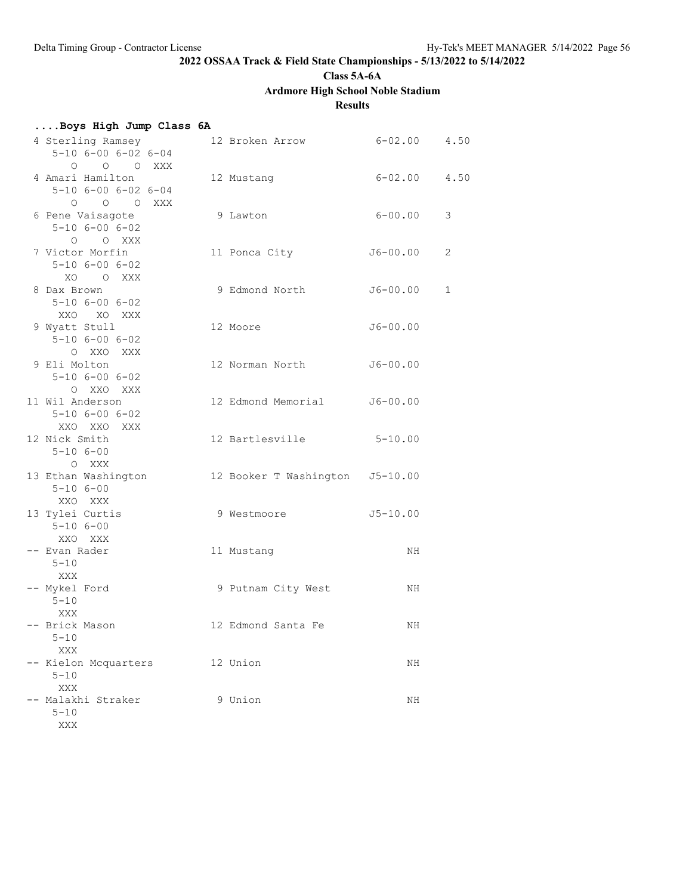**2022 OSSAA Track & Field State Championships - 5/13/2022 to 5/14/2022**

**Class 5A-6A**

**Ardmore High School Noble Stadium**

**Results**

### ....Boys High Jump Class 6A

```
 4 Sterling Ramsey          12 Broken Arrow           6-02.00    4.50
     5-10 6-00 6-02 6-04
        O    O    O  XXX
 4 Amari Hamilton           12 Mustang                6-02.00    4.50
     5-10 6-00 6-02 6-04
        O    O    O  XXX
 6 Pene Vaisagote            9 Lawton                 6-00.00    3
     5-10 6-00 6-02
        O    O  XXX
 7 Victor Morfin            11 Ponca City            J6-00.00    2
     5-10 6-00 6-02
       XO    O  XXX
 8 Dax Brown                 9 Edmond North          J6-00.00    1
     5-10 6-00 6-02
      XXO   XO  XXX
 9 Wyatt Stull              12 Moore                 J6-00.00
     5-10 6-00 6-02
        O  XXO  XXX
 9 Eli Molton               12 Norman North          J6-00.00
     5-10 6-00 6-02
        O  XXO  XXX
11 Wil Anderson             12 Edmond Memorial       J6-00.00
     5-10 6-00 6-02
      XXO  XXO  XXX
12 Nick Smith               12 Bartlesville           5-10.00
     5-10 6-00
        O  XXX
13 Ethan Washington         12 Booker T Washington   J5-10.00
     5-10 6-00
      XXO  XXX
13 Tylei Curtis              9 Westmoore             J5-10.00
     5-10 6-00
      XXO  XXX
-- Evan Rader               11 Mustang                     NH
     5-10
      XXX
-- Mykel Ford                9 Putnam City West            NH
     5-10
      XXX
-- Brick Mason              12 Edmond Santa Fe             NH
     5-10
      XXX
-- Kielon Mcquarters        12 Union                       NH
     5-10
      XXX
-- Malakhi Straker           9 Union                       NH
     5-10
      XXX
```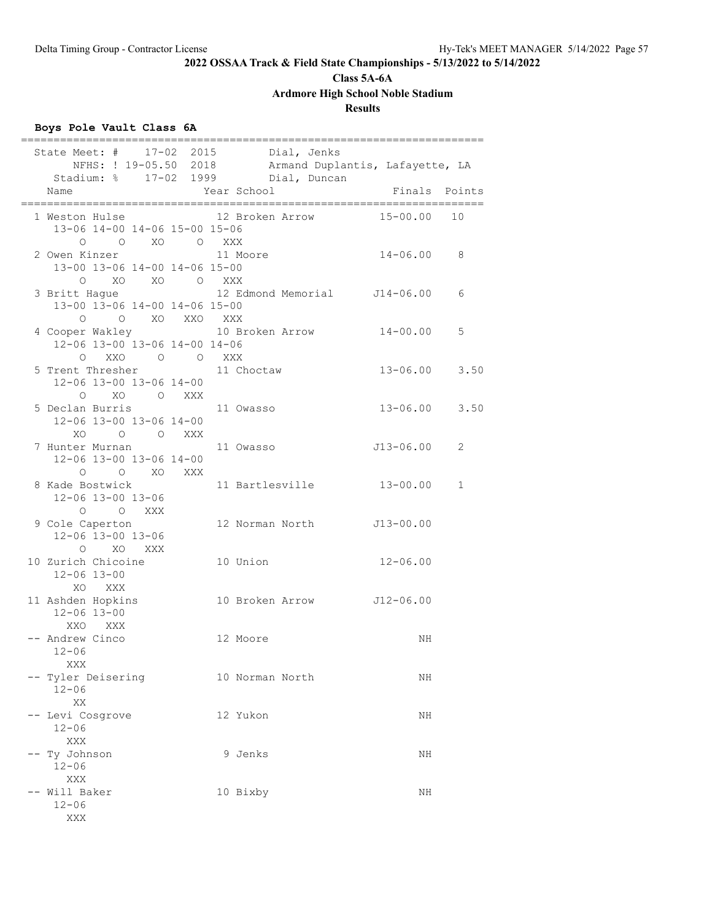**2022 OSSAA Track & Field State Championships - 5/13/2022 to 5/14/2022**

**Class 5A-6A**

**Ardmore High School Noble Stadium**

**Results**

### Boys Pole Vault Class 6A

```
=========================================================================
  State Meet: #    17-02  2015        Dial, Jenks
       NFHS: ! 19-05.50  2018        Armand Duplantis, Lafayette, LA
    Stadium: %    17-02  1999        Dial, Duncan
    Name                    Year School                  Finals  Points
=========================================================================
  1 Weston Hulse             12 Broken Arrow          15-00.00   10
     13-06 14-00 14-06 15-00 15-06
         O     O    XO     O   XXX
  2 Owen Kinzer              11 Moore                 14-06.00    8
     13-00 13-06 14-00 14-06 15-00
         O    XO    XO     O   XXX
  3 Britt Hague              12 Edmond Memorial      J14-06.00    6
     13-00 13-06 14-00 14-06 15-00
         O     O    XO   XXO   XXX
  4 Cooper Wakley            10 Broken Arrow          14-00.00    5
     12-06 13-00 13-06 14-00 14-06
         O   XXO     O     O   XXX
  5 Trent Thresher           11 Choctaw               13-06.00    3.50
     12-06 13-00 13-06 14-00
         O    XO     O   XXX
  5 Declan Burris            11 Owasso                13-06.00    3.50
     12-06 13-00 13-06 14-00
        XO     O     O   XXX
  7 Hunter Murnan            11 Owasso               J13-06.00    2
     12-06 13-00 13-06 14-00
         O     O    XO   XXX
  8 Kade Bostwick            11 Bartlesville          13-00.00    1
     12-06 13-00 13-06
         O     O   XXX
  9 Cole Caperton            12 Norman North         J13-00.00
     12-06 13-00 13-06
         O    XO   XXX
 10 Zurich Chicoine          10 Union                 12-06.00
     12-06 13-00
        XO   XXX
 11 Ashden Hopkins           10 Broken Arrow         J12-06.00
     12-06 13-00
       XXO   XXX
 -- Andrew Cinco             12 Moore                       NH
     12-06
       XXX
 -- Tyler Deisering          10 Norman North                NH
     12-06
        XX
 -- Levi Cosgrove            12 Yukon                       NH
     12-06
       XXX
 -- Ty Johnson                9 Jenks                       NH
     12-06
       XXX
 -- Will Baker               10 Bixby                       NH
     12-06
       XXX
```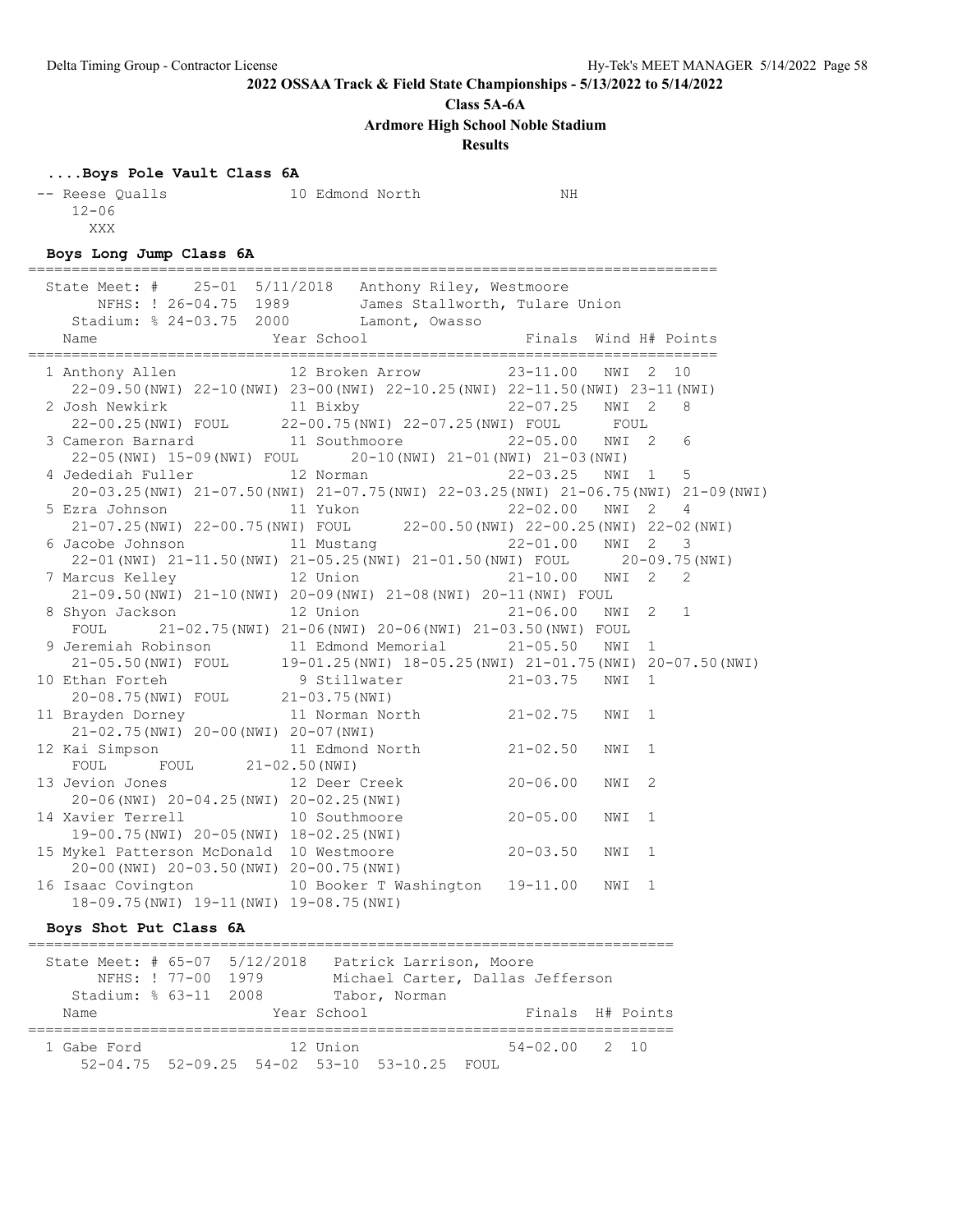**2022 OSSAA Track & Field State Championships - 5/13/2022 to 5/14/2022**

**Class 5A-6A**

**Ardmore High School Noble Stadium**

**Results**

### ....Boys Pole Vault Class 6A

```
 -- Reese Qualls              10 Edmond North                NH
     12-06
       XXX
```

### Boys Long Jump Class 6A

```
================================================================================
  State Meet: #    25-01  5/11/2018   Anthony Riley, Westmoore
        NFHS: ! 26-04.75  1989        James Stallworth, Tulare Union
     Stadium: % 24-03.75  2000        Lamont, Owasso
   Name                    Year School                  Finals  Wind H# Points
================================================================================
  1 Anthony Allen          12 Broken Arrow           23-11.00   NWI  2  10
    22-09.50(NWI) 22-10(NWI) 23-00(NWI) 22-10.25(NWI) 22-11.50(NWI) 23-11(NWI)
  2 Josh Newkirk           11 Bixby                  22-07.25   NWI  2   8
    22-00.25(NWI) FOUL      22-00.75(NWI) 22-07.25(NWI) FOUL      FOUL
  3 Cameron Barnard        11 Southmoore             22-05.00   NWI  2   6
    22-05(NWI) 15-09(NWI) FOUL      20-10(NWI) 21-01(NWI) 21-03(NWI)
  4 Jedediah Fuller        12 Norman                 22-03.25   NWI  1   5
    20-03.25(NWI) 21-07.50(NWI) 21-07.75(NWI) 22-03.25(NWI) 21-06.75(NWI) 21-09(NWI)
  5 Ezra Johnson           11 Yukon                  22-02.00   NWI  2   4
    21-07.25(NWI) 22-00.75(NWI) FOUL      22-00.50(NWI) 22-00.25(NWI) 22-02(NWI)
  6 Jacobe Johnson         11 Mustang                22-01.00   NWI  2   3
    22-01(NWI) 21-11.50(NWI) 21-05.25(NWI) 21-01.50(NWI) FOUL      20-09.75(NWI)
  7 Marcus Kelley          12 Union                  21-10.00   NWI  2   2
    21-09.50(NWI) 21-10(NWI) 20-09(NWI) 21-08(NWI) 20-11(NWI) FOUL
  8 Shyon Jackson          12 Union                  21-06.00   NWI  2   1
    FOUL      21-02.75(NWI) 21-06(NWI) 20-06(NWI) 21-03.50(NWI) FOUL
  9 Jeremiah Robinson      11 Edmond Memorial        21-05.50   NWI  1
    21-05.50(NWI) FOUL      19-01.25(NWI) 18-05.25(NWI) 21-01.75(NWI) 20-07.50(NWI)
 10 Ethan Forteh            9 Stillwater             21-03.75   NWI  1
    20-08.75(NWI) FOUL      21-03.75(NWI)
 11 Brayden Dorney         11 Norman North           21-02.75   NWI  1
    21-02.75(NWI) 20-00(NWI) 20-07(NWI)
 12 Kai Simpson            11 Edmond North           21-02.50   NWI  1
    FOUL      FOUL      21-02.50(NWI)
 13 Jevion Jones           12 Deer Creek             20-06.00   NWI  2
    20-06(NWI) 20-04.25(NWI) 20-02.25(NWI)
 14 Xavier Terrell         10 Southmoore             20-05.00   NWI  1
    19-00.75(NWI) 20-05(NWI) 18-02.25(NWI)
 15 Mykel Patterson McDonald  10 Westmoore           20-03.50   NWI  1
    20-00(NWI) 20-03.50(NWI) 20-00.75(NWI)
 16 Isaac Covington        10 Booker T Washington   19-11.00   NWI  1
    18-09.75(NWI) 19-11(NWI) 19-08.75(NWI)
```

### Boys Shot Put Class 6A

```
==========================================================================
  State Meet: # 65-07  5/12/2018   Patrick Larrison, Moore
        NFHS: ! 77-00  1979        Michael Carter, Dallas Jefferson
     Stadium: % 63-11  2008        Tabor, Norman
   Name                    Year School                  Finals  H# Points
==========================================================================
  1 Gabe Ford              12 Union                  54-02.00   2  10
     52-04.75  52-09.25  54-02  53-10  53-10.25  FOUL
```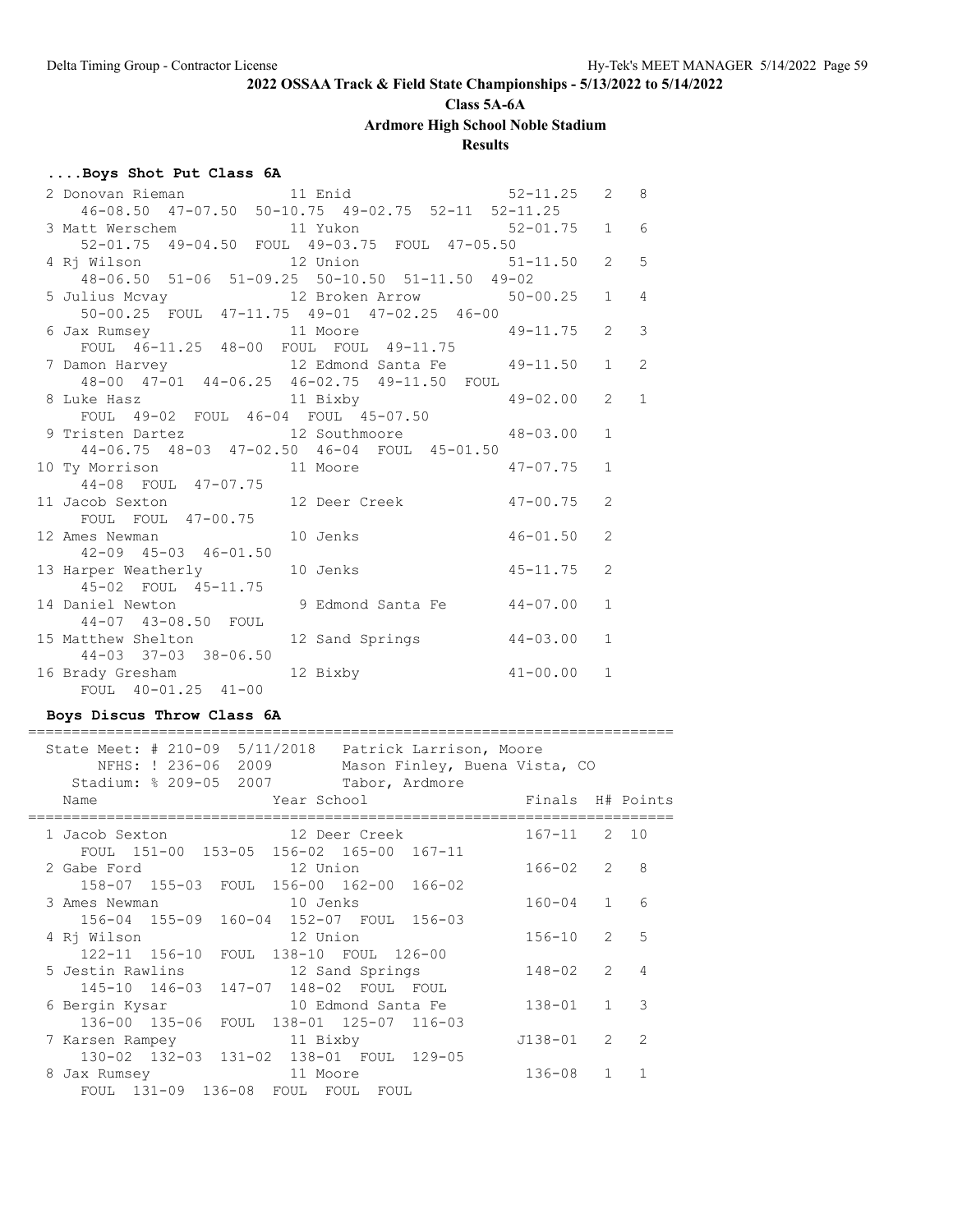**2022 OSSAA Track & Field State Championships - 5/13/2022 to 5/14/2022**

**Class 5A-6A**

**Ardmore High School Noble Stadium**

**Results**

### ....Boys Shot Put Class 6A

```
  2 Donovan Rieman           11 Enid                  52-11.25   2   8
     46-08.50  47-07.50  50-10.75  49-02.75  52-11  52-11.25
  3 Matt Werschem            11 Yukon                 52-01.75   1   6
     52-01.75  49-04.50  FOUL  49-03.75  FOUL  47-05.50
  4 Rj Wilson                12 Union                 51-11.50   2   5
     48-06.50  51-06  51-09.25  50-10.50  51-11.50  49-02
  5 Julius Mcvay             12 Broken Arrow          50-00.25   1   4
     50-00.25  FOUL  47-11.75  49-01  47-02.25  46-00
  6 Jax Rumsey               11 Moore                 49-11.75   2   3
     FOUL  46-11.25  48-00  FOUL  FOUL  49-11.75
  7 Damon Harvey             12 Edmond Santa Fe       49-11.50   1   2
     48-00  47-01  44-06.25  46-02.75  49-11.50  FOUL
  8 Luke Hasz                11 Bixby                 49-02.00   2   1
     FOUL  49-02  FOUL  46-04  FOUL  45-07.50
  9 Tristen Dartez           12 Southmoore            48-03.00   1
     44-06.75  48-03  47-02.50  46-04  FOUL  45-01.50
 10 Ty Morrison              11 Moore                 47-07.75   1
     44-08  FOUL  47-07.75
 11 Jacob Sexton             12 Deer Creek            47-00.75   2
     FOUL  FOUL  47-00.75
 12 Ames Newman              10 Jenks                 46-01.50   2
     42-09  45-03  46-01.50
 13 Harper Weatherly         10 Jenks                 45-11.75   2
     45-02  FOUL  45-11.75
 14 Daniel Newton             9 Edmond Santa Fe       44-07.00   1
     44-07  43-08.50  FOUL
 15 Matthew Shelton          12 Sand Springs          44-03.00   1
     44-03  37-03  38-06.50
 16 Brady Gresham            12 Bixby                 41-00.00   1
     FOUL  40-01.25  41-00
```

### Boys Discus Throw Class 6A

```
=========================================================================
  State Meet: # 210-09  5/11/2018   Patrick Larrison, Moore
       NFHS: ! 236-06  2009        Mason Finley, Buena Vista, CO
     Stadium: % 209-05  2007        Tabor, Ardmore
    Name                    Year School                 Finals  H# Points
=========================================================================
  1 Jacob Sexton             12 Deer Creek             167-11   2  10
     FOUL  151-00  153-05  156-02  165-00  167-11
  2 Gabe Ford                12 Union                  166-02   2   8
     158-07  155-03  FOUL  156-00  162-00  166-02
  3 Ames Newman              10 Jenks                  160-04   1   6
     156-04  155-09  160-04  152-07  FOUL  156-03
  4 Rj Wilson                12 Union                  156-10   2   5
     122-11  156-10  FOUL  138-10  FOUL  126-00
  5 Jestin Rawlins           12 Sand Springs           148-02   2   4
     145-10  146-03  147-07  148-02  FOUL  FOUL
  6 Bergin Kysar             10 Edmond Santa Fe        138-01   1   3
     136-00  135-06  FOUL  138-01  125-07  116-03
  7 Karsen Rampey            11 Bixby                 J138-01   2   2
     130-02  132-03  131-02  138-01  FOUL  129-05
  8 Jax Rumsey               11 Moore                  136-08   1   1
     FOUL  131-09  136-08  FOUL  FOUL  FOUL
```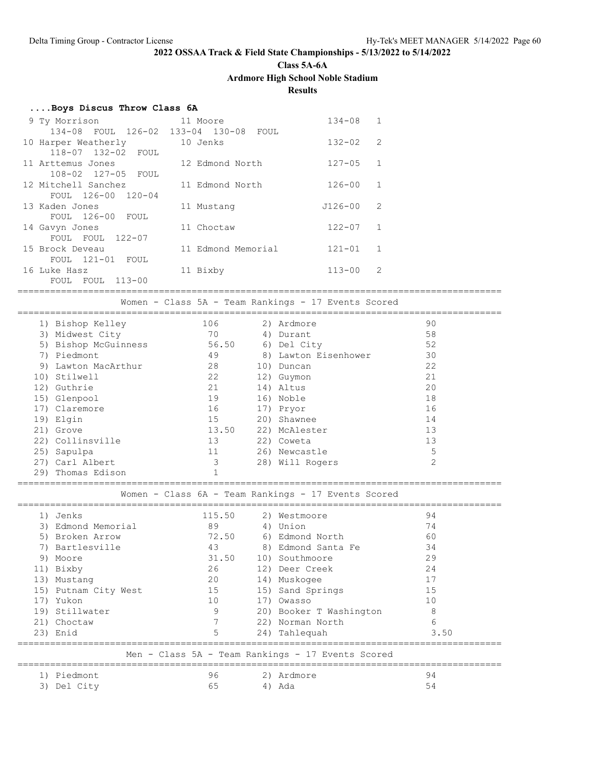## 2022 OSSAA Track & Field State Championships - 5/13/2022 to 5/14/2022

### Class 5A-6A

### Ardmore High School Noble Stadium

### Results

#### ....Boys Discus Throw Class 6A

| Place | Name | Yr | School | Mark | Flight |
|---|---|---|---|---|---|
| 9 | Ty Morrison | 11 | Moore | 134-08 | 1 |
| | 134-08 FOUL 126-02 133-04 130-08 FOUL | | | | |
| 10 | Harper Weatherly | 10 | Jenks | 132-02 | 2 |
| | 118-07 132-02 FOUL | | | | |
| 11 | Arttemus Jones | 12 | Edmond North | 127-05 | 1 |
| | 108-02 127-05 FOUL | | | | |
| 12 | Mitchell Sanchez | 11 | Edmond North | 126-00 | 1 |
| | FOUL 126-00 120-04 | | | | |
| 13 | Kaden Jones | 11 | Mustang | J126-00 | 2 |
| | FOUL 126-00 FOUL | | | | |
| 14 | Gavyn Jones | 11 | Choctaw | 122-07 | 1 |
| | FOUL FOUL 122-07 | | | | |
| 15 | Brock Deveau | 11 | Edmond Memorial | 121-01 | 1 |
| | FOUL 121-01 FOUL | | | | |
| 16 | Luke Hasz | 11 | Bixby | 113-00 | 2 |
| | FOUL FOUL 113-00 | | | | |

### Women - Class 5A - Team Rankings - 17 Events Scored

| Rank | Team | Points | Rank | Team | Points |
|---|---|---|---|---|---|
| 1) | Bishop Kelley | 106 | 2) | Ardmore | 90 |
| 3) | Midwest City | 70 | 4) | Durant | 58 |
| 5) | Bishop McGuinness | 56.50 | 6) | Del City | 52 |
| 7) | Piedmont | 49 | 8) | Lawton Eisenhower | 30 |
| 9) | Lawton MacArthur | 28 | 10) | Duncan | 22 |
| 10) | Stilwell | 22 | 12) | Guymon | 21 |
| 12) | Guthrie | 21 | 14) | Altus | 20 |
| 15) | Glenpool | 19 | 16) | Noble | 18 |
| 17) | Claremore | 16 | 17) | Pryor | 16 |
| 19) | Elgin | 15 | 20) | Shawnee | 14 |
| 21) | Grove | 13.50 | 22) | McAlester | 13 |
| 22) | Collinsville | 13 | 22) | Coweta | 13 |
| 25) | Sapulpa | 11 | 26) | Newcastle | 5 |
| 27) | Carl Albert | 3 | 28) | Will Rogers | 2 |
| 29) | Thomas Edison | 1 | | | |

### Women - Class 6A - Team Rankings - 17 Events Scored

| Rank | Team | Points | Rank | Team | Points |
|---|---|---|---|---|---|
| 1) | Jenks | 115.50 | 2) | Westmoore | 94 |
| 3) | Edmond Memorial | 89 | 4) | Union | 74 |
| 5) | Broken Arrow | 72.50 | 6) | Edmond North | 60 |
| 7) | Bartlesville | 43 | 8) | Edmond Santa Fe | 34 |
| 9) | Moore | 31.50 | 10) | Southmoore | 29 |
| 11) | Bixby | 26 | 12) | Deer Creek | 24 |
| 13) | Mustang | 20 | 14) | Muskogee | 17 |
| 15) | Putnam City West | 15 | 15) | Sand Springs | 15 |
| 17) | Yukon | 10 | 17) | Owasso | 10 |
| 19) | Stillwater | 9 | 20) | Booker T Washington | 8 |
| 21) | Choctaw | 7 | 22) | Norman North | 6 |
| 23) | Enid | 5 | 24) | Tahlequah | 3.50 |

### Men - Class 5A - Team Rankings - 17 Events Scored

| Rank | Team | Points | Rank | Team | Points |
|---|---|---|---|---|---|
| 1) | Piedmont | 96 | 2) | Ardmore | 94 |
| 3) | Del City | 65 | 4) | Ada | 54 |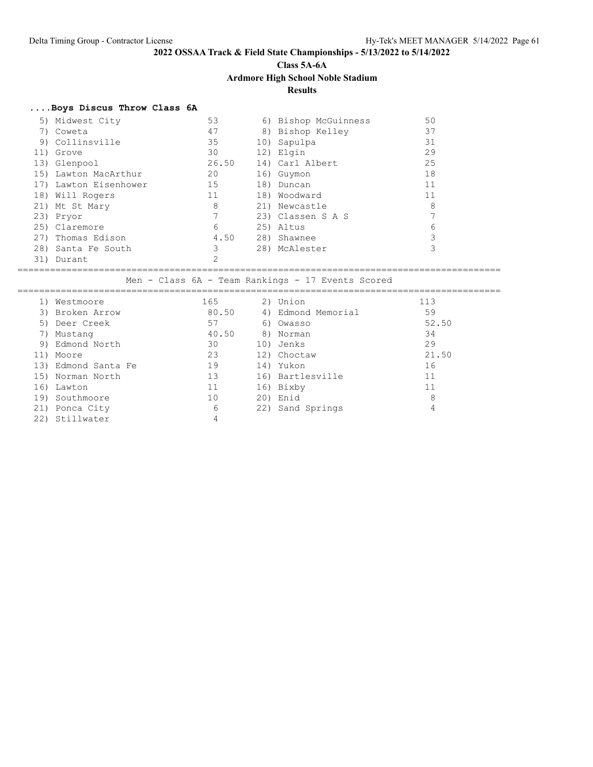## 2022 OSSAA Track & Field State Championships - 5/13/2022 to 5/14/2022

### Class 5A-6A

### Ardmore High School Noble Stadium

### Results

#### ....Boys Discus Throw Class 6A

| | | | |
|---|---|---|---|
| 5) Midwest City | 53 | 6) Bishop McGuinness | 50 |
| 7) Coweta | 47 | 8) Bishop Kelley | 37 |
| 9) Collinsville | 35 | 10) Sapulpa | 31 |
| 11) Grove | 30 | 12) Elgin | 29 |
| 13) Glenpool | 26.50 | 14) Carl Albert | 25 |
| 15) Lawton MacArthur | 20 | 16) Guymon | 18 |
| 17) Lawton Eisenhower | 15 | 18) Duncan | 11 |
| 18) Will Rogers | 11 | 18) Woodward | 11 |
| 21) Mt St Mary | 8 | 21) Newcastle | 8 |
| 23) Pryor | 7 | 23) Classen S A S | 7 |
| 25) Claremore | 6 | 25) Altus | 6 |
| 27) Thomas Edison | 4.50 | 28) Shawnee | 3 |
| 28) Santa Fe South | 3 | 28) McAlester | 3 |
| 31) Durant | 2 | | |

#### Men - Class 6A - Team Rankings - 17 Events Scored

| | | | |
|---|---|---|---|
| 1) Westmoore | 165 | 2) Union | 113 |
| 3) Broken Arrow | 80.50 | 4) Edmond Memorial | 59 |
| 5) Deer Creek | 57 | 6) Owasso | 52.50 |
| 7) Mustang | 40.50 | 8) Norman | 34 |
| 9) Edmond North | 30 | 10) Jenks | 29 |
| 11) Moore | 23 | 12) Choctaw | 21.50 |
| 13) Edmond Santa Fe | 19 | 14) Yukon | 16 |
| 15) Norman North | 13 | 16) Bartlesville | 11 |
| 16) Lawton | 11 | 16) Bixby | 11 |
| 19) Southmoore | 10 | 20) Enid | 8 |
| 21) Ponca City | 6 | 22) Sand Springs | 4 |
| 22) Stillwater | 4 | | |